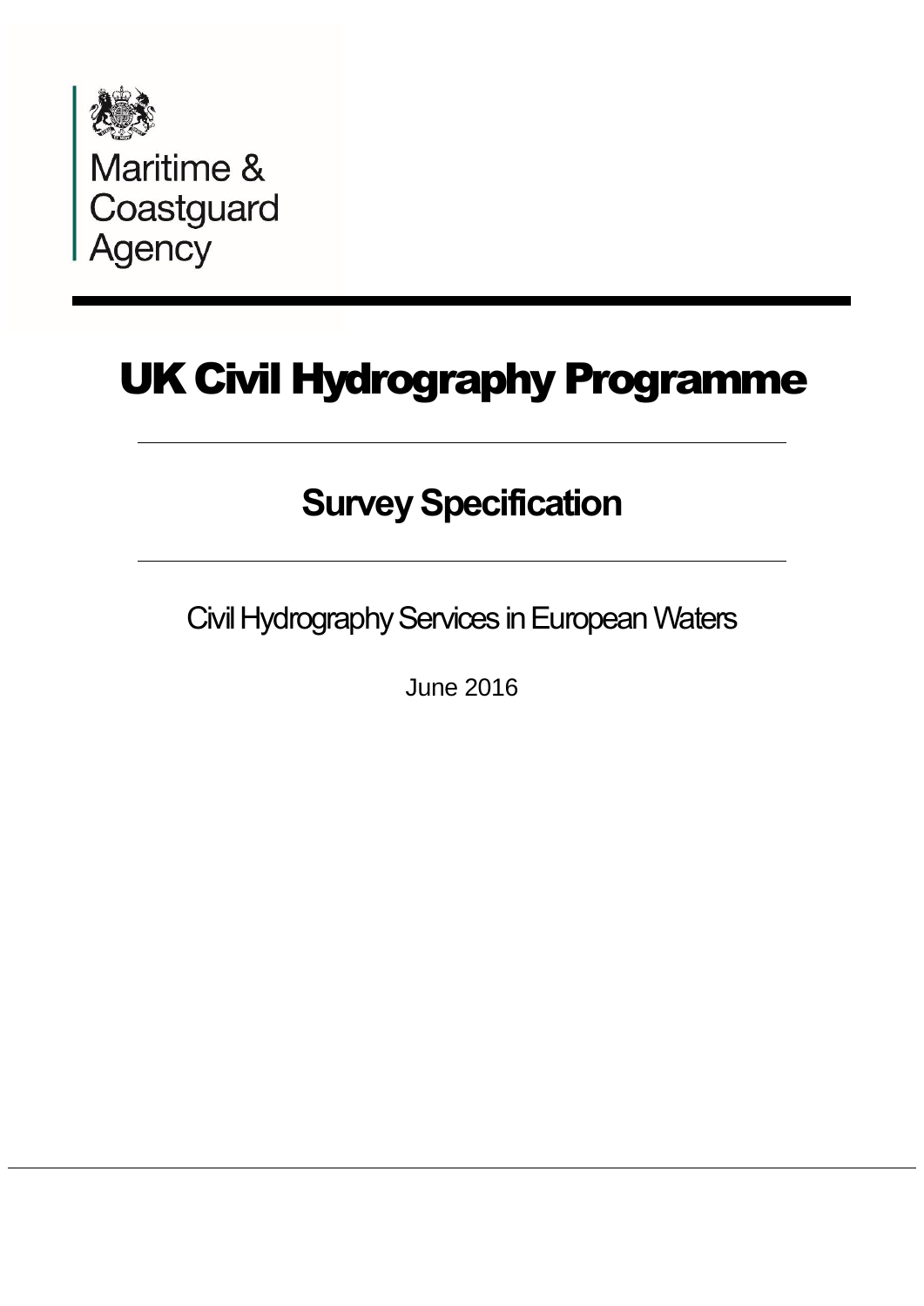Maritime & Coastguard Agency

# UK Civil Hydrography Programme

## Survey Specification

Civil Hydrography Services in European Waters

June 2016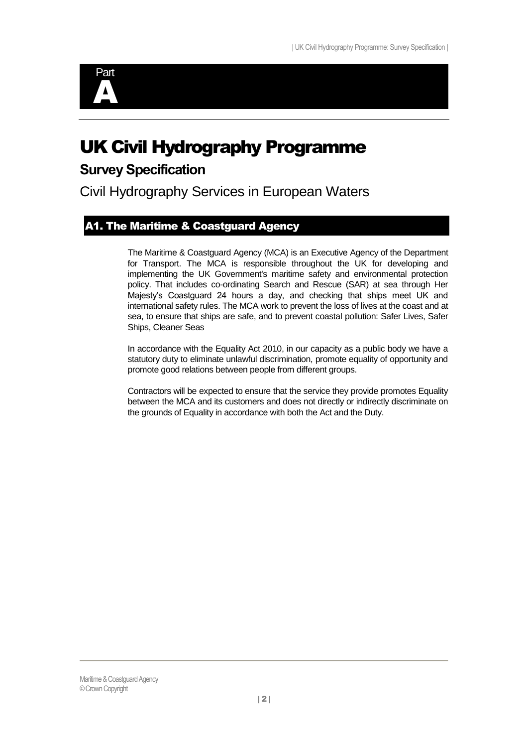Part

# A

# UK Civil Hydrography Programme

## Survey Specification

Civil Hydrography Services in European Waters

## A1. The Maritime & Coastguard Agency

The Maritime & Coastguard Agency (MCA) is an Executive Agency of the Department for Transport. The MCA is responsible throughout the UK for developing and implementing the UK Government's maritime safety and environmental protection policy. That includes co-ordinating Search and Rescue (SAR) at sea through Her Majesty's Coastguard 24 hours a day, and checking that ships meet UK and international safety rules. The MCA work to prevent the loss of lives at the coast and at sea, to ensure that ships are safe, and to prevent coastal pollution: Safer Lives, Safer Ships, Cleaner Seas

In accordance with the Equality Act 2010, in our capacity as a public body we have a statutory duty to eliminate unlawful discrimination, promote equality of opportunity and promote good relations between people from different groups.

Contractors will be expected to ensure that the service they provide promotes Equality between the MCA and its customers and does not directly or indirectly discriminate on the grounds of Equality in accordance with both the Act and the Duty.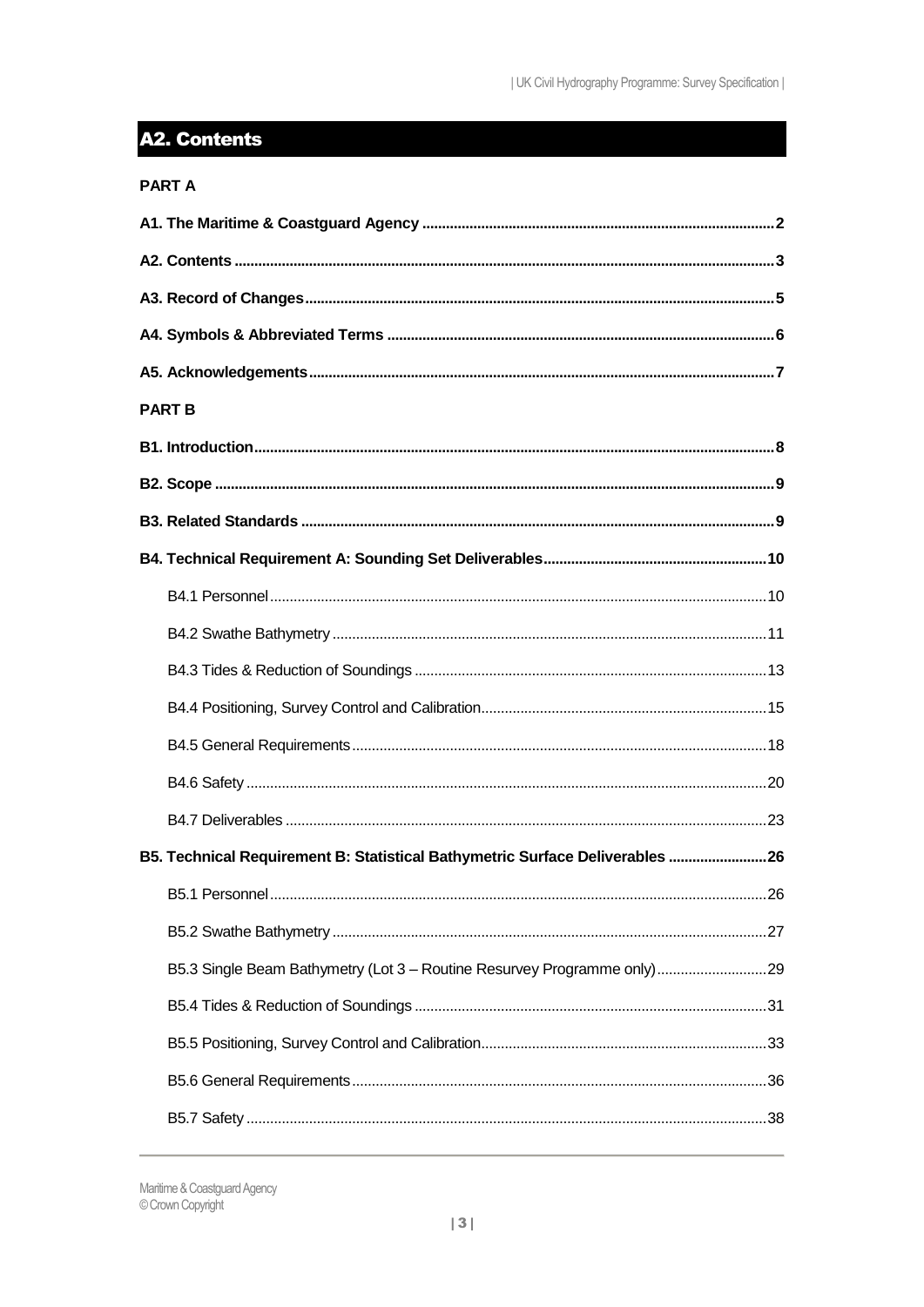## A2. Contents

**PART A**

**A1. The Maritime & Coastguard Agency ........ 2**

**A2. Contents ........ 3**

**A3. Record of Changes ........ 5**

**A4. Symbols & Abbreviated Terms ........ 6**

**A5. Acknowledgements ........ 7**

**PART B**

**B1. Introduction ........ 8**

**B2. Scope ........ 9**

**B3. Related Standards ........ 9**

**B4. Technical Requirement A: Sounding Set Deliverables ........ 10**

- B4.1 Personnel ........ 10
- B4.2 Swathe Bathymetry ........ 11
- B4.3 Tides & Reduction of Soundings ........ 13
- B4.4 Positioning, Survey Control and Calibration ........ 15
- B4.5 General Requirements ........ 18
- B4.6 Safety ........ 20
- B4.7 Deliverables ........ 23

**B5. Technical Requirement B: Statistical Bathymetric Surface Deliverables ........ 26**

- B5.1 Personnel ........ 26
- B5.2 Swathe Bathymetry ........ 27
- B5.3 Single Beam Bathymetry (Lot 3 – Routine Resurvey Programme only) ........ 29
- B5.4 Tides & Reduction of Soundings ........ 31
- B5.5 Positioning, Survey Control and Calibration ........ 33
- B5.6 General Requirements ........ 36
- B5.7 Safety ........ 38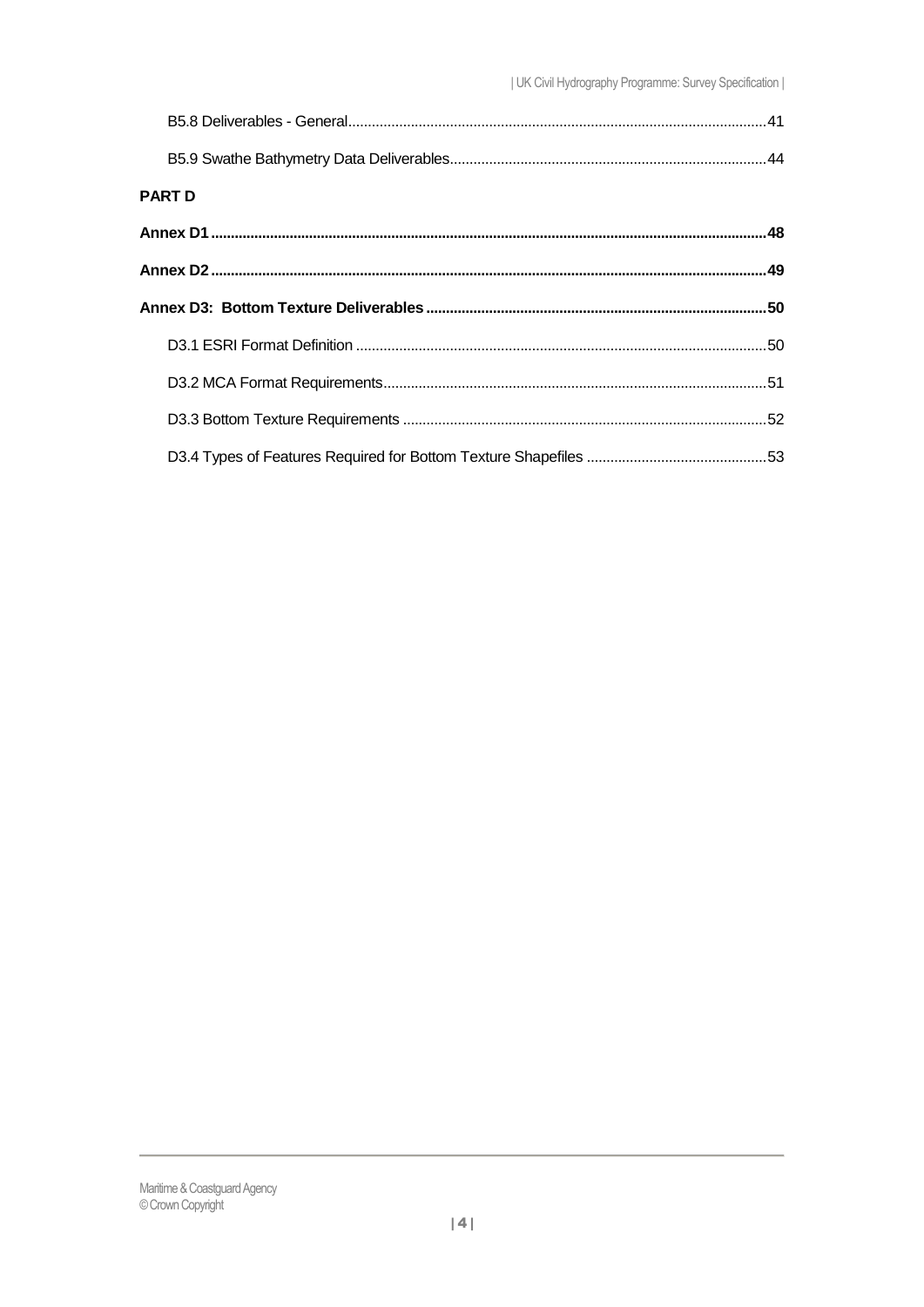B5.8 Deliverables - General ........................................................................................................41

B5.9 Swathe Bathymetry Data Deliverables...............................................................................44

**PART D**

**Annex D1 .........................................................................................................................................48**

**Annex D2 .........................................................................................................................................49**

**Annex D3: Bottom Texture Deliverables ....................................................................................50**

D3.1 ESRI Format Definition .......................................................................................................50

D3.2 MCA Format Requirements.................................................................................................51

D3.3 Bottom Texture Requirements ............................................................................................52

D3.4 Types of Features Required for Bottom Texture Shapefiles .............................................53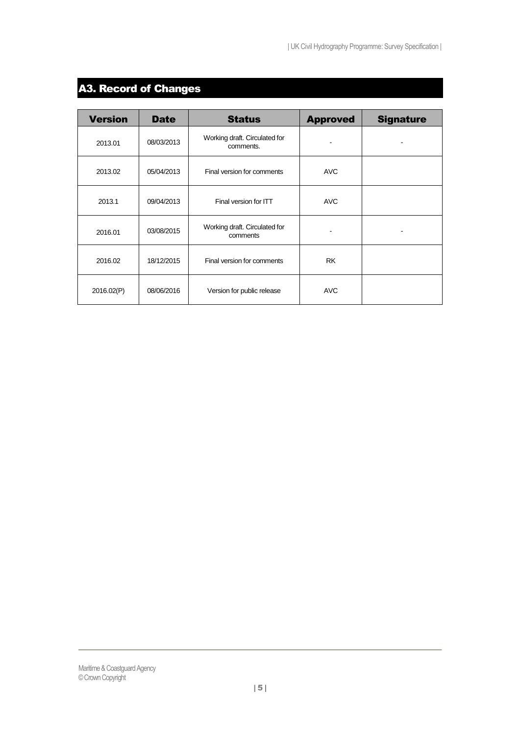## A3. Record of Changes

| Version | Date | Status | Approved | Signature |
|---|---|---|---|---|
| 2013.01 | 08/03/2013 | Working draft. Circulated for comments. | - | - |
| 2013.02 | 05/04/2013 | Final version for comments | AVC | |
| 2013.1 | 09/04/2013 | Final version for ITT | AVC | |
| 2016.01 | 03/08/2015 | Working draft. Circulated for comments | - | - |
| 2016.02 | 18/12/2015 | Final version for comments | RK | |
| 2016.02(P) | 08/06/2016 | Version for public release | AVC | |

Maritime & Coastguard Agency
© Crown Copyright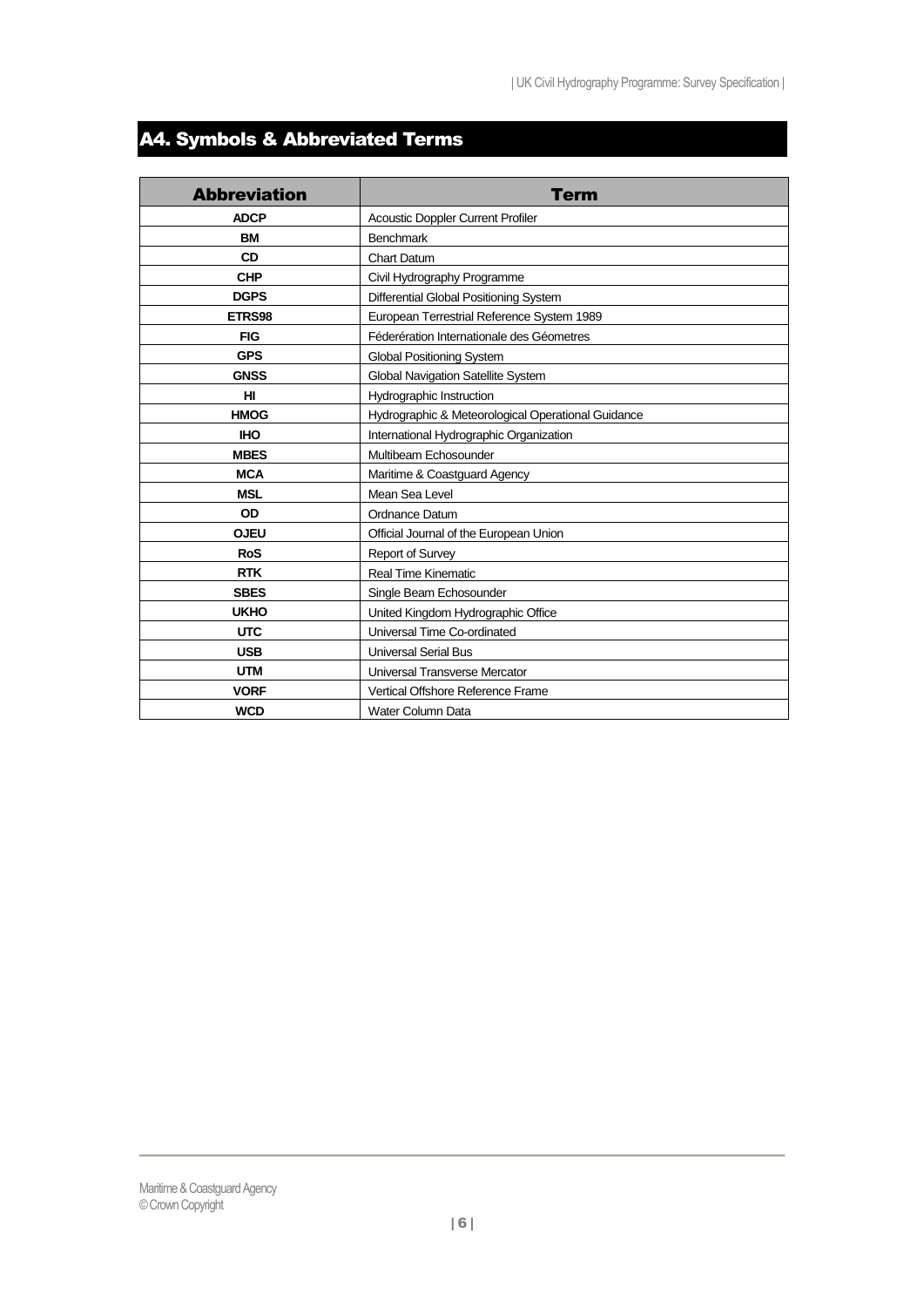## A4. Symbols & Abbreviated Terms

| Abbreviation | Term |
| --- | --- |
| **ADCP** | Acoustic Doppler Current Profiler |
| **BM** | Benchmark |
| **CD** | Chart Datum |
| **CHP** | Civil Hydrography Programme |
| **DGPS** | Differential Global Positioning System |
| **ETRS98** | European Terrestrial Reference System 1989 |
| **FIG** | Féderération Internationale des Géometres |
| **GPS** | Global Positioning System |
| **GNSS** | Global Navigation Satellite System |
| **HI** | Hydrographic Instruction |
| **HMOG** | Hydrographic & Meteorological Operational Guidance |
| **IHO** | International Hydrographic Organization |
| **MBES** | Multibeam Echosounder |
| **MCA** | Maritime & Coastguard Agency |
| **MSL** | Mean Sea Level |
| **OD** | Ordnance Datum |
| **OJEU** | Official Journal of the European Union |
| **RoS** | Report of Survey |
| **RTK** | Real Time Kinematic |
| **SBES** | Single Beam Echosounder |
| **UKHO** | United Kingdom Hydrographic Office |
| **UTC** | Universal Time Co-ordinated |
| **USB** | Universal Serial Bus |
| **UTM** | Universal Transverse Mercator |
| **VORF** | Vertical Offshore Reference Frame |
| **WCD** | Water Column Data |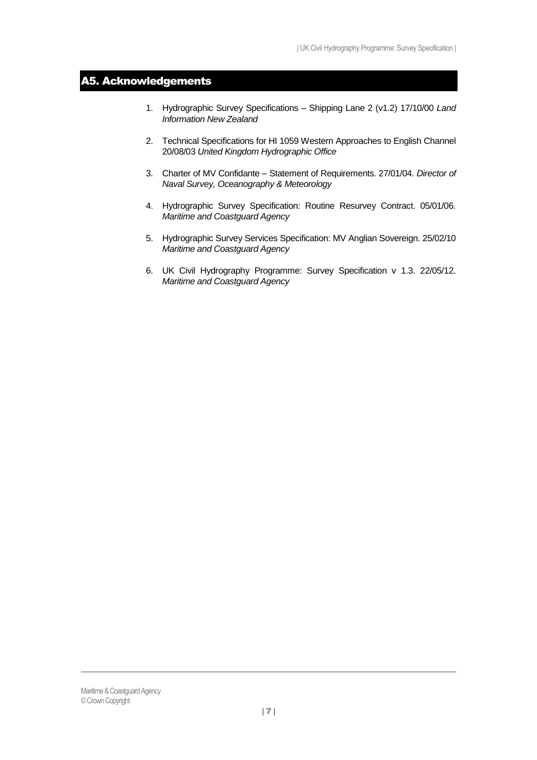## A5. Acknowledgements

1. Hydrographic Survey Specifications – Shipping Lane 2 (v1.2) 17/10/00 *Land Information New Zealand*

2. Technical Specifications for HI 1059 Western Approaches to English Channel 20/08/03 *United Kingdom Hydrographic Office*

3. Charter of MV Confidante – Statement of Requirements. 27/01/04. *Director of Naval Survey, Oceanography & Meteorology*

4. Hydrographic Survey Specification: Routine Resurvey Contract. 05/01/06. *Maritime and Coastguard Agency*

5. Hydrographic Survey Services Specification: MV Anglian Sovereign. 25/02/10 *Maritime and Coastguard Agency*

6. UK Civil Hydrography Programme: Survey Specification v 1.3. 22/05/12. *Maritime and Coastguard Agency*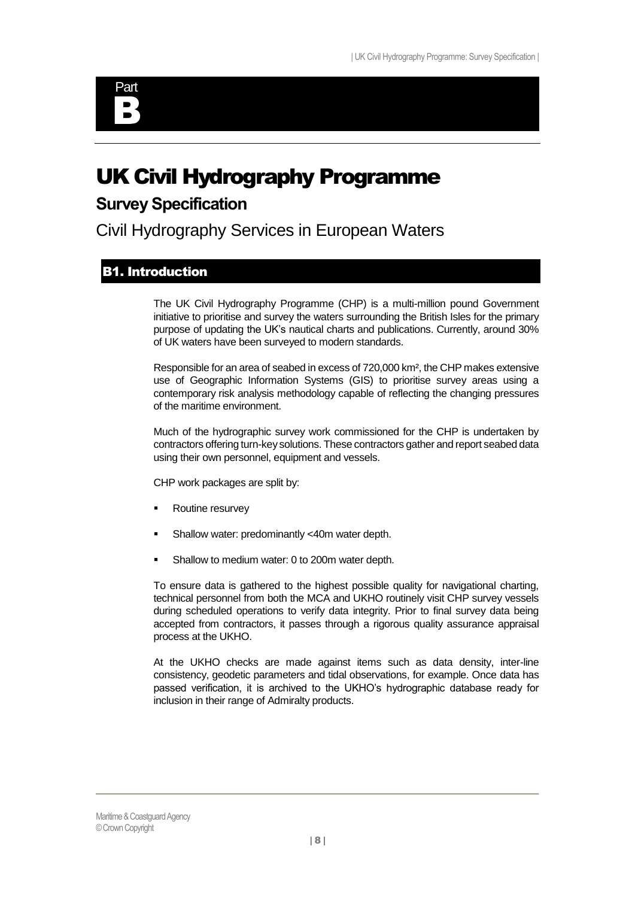Part

B

# UK Civil Hydrography Programme

## Survey Specification

Civil Hydrography Services in European Waters

### B1. Introduction

The UK Civil Hydrography Programme (CHP) is a multi-million pound Government initiative to prioritise and survey the waters surrounding the British Isles for the primary purpose of updating the UK's nautical charts and publications. Currently, around 30% of UK waters have been surveyed to modern standards.

Responsible for an area of seabed in excess of 720,000 km², the CHP makes extensive use of Geographic Information Systems (GIS) to prioritise survey areas using a contemporary risk analysis methodology capable of reflecting the changing pressures of the maritime environment.

Much of the hydrographic survey work commissioned for the CHP is undertaken by contractors offering turn-key solutions. These contractors gather and report seabed data using their own personnel, equipment and vessels.

CHP work packages are split by:

- Routine resurvey
- Shallow water: predominantly <40m water depth.
- Shallow to medium water: 0 to 200m water depth.

To ensure data is gathered to the highest possible quality for navigational charting, technical personnel from both the MCA and UKHO routinely visit CHP survey vessels during scheduled operations to verify data integrity. Prior to final survey data being accepted from contractors, it passes through a rigorous quality assurance appraisal process at the UKHO.

At the UKHO checks are made against items such as data density, inter-line consistency, geodetic parameters and tidal observations, for example. Once data has passed verification, it is archived to the UKHO's hydrographic database ready for inclusion in their range of Admiralty products.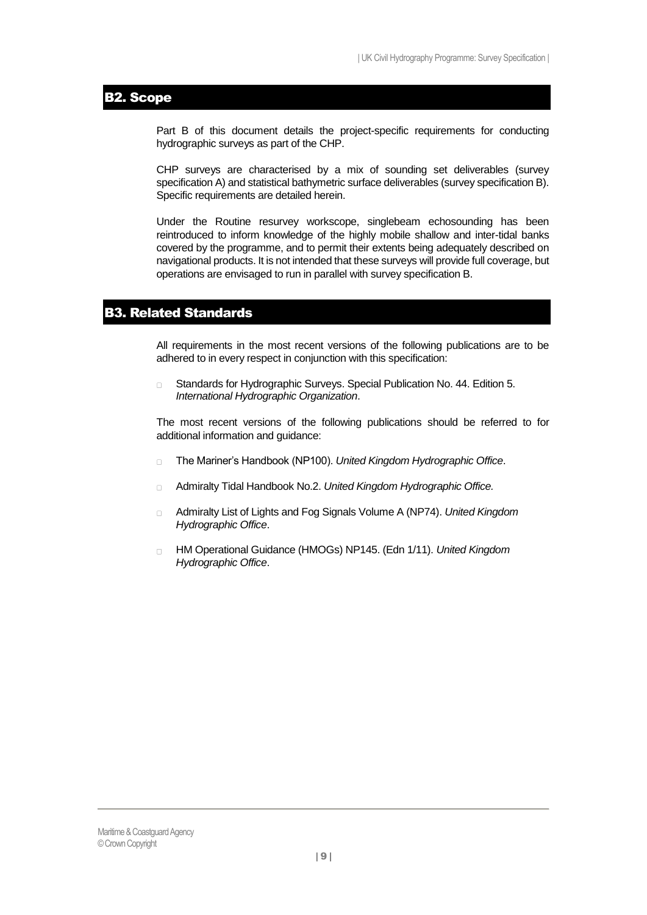## B2. Scope

Part B of this document details the project-specific requirements for conducting hydrographic surveys as part of the CHP.

CHP surveys are characterised by a mix of sounding set deliverables (survey specification A) and statistical bathymetric surface deliverables (survey specification B). Specific requirements are detailed herein.

Under the Routine resurvey workscope, singlebeam echosounding has been reintroduced to inform knowledge of the highly mobile shallow and inter-tidal banks covered by the programme, and to permit their extents being adequately described on navigational products. It is not intended that these surveys will provide full coverage, but operations are envisaged to run in parallel with survey specification B.

## B3. Related Standards

All requirements in the most recent versions of the following publications are to be adhered to in every respect in conjunction with this specification:

- Standards for Hydrographic Surveys. Special Publication No. 44. Edition 5. *International Hydrographic Organization*.

The most recent versions of the following publications should be referred to for additional information and guidance:

- The Mariner's Handbook (NP100). *United Kingdom Hydrographic Office*.
- Admiralty Tidal Handbook No.2. *United Kingdom Hydrographic Office.*
- Admiralty List of Lights and Fog Signals Volume A (NP74). *United Kingdom Hydrographic Office*.
- HM Operational Guidance (HMOGs) NP145. (Edn 1/11). *United Kingdom Hydrographic Office*.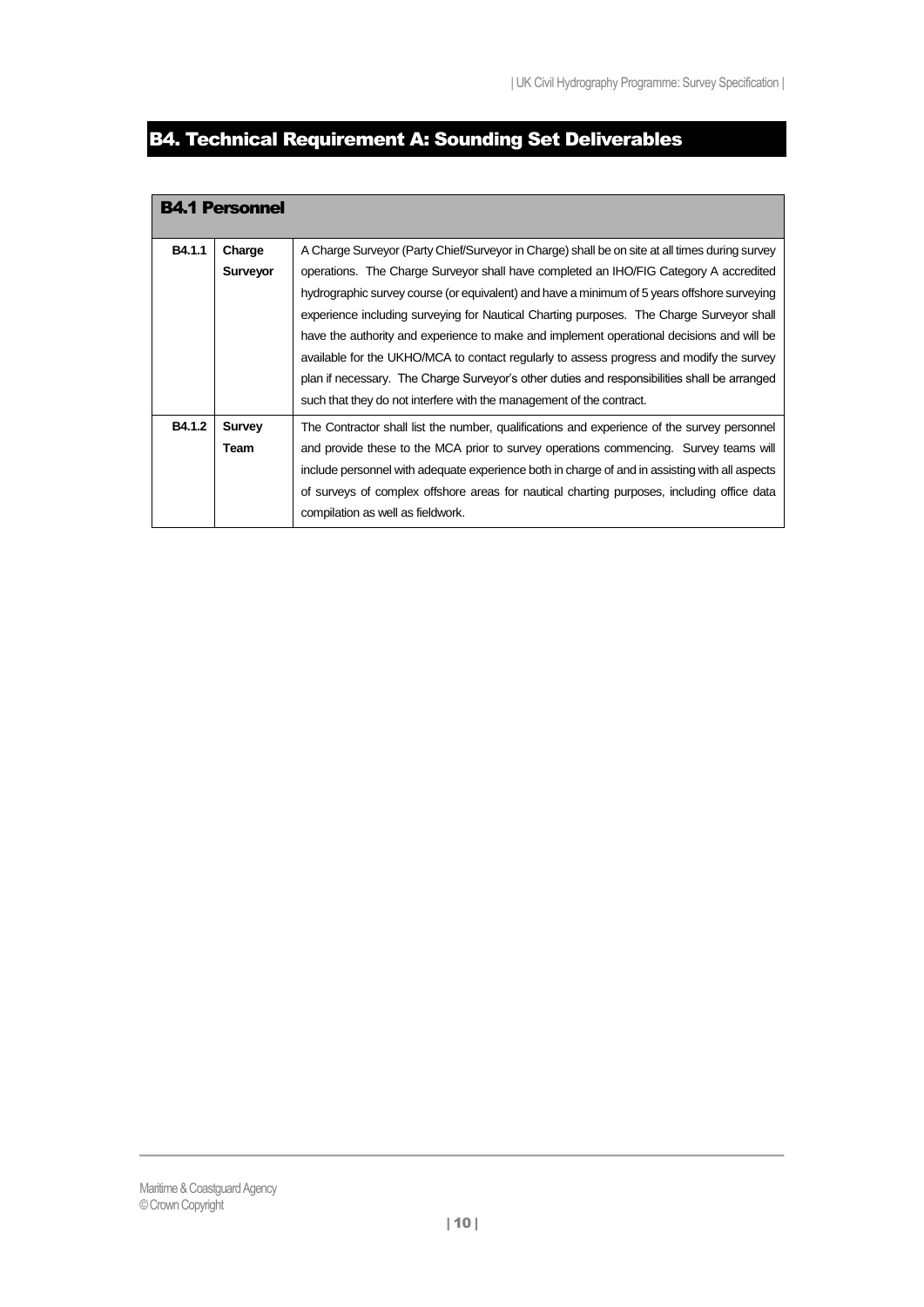## B4. Technical Requirement A: Sounding Set Deliverables

| B4.1 Personnel | | |
|---|---|---|
| **B4.1.1** | **Charge Surveyor** | A Charge Surveyor (Party Chief/Surveyor in Charge) shall be on site at all times during survey operations. The Charge Surveyor shall have completed an IHO/FIG Category A accredited hydrographic survey course (or equivalent) and have a minimum of 5 years offshore surveying experience including surveying for Nautical Charting purposes. The Charge Surveyor shall have the authority and experience to make and implement operational decisions and will be available for the UKHO/MCA to contact regularly to assess progress and modify the survey plan if necessary. The Charge Surveyor's other duties and responsibilities shall be arranged such that they do not interfere with the management of the contract. |
| **B4.1.2** | **Survey Team** | The Contractor shall list the number, qualifications and experience of the survey personnel and provide these to the MCA prior to survey operations commencing. Survey teams will include personnel with adequate experience both in charge of and in assisting with all aspects of surveys of complex offshore areas for nautical charting purposes, including office data compilation as well as fieldwork. |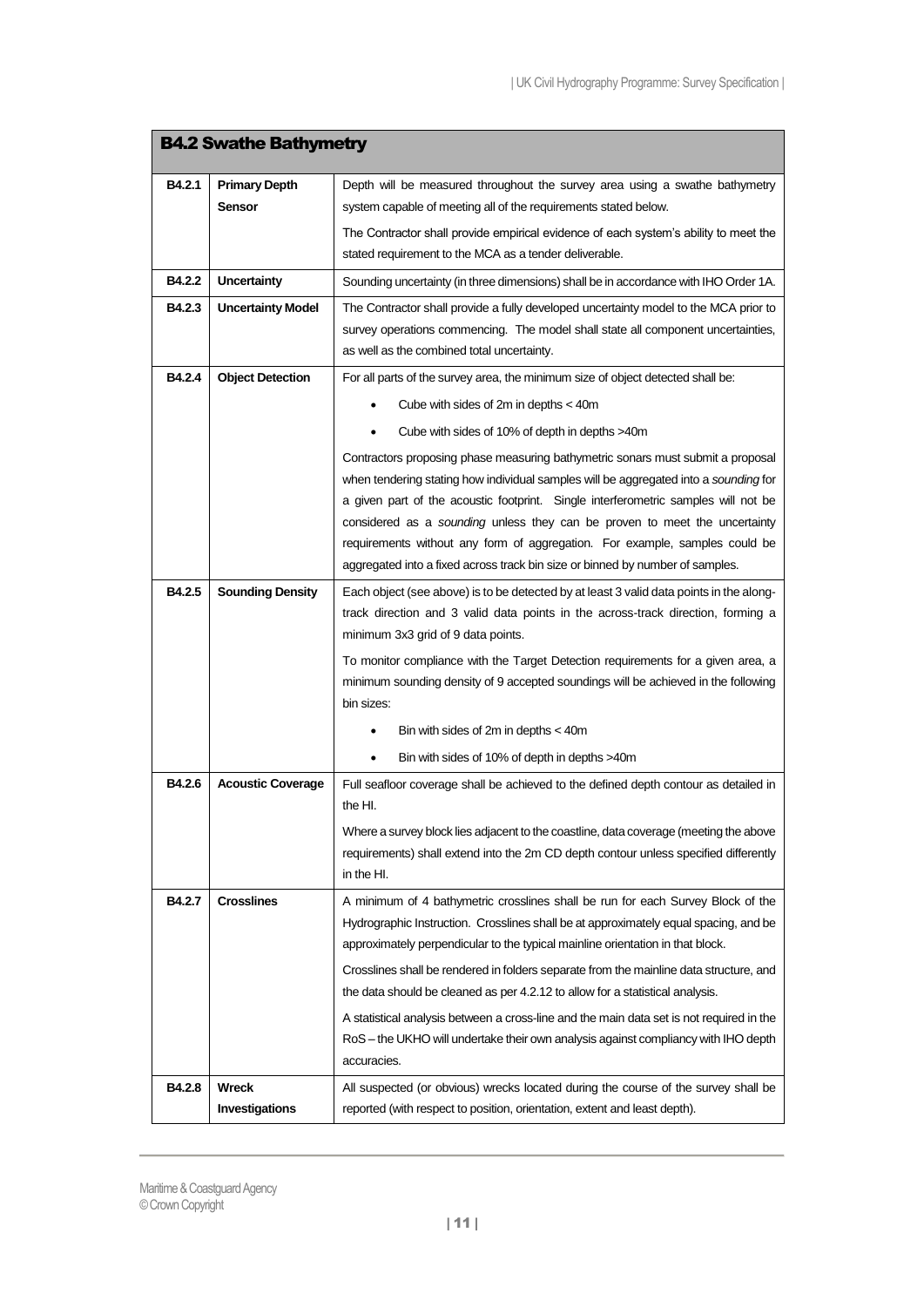| B4.2 Swathe Bathymetry | | |
|---|---|---|
| **B4.2.1** | **Primary Depth Sensor** | Depth will be measured throughout the survey area using a swathe bathymetry system capable of meeting all of the requirements stated below.<br><br>The Contractor shall provide empirical evidence of each system's ability to meet the stated requirement to the MCA as a tender deliverable. |
| **B4.2.2** | **Uncertainty** | Sounding uncertainty (in three dimensions) shall be in accordance with IHO Order 1A. |
| **B4.2.3** | **Uncertainty Model** | The Contractor shall provide a fully developed uncertainty model to the MCA prior to survey operations commencing. The model shall state all component uncertainties, as well as the combined total uncertainty. |
| **B4.2.4** | **Object Detection** | For all parts of the survey area, the minimum size of object detected shall be:<br><br>• Cube with sides of 2m in depths < 40m<br>• Cube with sides of 10% of depth in depths >40m<br><br>Contractors proposing phase measuring bathymetric sonars must submit a proposal when tendering stating how individual samples will be aggregated into a *sounding* for a given part of the acoustic footprint. Single interferometric samples will not be considered as a *sounding* unless they can be proven to meet the uncertainty requirements without any form of aggregation. For example, samples could be aggregated into a fixed across track bin size or binned by number of samples. |
| **B4.2.5** | **Sounding Density** | Each object (see above) is to be detected by at least 3 valid data points in the along-track direction and 3 valid data points in the across-track direction, forming a minimum 3x3 grid of 9 data points.<br><br>To monitor compliance with the Target Detection requirements for a given area, a minimum sounding density of 9 accepted soundings will be achieved in the following bin sizes:<br><br>• Bin with sides of 2m in depths < 40m<br>• Bin with sides of 10% of depth in depths >40m |
| **B4.2.6** | **Acoustic Coverage** | Full seafloor coverage shall be achieved to the defined depth contour as detailed in the HI.<br><br>Where a survey block lies adjacent to the coastline, data coverage (meeting the above requirements) shall extend into the 2m CD depth contour unless specified differently in the HI. |
| **B4.2.7** | **Crosslines** | A minimum of 4 bathymetric crosslines shall be run for each Survey Block of the Hydrographic Instruction. Crosslines shall be at approximately equal spacing, and be approximately perpendicular to the typical mainline orientation in that block.<br><br>Crosslines shall be rendered in folders separate from the mainline data structure, and the data should be cleaned as per 4.2.12 to allow for a statistical analysis.<br><br>A statistical analysis between a cross-line and the main data set is not required in the RoS – the UKHO will undertake their own analysis against compliancy with IHO depth accuracies. |
| **B4.2.8** | **Wreck Investigations** | All suspected (or obvious) wrecks located during the course of the survey shall be reported (with respect to position, orientation, extent and least depth). |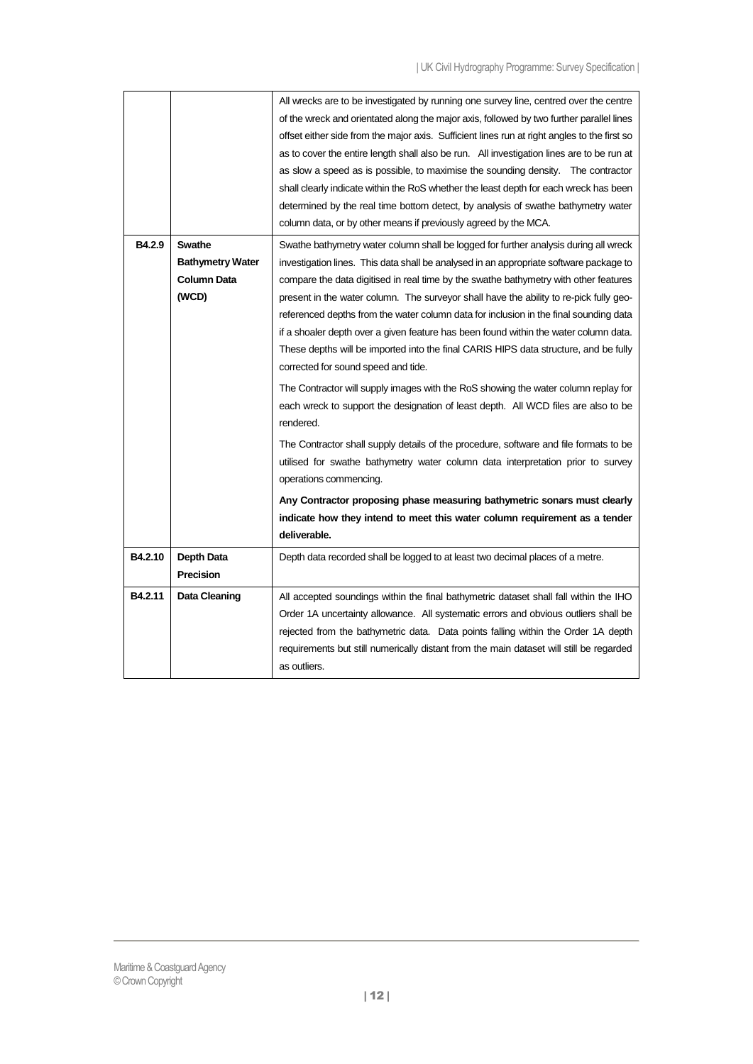| | | |
|---|---|---|
| | | All wrecks are to be investigated by running one survey line, centred over the centre of the wreck and orientated along the major axis, followed by two further parallel lines offset either side from the major axis. Sufficient lines run at right angles to the first so as to cover the entire length shall also be run. All investigation lines are to be run at as slow a speed as is possible, to maximise the sounding density. The contractor shall clearly indicate within the RoS whether the least depth for each wreck has been determined by the real time bottom detect, by analysis of swathe bathymetry water column data, or by other means if previously agreed by the MCA. |
| **B4.2.9** | **Swathe Bathymetry Water Column Data (WCD)** | Swathe bathymetry water column shall be logged for further analysis during all wreck investigation lines. This data shall be analysed in an appropriate software package to compare the data digitised in real time by the swathe bathymetry with other features present in the water column. The surveyor shall have the ability to re-pick fully geo-referenced depths from the water column data for inclusion in the final sounding data if a shoaler depth over a given feature has been found within the water column data. These depths will be imported into the final CARIS HIPS data structure, and be fully corrected for sound speed and tide.<br><br>The Contractor will supply images with the RoS showing the water column replay for each wreck to support the designation of least depth. All WCD files are also to be rendered.<br><br>The Contractor shall supply details of the procedure, software and file formats to be utilised for swathe bathymetry water column data interpretation prior to survey operations commencing.<br><br>**Any Contractor proposing phase measuring bathymetric sonars must clearly indicate how they intend to meet this water column requirement as a tender deliverable.** |
| **B4.2.10** | **Depth Data Precision** | Depth data recorded shall be logged to at least two decimal places of a metre. |
| **B4.2.11** | **Data Cleaning** | All accepted soundings within the final bathymetric dataset shall fall within the IHO Order 1A uncertainty allowance. All systematic errors and obvious outliers shall be rejected from the bathymetric data. Data points falling within the Order 1A depth requirements but still numerically distant from the main dataset will still be regarded as outliers. |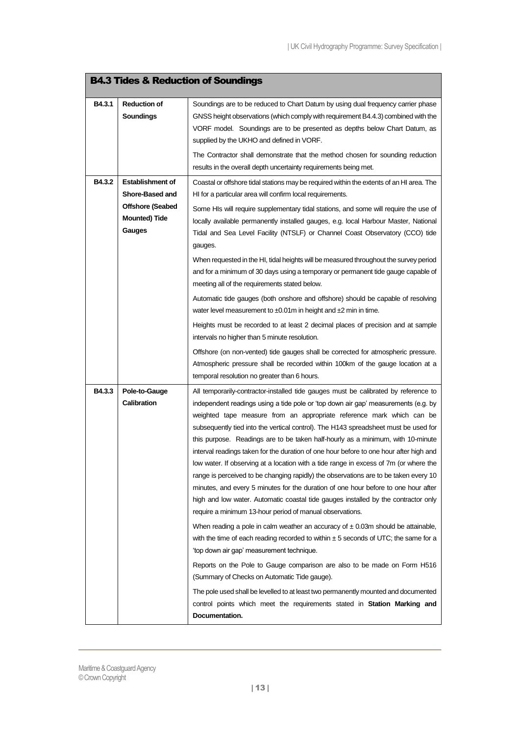## B4.3 Tides & Reduction of Soundings

| | | |
|---|---|---|
| **B4.3.1** | **Reduction of Soundings** | Soundings are to be reduced to Chart Datum by using dual frequency carrier phase GNSS height observations (which comply with requirement B4.4.3) combined with the VORF model. Soundings are to be presented as depths below Chart Datum, as supplied by the UKHO and defined in VORF.<br><br>The Contractor shall demonstrate that the method chosen for sounding reduction results in the overall depth uncertainty requirements being met. |
| **B4.3.2** | **Establishment of Shore-Based and Offshore (Seabed Mounted) Tide Gauges** | Coastal or offshore tidal stations may be required within the extents of an HI area. The HI for a particular area will confirm local requirements.<br><br>Some HIs will require supplementary tidal stations, and some will require the use of locally available permanently installed gauges, e.g. local Harbour Master, National Tidal and Sea Level Facility (NTSLF) or Channel Coast Observatory (CCO) tide gauges.<br><br>When requested in the HI, tidal heights will be measured throughout the survey period and for a minimum of 30 days using a temporary or permanent tide gauge capable of meeting all of the requirements stated below.<br><br>Automatic tide gauges (both onshore and offshore) should be capable of resolving water level measurement to ±0.01m in height and ±2 min in time.<br><br>Heights must be recorded to at least 2 decimal places of precision and at sample intervals no higher than 5 minute resolution.<br><br>Offshore (on non-vented) tide gauges shall be corrected for atmospheric pressure. Atmospheric pressure shall be recorded within 100km of the gauge location at a temporal resolution no greater than 6 hours. |
| **B4.3.3** | **Pole-to-Gauge Calibration** | All temporarily-contractor-installed tide gauges must be calibrated by reference to independent readings using a tide pole or 'top down air gap' measurements (e.g. by weighted tape measure from an appropriate reference mark which can be subsequently tied into the vertical control). The H143 spreadsheet must be used for this purpose. Readings are to be taken half-hourly as a minimum, with 10-minute interval readings taken for the duration of one hour before to one hour after high and low water. If observing at a location with a tide range in excess of 7m (or where the range is perceived to be changing rapidly) the observations are to be taken every 10 minutes, and every 5 minutes for the duration of one hour before to one hour after high and low water. Automatic coastal tide gauges installed by the contractor only require a minimum 13-hour period of manual observations.<br><br>When reading a pole in calm weather an accuracy of ± 0.03m should be attainable, with the time of each reading recorded to within ± 5 seconds of UTC; the same for a 'top down air gap' measurement technique.<br><br>Reports on the Pole to Gauge comparison are also to be made on Form H516 (Summary of Checks on Automatic Tide gauge).<br><br>The pole used shall be levelled to at least two permanently mounted and documented control points which meet the requirements stated in **Station Marking and Documentation.** |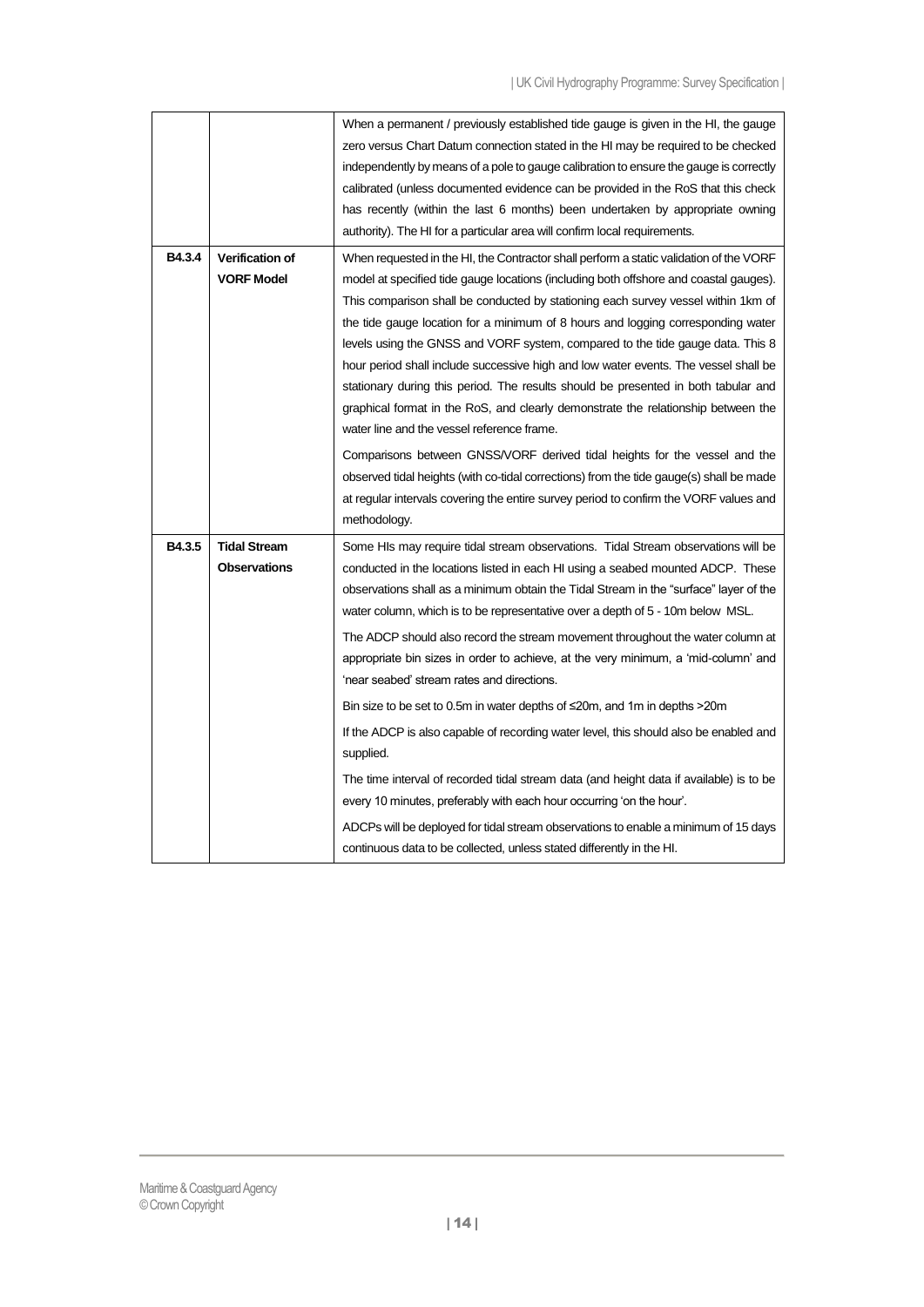| | | |
|---|---|---|
| | | When a permanent / previously established tide gauge is given in the HI, the gauge zero versus Chart Datum connection stated in the HI may be required to be checked independently by means of a pole to gauge calibration to ensure the gauge is correctly calibrated (unless documented evidence can be provided in the RoS that this check has recently (within the last 6 months) been undertaken by appropriate owning authority). The HI for a particular area will confirm local requirements. |
| **B4.3.4** | **Verification of VORF Model** | When requested in the HI, the Contractor shall perform a static validation of the VORF model at specified tide gauge locations (including both offshore and coastal gauges). This comparison shall be conducted by stationing each survey vessel within 1km of the tide gauge location for a minimum of 8 hours and logging corresponding water levels using the GNSS and VORF system, compared to the tide gauge data. This 8 hour period shall include successive high and low water events. The vessel shall be stationary during this period. The results should be presented in both tabular and graphical format in the RoS, and clearly demonstrate the relationship between the water line and the vessel reference frame.<br><br>Comparisons between GNSS/VORF derived tidal heights for the vessel and the observed tidal heights (with co-tidal corrections) from the tide gauge(s) shall be made at regular intervals covering the entire survey period to confirm the VORF values and methodology. |
| **B4.3.5** | **Tidal Stream Observations** | Some HIs may require tidal stream observations. Tidal Stream observations will be conducted in the locations listed in each HI using a seabed mounted ADCP. These observations shall as a minimum obtain the Tidal Stream in the "surface" layer of the water column, which is to be representative over a depth of 5 - 10m below MSL.<br><br>The ADCP should also record the stream movement throughout the water column at appropriate bin sizes in order to achieve, at the very minimum, a 'mid-column' and 'near seabed' stream rates and directions.<br><br>Bin size to be set to 0.5m in water depths of ≤20m, and 1m in depths >20m<br><br>If the ADCP is also capable of recording water level, this should also be enabled and supplied.<br><br>The time interval of recorded tidal stream data (and height data if available) is to be every 10 minutes, preferably with each hour occurring 'on the hour'.<br><br>ADCPs will be deployed for tidal stream observations to enable a minimum of 15 days continuous data to be collected, unless stated differently in the HI. |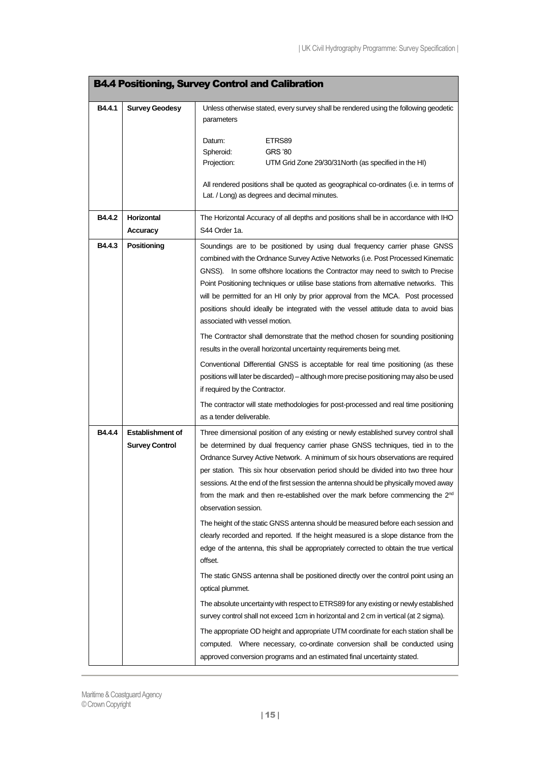## B4.4 Positioning, Survey Control and Calibration

| | | |
|---|---|---|
| **B4.4.1** | **Survey Geodesy** | Unless otherwise stated, every survey shall be rendered using the following geodetic parameters<br><br>Datum: ETRS89<br>Spheroid: GRS '80<br>Projection: UTM Grid Zone 29/30/31North (as specified in the HI)<br><br>All rendered positions shall be quoted as geographical co-ordinates (i.e. in terms of Lat. / Long) as degrees and decimal minutes. |
| **B4.4.2** | **Horizontal Accuracy** | The Horizontal Accuracy of all depths and positions shall be in accordance with IHO S44 Order 1a. |
| **B4.4.3** | **Positioning** | Soundings are to be positioned by using dual frequency carrier phase GNSS combined with the Ordnance Survey Active Networks (i.e. Post Processed Kinematic GNSS). In some offshore locations the Contractor may need to switch to Precise Point Positioning techniques or utilise base stations from alternative networks. This will be permitted for an HI only by prior approval from the MCA. Post processed positions should ideally be integrated with the vessel attitude data to avoid bias associated with vessel motion.<br><br>The Contractor shall demonstrate that the method chosen for sounding positioning results in the overall horizontal uncertainty requirements being met.<br><br>Conventional Differential GNSS is acceptable for real time positioning (as these positions will later be discarded) – although more precise positioning may also be used if required by the Contractor.<br><br>The contractor will state methodologies for post-processed and real time positioning as a tender deliverable. |
| **B4.4.4** | **Establishment of Survey Control** | Three dimensional position of any existing or newly established survey control shall be determined by dual frequency carrier phase GNSS techniques, tied in to the Ordnance Survey Active Network. A minimum of six hours observations are required per station. This six hour observation period should be divided into two three hour sessions. At the end of the first session the antenna should be physically moved away from the mark and then re-established over the mark before commencing the 2nd observation session.<br><br>The height of the static GNSS antenna should be measured before each session and clearly recorded and reported. If the height measured is a slope distance from the edge of the antenna, this shall be appropriately corrected to obtain the true vertical offset.<br><br>The static GNSS antenna shall be positioned directly over the control point using an optical plummet.<br><br>The absolute uncertainty with respect to ETRS89 for any existing or newly established survey control shall not exceed 1cm in horizontal and 2 cm in vertical (at 2 sigma).<br><br>The appropriate OD height and appropriate UTM coordinate for each station shall be computed. Where necessary, co-ordinate conversion shall be conducted using approved conversion programs and an estimated final uncertainty stated. |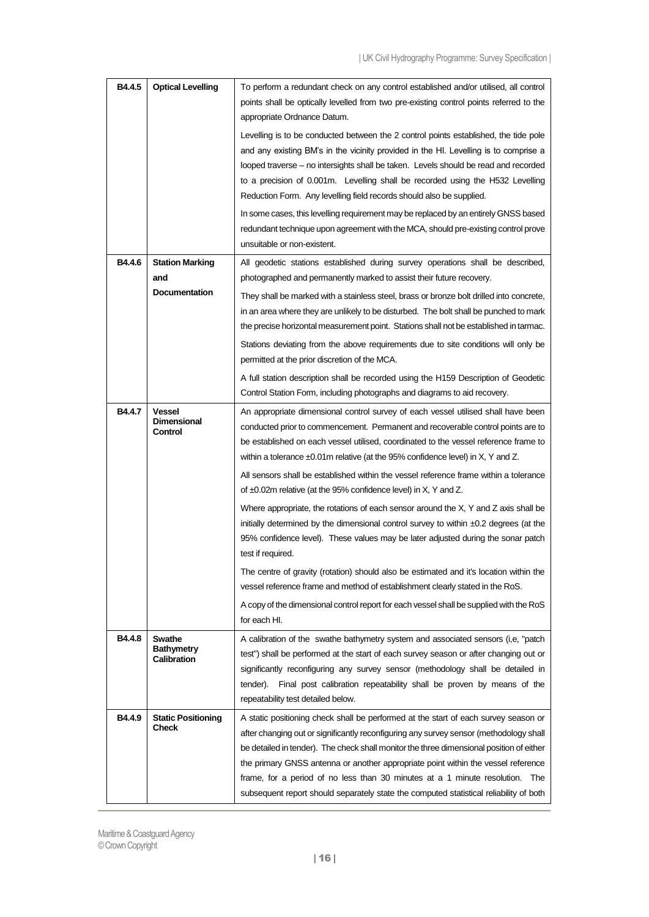| | | |
|---|---|---|
| **B4.4.5** | **Optical Levelling** | To perform a redundant check on any control established and/or utilised, all control points shall be optically levelled from two pre-existing control points referred to the appropriate Ordnance Datum.<br><br>Levelling is to be conducted between the 2 control points established, the tide pole and any existing BM's in the vicinity provided in the HI. Levelling is to comprise a looped traverse – no intersights shall be taken. Levels should be read and recorded to a precision of 0.001m. Levelling shall be recorded using the H532 Levelling Reduction Form. Any levelling field records should also be supplied.<br><br>In some cases, this levelling requirement may be replaced by an entirely GNSS based redundant technique upon agreement with the MCA, should pre-existing control prove unsuitable or non-existent. |
| **B4.4.6** | **Station Marking and Documentation** | All geodetic stations established during survey operations shall be described, photographed and permanently marked to assist their future recovery.<br><br>They shall be marked with a stainless steel, brass or bronze bolt drilled into concrete, in an area where they are unlikely to be disturbed. The bolt shall be punched to mark the precise horizontal measurement point. Stations shall not be established in tarmac.<br><br>Stations deviating from the above requirements due to site conditions will only be permitted at the prior discretion of the MCA.<br><br>A full station description shall be recorded using the H159 Description of Geodetic Control Station Form, including photographs and diagrams to aid recovery. |
| **B4.4.7** | **Vessel Dimensional Control** | An appropriate dimensional control survey of each vessel utilised shall have been conducted prior to commencement. Permanent and recoverable control points are to be established on each vessel utilised, coordinated to the vessel reference frame to within a tolerance ±0.01m relative (at the 95% confidence level) in X, Y and Z.<br><br>All sensors shall be established within the vessel reference frame within a tolerance of ±0.02m relative (at the 95% confidence level) in X, Y and Z.<br><br>Where appropriate, the rotations of each sensor around the X, Y and Z axis shall be initially determined by the dimensional control survey to within ±0.2 degrees (at the 95% confidence level). These values may be later adjusted during the sonar patch test if required.<br><br>The centre of gravity (rotation) should also be estimated and it's location within the vessel reference frame and method of establishment clearly stated in the RoS.<br><br>A copy of the dimensional control report for each vessel shall be supplied with the RoS for each HI. |
| **B4.4.8** | **Swathe Bathymetry Calibration** | A calibration of the swathe bathymetry system and associated sensors (i,e, "patch test") shall be performed at the start of each survey season or after changing out or significantly reconfiguring any survey sensor (methodology shall be detailed in tender). Final post calibration repeatability shall be proven by means of the repeatability test detailed below. |
| **B4.4.9** | **Static Positioning Check** | A static positioning check shall be performed at the start of each survey season or after changing out or significantly reconfiguring any survey sensor (methodology shall be detailed in tender). The check shall monitor the three dimensional position of either the primary GNSS antenna or another appropriate point within the vessel reference frame, for a period of no less than 30 minutes at a 1 minute resolution. The subsequent report should separately state the computed statistical reliability of both |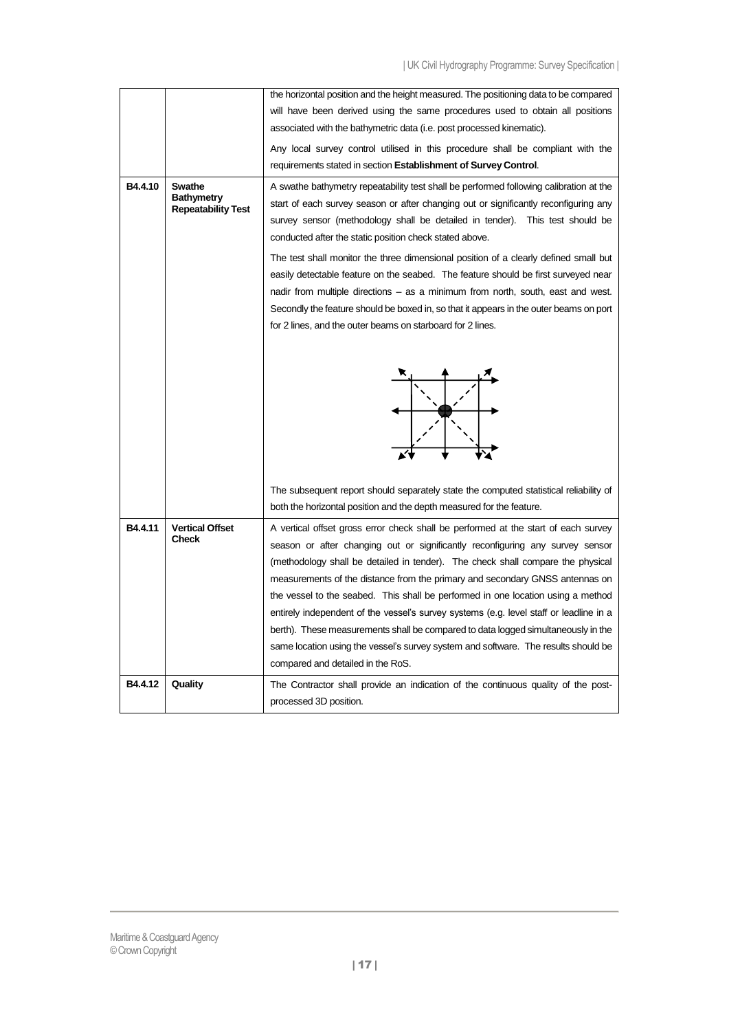| | | |
|---|---|---|
| | | the horizontal position and the height measured. The positioning data to be compared will have been derived using the same procedures used to obtain all positions associated with the bathymetric data (i.e. post processed kinematic).<br><br>Any local survey control utilised in this procedure shall be compliant with the requirements stated in section **Establishment of Survey Control**. |
| **B4.4.10** | **Swathe Bathymetry Repeatability Test** | A swathe bathymetry repeatability test shall be performed following calibration at the start of each survey season or after changing out or significantly reconfiguring any survey sensor (methodology shall be detailed in tender). This test should be conducted after the static position check stated above.<br><br>The test shall monitor the three dimensional position of a clearly defined small but easily detectable feature on the seabed. The feature should be first surveyed near nadir from multiple directions – as a minimum from north, south, east and west. Secondly the feature should be boxed in, so that it appears in the outer beams on port for 2 lines, and the outer beams on starboard for 2 lines.<br><br>The subsequent report should separately state the computed statistical reliability of both the horizontal position and the depth measured for the feature. |
| **B4.4.11** | **Vertical Offset Check** | A vertical offset gross error check shall be performed at the start of each survey season or after changing out or significantly reconfiguring any survey sensor (methodology shall be detailed in tender). The check shall compare the physical measurements of the distance from the primary and secondary GNSS antennas on the vessel to the seabed. This shall be performed in one location using a method entirely independent of the vessel's survey systems (e.g. level staff or leadline in a berth). These measurements shall be compared to data logged simultaneously in the same location using the vessel's survey system and software. The results should be compared and detailed in the RoS. |
| **B4.4.12** | **Quality** | The Contractor shall provide an indication of the continuous quality of the post-processed 3D position. |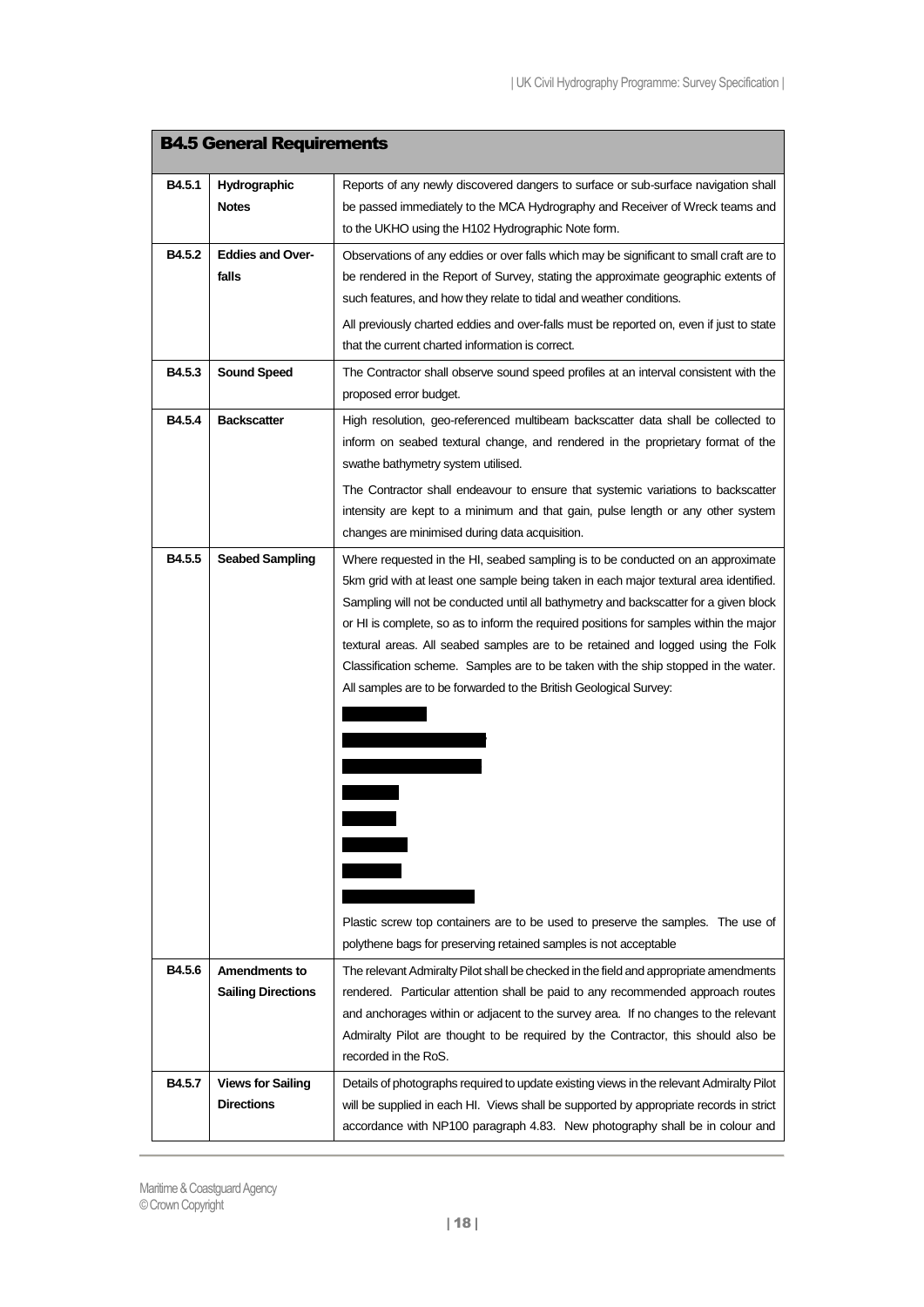| B4.5 General Requirements | | |
|---|---|---|
| **B4.5.1** | **Hydrographic Notes** | Reports of any newly discovered dangers to surface or sub-surface navigation shall be passed immediately to the MCA Hydrography and Receiver of Wreck teams and to the UKHO using the H102 Hydrographic Note form. |
| **B4.5.2** | **Eddies and Over-falls** | Observations of any eddies or over falls which may be significant to small craft are to be rendered in the Report of Survey, stating the approximate geographic extents of such features, and how they relate to tidal and weather conditions.<br><br>All previously charted eddies and over-falls must be reported on, even if just to state that the current charted information is correct. |
| **B4.5.3** | **Sound Speed** | The Contractor shall observe sound speed profiles at an interval consistent with the proposed error budget. |
| **B4.5.4** | **Backscatter** | High resolution, geo-referenced multibeam backscatter data shall be collected to inform on seabed textural change, and rendered in the proprietary format of the swathe bathymetry system utilised.<br><br>The Contractor shall endeavour to ensure that systemic variations to backscatter intensity are kept to a minimum and that gain, pulse length or any other system changes are minimised during data acquisition. |
| **B4.5.5** | **Seabed Sampling** | Where requested in the HI, seabed sampling is to be conducted on an approximate 5km grid with at least one sample being taken in each major textural area identified. Sampling will not be conducted until all bathymetry and backscatter for a given block or HI is complete, so as to inform the required positions for samples within the major textural areas. All seabed samples are to be retained and logged using the Folk Classification scheme. Samples are to be taken with the ship stopped in the water. All samples are to be forwarded to the British Geological Survey:<br><br>[REDACTED]<br>[REDACTED]<br>[REDACTED]<br>[REDACTED]<br>[REDACTED]<br>[REDACTED]<br>[REDACTED]<br>[REDACTED]<br><br>Plastic screw top containers are to be used to preserve the samples. The use of polythene bags for preserving retained samples is not acceptable |
| **B4.5.6** | **Amendments to Sailing Directions** | The relevant Admiralty Pilot shall be checked in the field and appropriate amendments rendered. Particular attention shall be paid to any recommended approach routes and anchorages within or adjacent to the survey area. If no changes to the relevant Admiralty Pilot are thought to be required by the Contractor, this should also be recorded in the RoS. |
| **B4.5.7** | **Views for Sailing Directions** | Details of photographs required to update existing views in the relevant Admiralty Pilot will be supplied in each HI. Views shall be supported by appropriate records in strict accordance with NP100 paragraph 4.83. New photography shall be in colour and |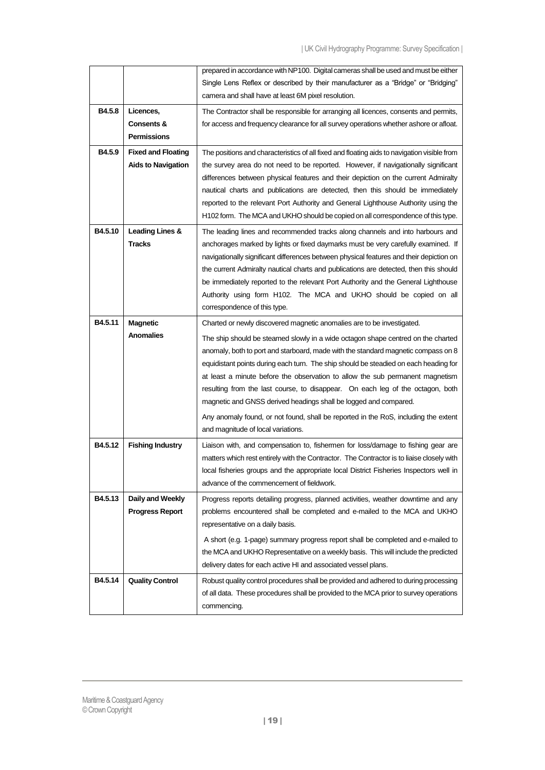| | | |
|---|---|---|
| | | prepared in accordance with NP100. Digital cameras shall be used and must be either Single Lens Reflex or described by their manufacturer as a "Bridge" or "Bridging" camera and shall have at least 6M pixel resolution. |
| **B4.5.8** | **Licences, Consents & Permissions** | The Contractor shall be responsible for arranging all licences, consents and permits, for access and frequency clearance for all survey operations whether ashore or afloat. |
| **B4.5.9** | **Fixed and Floating Aids to Navigation** | The positions and characteristics of all fixed and floating aids to navigation visible from the survey area do not need to be reported. However, if navigationally significant differences between physical features and their depiction on the current Admiralty nautical charts and publications are detected, then this should be immediately reported to the relevant Port Authority and General Lighthouse Authority using the H102 form. The MCA and UKHO should be copied on all correspondence of this type. |
| **B4.5.10** | **Leading Lines & Tracks** | The leading lines and recommended tracks along channels and into harbours and anchorages marked by lights or fixed daymarks must be very carefully examined. If navigationally significant differences between physical features and their depiction on the current Admiralty nautical charts and publications are detected, then this should be immediately reported to the relevant Port Authority and the General Lighthouse Authority using form H102. The MCA and UKHO should be copied on all correspondence of this type. |
| **B4.5.11** | **Magnetic Anomalies** | Charted or newly discovered magnetic anomalies are to be investigated.<br><br>The ship should be steamed slowly in a wide octagon shape centred on the charted anomaly, both to port and starboard, made with the standard magnetic compass on 8 equidistant points during each turn. The ship should be steadied on each heading for at least a minute before the observation to allow the sub permanent magnetism resulting from the last course, to disappear. On each leg of the octagon, both magnetic and GNSS derived headings shall be logged and compared.<br><br>Any anomaly found, or not found, shall be reported in the RoS, including the extent and magnitude of local variations. |
| **B4.5.12** | **Fishing Industry** | Liaison with, and compensation to, fishermen for loss/damage to fishing gear are matters which rest entirely with the Contractor. The Contractor is to liaise closely with local fisheries groups and the appropriate local District Fisheries Inspectors well in advance of the commencement of fieldwork. |
| **B4.5.13** | **Daily and Weekly Progress Report** | Progress reports detailing progress, planned activities, weather downtime and any problems encountered shall be completed and e-mailed to the MCA and UKHO representative on a daily basis.<br><br>A short (e.g. 1-page) summary progress report shall be completed and e-mailed to the MCA and UKHO Representative on a weekly basis. This will include the predicted delivery dates for each active HI and associated vessel plans. |
| **B4.5.14** | **Quality Control** | Robust quality control procedures shall be provided and adhered to during processing of all data. These procedures shall be provided to the MCA prior to survey operations commencing. |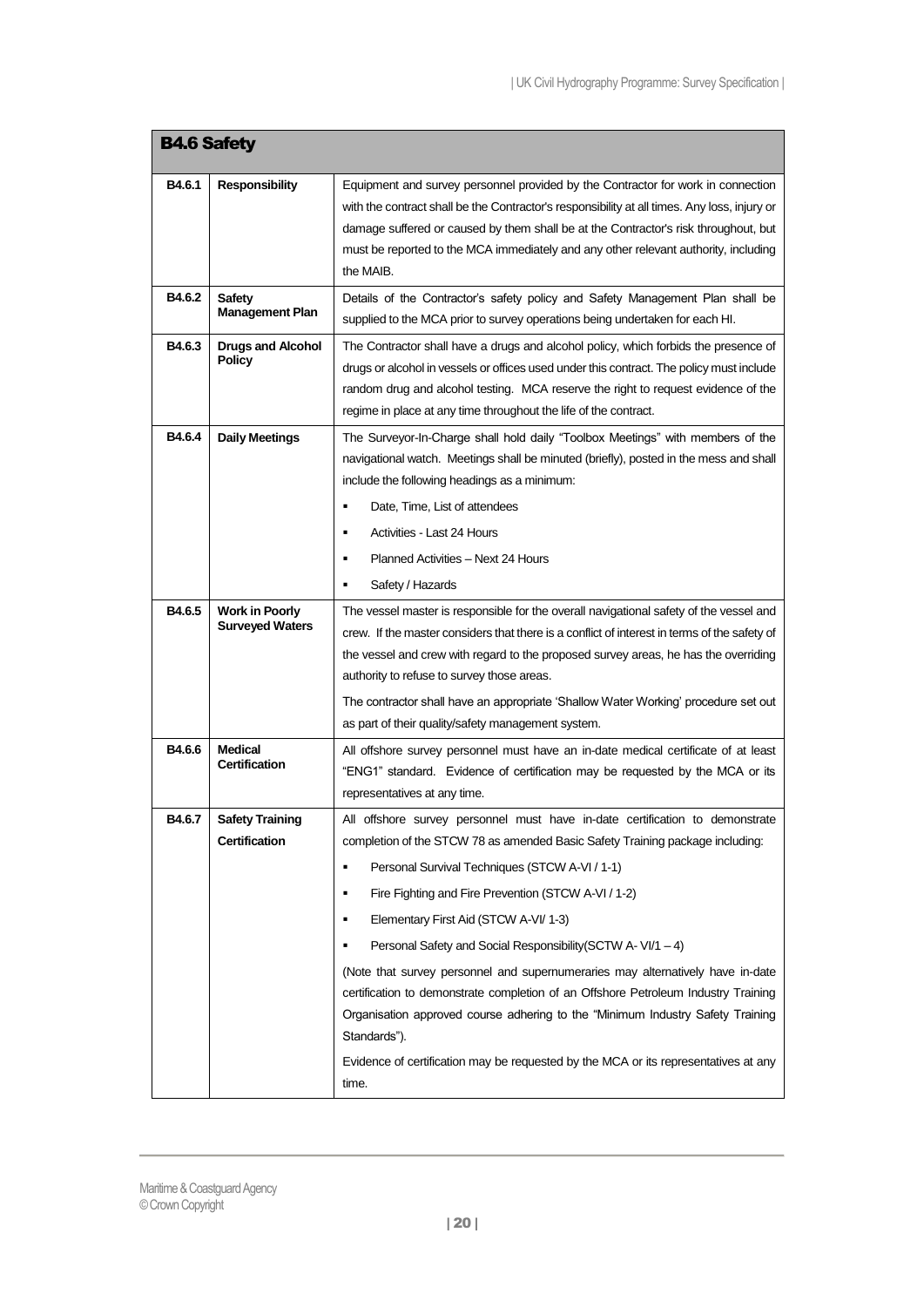## B4.6 Safety

| | | |
|---|---|---|
| **B4.6.1** | **Responsibility** | Equipment and survey personnel provided by the Contractor for work in connection with the contract shall be the Contractor's responsibility at all times. Any loss, injury or damage suffered or caused by them shall be at the Contractor's risk throughout, but must be reported to the MCA immediately and any other relevant authority, including the MAIB. |
| **B4.6.2** | **Safety Management Plan** | Details of the Contractor's safety policy and Safety Management Plan shall be supplied to the MCA prior to survey operations being undertaken for each HI. |
| **B4.6.3** | **Drugs and Alcohol Policy** | The Contractor shall have a drugs and alcohol policy, which forbids the presence of drugs or alcohol in vessels or offices used under this contract. The policy must include random drug and alcohol testing. MCA reserve the right to request evidence of the regime in place at any time throughout the life of the contract. |
| **B4.6.4** | **Daily Meetings** | The Surveyor-In-Charge shall hold daily "Toolbox Meetings" with members of the navigational watch. Meetings shall be minuted (briefly), posted in the mess and shall include the following headings as a minimum:<br>▪ Date, Time, List of attendees<br>▪ Activities - Last 24 Hours<br>▪ Planned Activities – Next 24 Hours<br>▪ Safety / Hazards |
| **B4.6.5** | **Work in Poorly Surveyed Waters** | The vessel master is responsible for the overall navigational safety of the vessel and crew. If the master considers that there is a conflict of interest in terms of the safety of the vessel and crew with regard to the proposed survey areas, he has the overriding authority to refuse to survey those areas.<br><br>The contractor shall have an appropriate 'Shallow Water Working' procedure set out as part of their quality/safety management system. |
| **B4.6.6** | **Medical Certification** | All offshore survey personnel must have an in-date medical certificate of at least "ENG1" standard. Evidence of certification may be requested by the MCA or its representatives at any time. |
| **B4.6.7** | **Safety Training Certification** | All offshore survey personnel must have in-date certification to demonstrate completion of the STCW 78 as amended Basic Safety Training package including:<br>▪ Personal Survival Techniques (STCW A-VI / 1-1)<br>▪ Fire Fighting and Fire Prevention (STCW A-VI / 1-2)<br>▪ Elementary First Aid (STCW A-VI/ 1-3)<br>▪ Personal Safety and Social Responsibility(SCTW A- VI/1 – 4)<br><br>(Note that survey personnel and supernumeraries may alternatively have in-date certification to demonstrate completion of an Offshore Petroleum Industry Training Organisation approved course adhering to the "Minimum Industry Safety Training Standards").<br><br>Evidence of certification may be requested by the MCA or its representatives at any time. |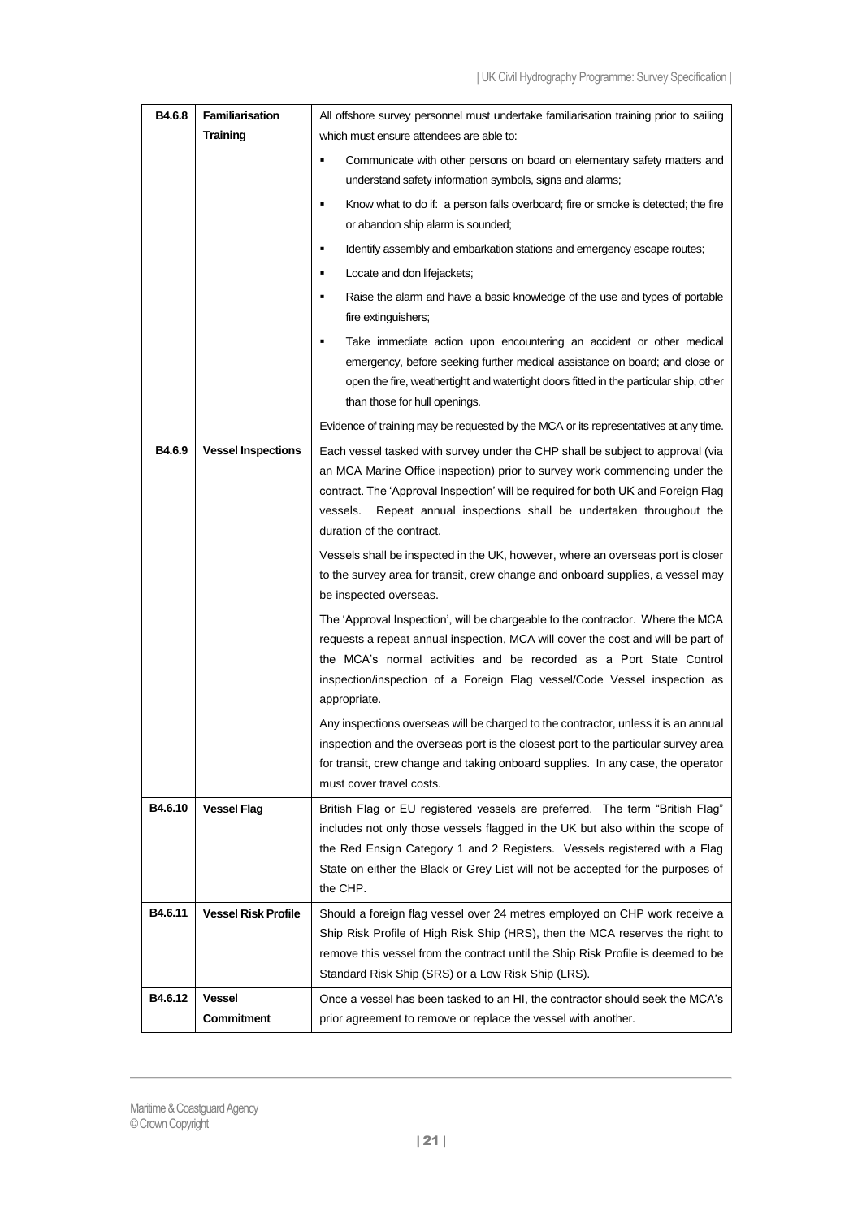| B4.6.8 | **Familiarisation Training** | All offshore survey personnel must undertake familiarisation training prior to sailing which must ensure attendees are able to:<br>▪ Communicate with other persons on board on elementary safety matters and understand safety information symbols, signs and alarms;<br>▪ Know what to do if: a person falls overboard; fire or smoke is detected; the fire or abandon ship alarm is sounded;<br>▪ Identify assembly and embarkation stations and emergency escape routes;<br>▪ Locate and don lifejackets;<br>▪ Raise the alarm and have a basic knowledge of the use and types of portable fire extinguishers;<br>▪ Take immediate action upon encountering an accident or other medical emergency, before seeking further medical assistance on board; and close or open the fire, weathertight and watertight doors fitted in the particular ship, other than those for hull openings.<br>Evidence of training may be requested by the MCA or its representatives at any time. |
|---|---|---|
| **B4.6.9** | **Vessel Inspections** | Each vessel tasked with survey under the CHP shall be subject to approval (via an MCA Marine Office inspection) prior to survey work commencing under the contract. The 'Approval Inspection' will be required for both UK and Foreign Flag vessels. Repeat annual inspections shall be undertaken throughout the duration of the contract.<br>Vessels shall be inspected in the UK, however, where an overseas port is closer to the survey area for transit, crew change and onboard supplies, a vessel may be inspected overseas.<br>The 'Approval Inspection', will be chargeable to the contractor. Where the MCA requests a repeat annual inspection, MCA will cover the cost and will be part of the MCA's normal activities and be recorded as a Port State Control inspection/inspection of a Foreign Flag vessel/Code Vessel inspection as appropriate.<br>Any inspections overseas will be charged to the contractor, unless it is an annual inspection and the overseas port is the closest port to the particular survey area for transit, crew change and taking onboard supplies. In any case, the operator must cover travel costs. |
| **B4.6.10** | **Vessel Flag** | British Flag or EU registered vessels are preferred. The term "British Flag" includes not only those vessels flagged in the UK but also within the scope of the Red Ensign Category 1 and 2 Registers. Vessels registered with a Flag State on either the Black or Grey List will not be accepted for the purposes of the CHP. |
| **B4.6.11** | **Vessel Risk Profile** | Should a foreign flag vessel over 24 metres employed on CHP work receive a Ship Risk Profile of High Risk Ship (HRS), then the MCA reserves the right to remove this vessel from the contract until the Ship Risk Profile is deemed to be Standard Risk Ship (SRS) or a Low Risk Ship (LRS). |
| **B4.6.12** | **Vessel Commitment** | Once a vessel has been tasked to an HI, the contractor should seek the MCA's prior agreement to remove or replace the vessel with another. |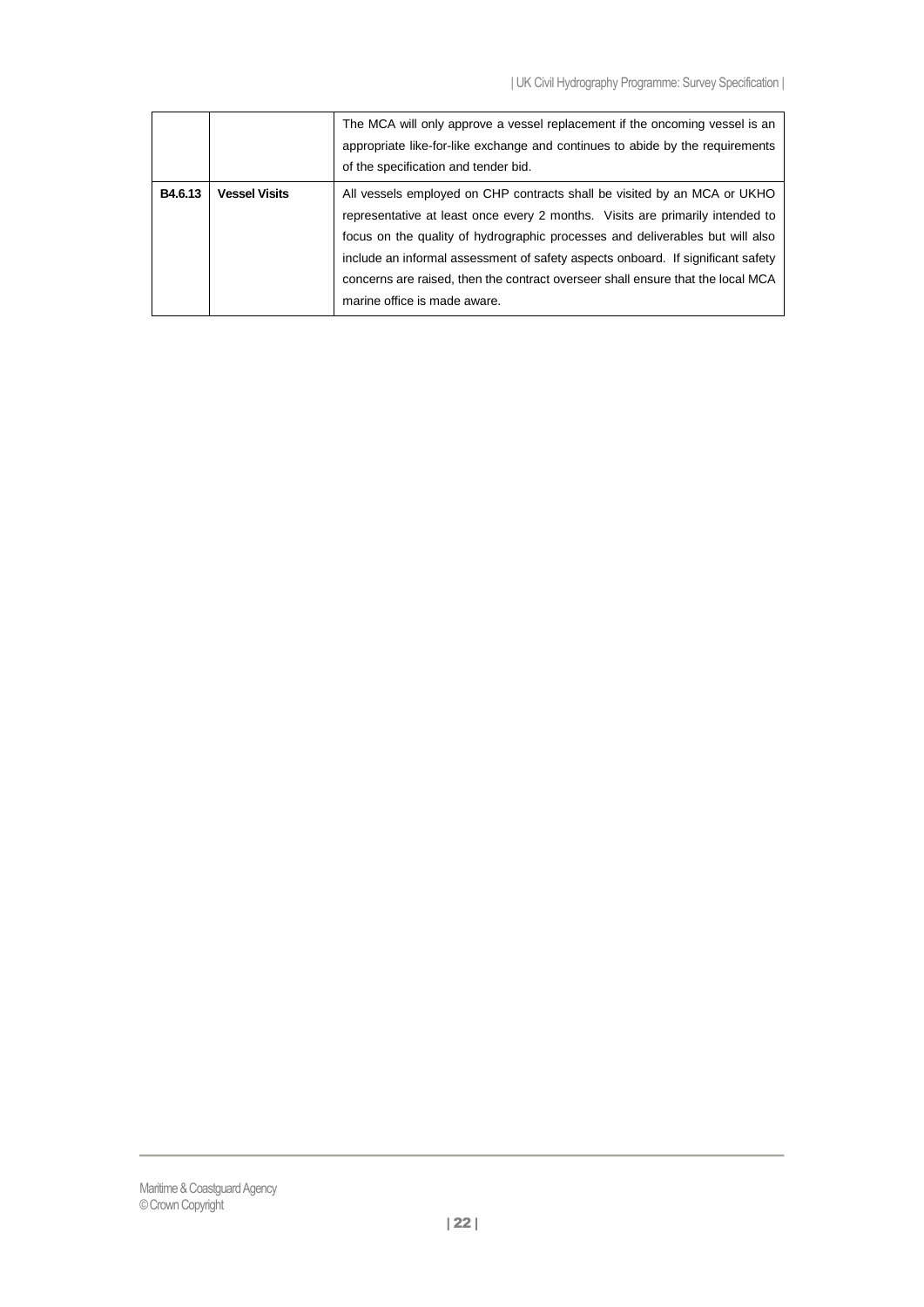| | | |
|---|---|---|
| | | The MCA will only approve a vessel replacement if the oncoming vessel is an appropriate like-for-like exchange and continues to abide by the requirements of the specification and tender bid. |
| **B4.6.13** | **Vessel Visits** | All vessels employed on CHP contracts shall be visited by an MCA or UKHO representative at least once every 2 months. Visits are primarily intended to focus on the quality of hydrographic processes and deliverables but will also include an informal assessment of safety aspects onboard. If significant safety concerns are raised, then the contract overseer shall ensure that the local MCA marine office is made aware. |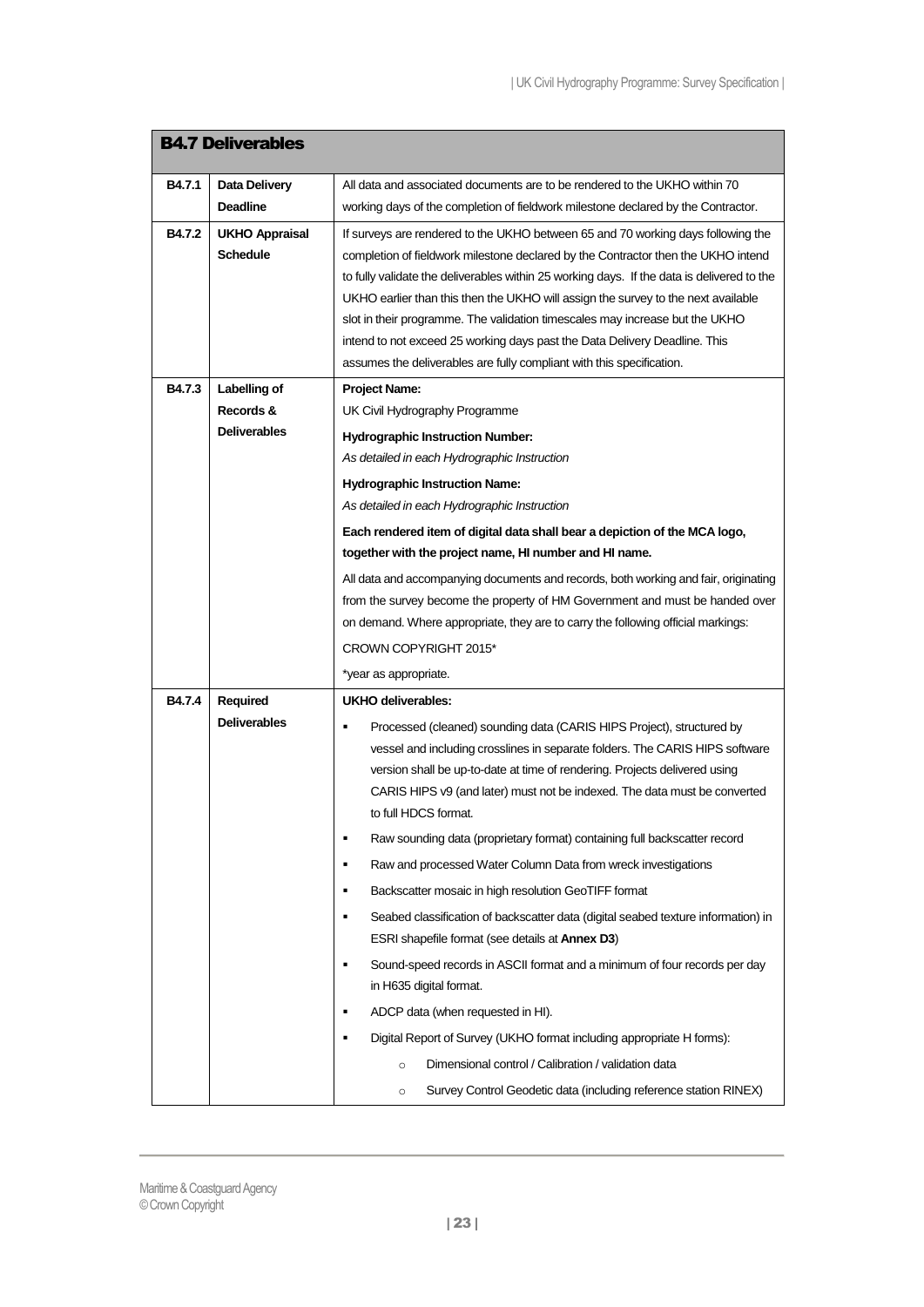## B4.7 Deliverables

| | | |
|---|---|---|
| **B4.7.1** | **Data Delivery Deadline** | All data and associated documents are to be rendered to the UKHO within 70 working days of the completion of fieldwork milestone declared by the Contractor. |
| **B4.7.2** | **UKHO Appraisal Schedule** | If surveys are rendered to the UKHO between 65 and 70 working days following the completion of fieldwork milestone declared by the Contractor then the UKHO intend to fully validate the deliverables within 25 working days. If the data is delivered to the UKHO earlier than this then the UKHO will assign the survey to the next available slot in their programme. The validation timescales may increase but the UKHO intend to not exceed 25 working days past the Data Delivery Deadline. This assumes the deliverables are fully compliant with this specification. |
| **B4.7.3** | **Labelling of Records & Deliverables** | **Project Name:**<br>UK Civil Hydrography Programme<br>**Hydrographic Instruction Number:**<br>*As detailed in each Hydrographic Instruction*<br>**Hydrographic Instruction Name:**<br>*As detailed in each Hydrographic Instruction*<br>**Each rendered item of digital data shall bear a depiction of the MCA logo, together with the project name, HI number and HI name.**<br>All data and accompanying documents and records, both working and fair, originating from the survey become the property of HM Government and must be handed over on demand. Where appropriate, they are to carry the following official markings:<br>CROWN COPYRIGHT 2015*<br>*year as appropriate. |
| **B4.7.4** | **Required Deliverables** | **UKHO deliverables:**<br>▪ Processed (cleaned) sounding data (CARIS HIPS Project), structured by vessel and including crosslines in separate folders. The CARIS HIPS software version shall be up-to-date at time of rendering. Projects delivered using CARIS HIPS v9 (and later) must not be indexed. The data must be converted to full HDCS format.<br>▪ Raw sounding data (proprietary format) containing full backscatter record<br>▪ Raw and processed Water Column Data from wreck investigations<br>▪ Backscatter mosaic in high resolution GeoTIFF format<br>▪ Seabed classification of backscatter data (digital seabed texture information) in ESRI shapefile format (see details at **Annex D3**)<br>▪ Sound-speed records in ASCII format and a minimum of four records per day in H635 digital format.<br>▪ ADCP data (when requested in HI).<br>▪ Digital Report of Survey (UKHO format including appropriate H forms):<br>&nbsp;&nbsp;&nbsp;&nbsp;○ Dimensional control / Calibration / validation data<br>&nbsp;&nbsp;&nbsp;&nbsp;○ Survey Control Geodetic data (including reference station RINEX) |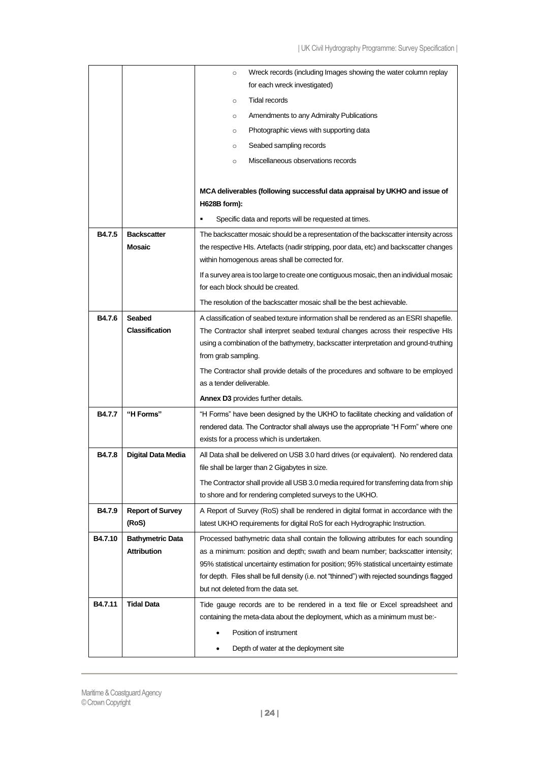| | | |
|---|---|---|
| | | ◦ Wreck records (including Images showing the water column replay for each wreck investigated)<br>◦ Tidal records<br>◦ Amendments to any Admiralty Publications<br>◦ Photographic views with supporting data<br>◦ Seabed sampling records<br>◦ Miscellaneous observations records<br><br>**MCA deliverables (following successful data appraisal by UKHO and issue of H628B form):**<br>▪ Specific data and reports will be requested at times. |
| **B4.7.5** | **Backscatter Mosaic** | The backscatter mosaic should be a representation of the backscatter intensity across the respective HIs. Artefacts (nadir stripping, poor data, etc) and backscatter changes within homogenous areas shall be corrected for.<br><br>If a survey area is too large to create one contiguous mosaic, then an individual mosaic for each block should be created.<br><br>The resolution of the backscatter mosaic shall be the best achievable. |
| **B4.7.6** | **Seabed Classification** | A classification of seabed texture information shall be rendered as an ESRI shapefile. The Contractor shall interpret seabed textural changes across their respective HIs using a combination of the bathymetry, backscatter interpretation and ground-truthing from grab sampling.<br><br>The Contractor shall provide details of the procedures and software to be employed as a tender deliverable.<br><br>**Annex D3** provides further details. |
| **B4.7.7** | **"H Forms"** | "H Forms" have been designed by the UKHO to facilitate checking and validation of rendered data. The Contractor shall always use the appropriate "H Form" where one exists for a process which is undertaken. |
| **B4.7.8** | **Digital Data Media** | All Data shall be delivered on USB 3.0 hard drives (or equivalent). No rendered data file shall be larger than 2 Gigabytes in size.<br><br>The Contractor shall provide all USB 3.0 media required for transferring data from ship to shore and for rendering completed surveys to the UKHO. |
| **B4.7.9** | **Report of Survey (RoS)** | A Report of Survey (RoS) shall be rendered in digital format in accordance with the latest UKHO requirements for digital RoS for each Hydrographic Instruction. |
| **B4.7.10** | **Bathymetric Data Attribution** | Processed bathymetric data shall contain the following attributes for each sounding as a minimum: position and depth; swath and beam number; backscatter intensity; 95% statistical uncertainty estimation for position; 95% statistical uncertainty estimate for depth. Files shall be full density (i.e. not "thinned") with rejected soundings flagged but not deleted from the data set. |
| **B4.7.11** | **Tidal Data** | Tide gauge records are to be rendered in a text file or Excel spreadsheet and containing the meta-data about the deployment, which as a minimum must be:-<br>• Position of instrument<br>• Depth of water at the deployment site |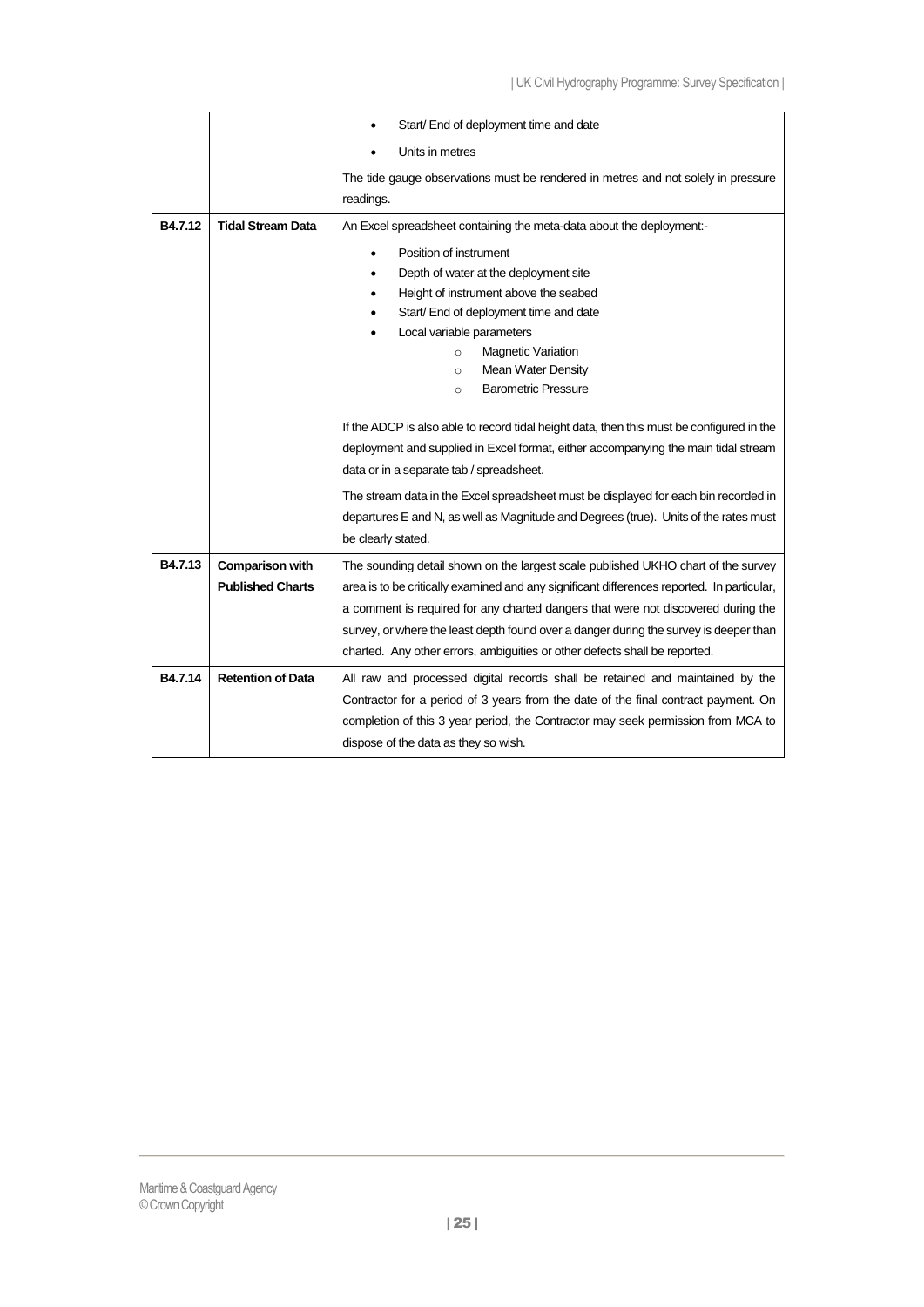| | | |
|---|---|---|
| | | • Start/ End of deployment time and date<br>• Units in metres<br><br>The tide gauge observations must be rendered in metres and not solely in pressure readings. |
| **B4.7.12** | **Tidal Stream Data** | An Excel spreadsheet containing the meta-data about the deployment:-<br><br>• Position of instrument<br>• Depth of water at the deployment site<br>• Height of instrument above the seabed<br>• Start/ End of deployment time and date<br>• Local variable parameters<br>&nbsp;&nbsp;&nbsp;&nbsp;○ Magnetic Variation<br>&nbsp;&nbsp;&nbsp;&nbsp;○ Mean Water Density<br>&nbsp;&nbsp;&nbsp;&nbsp;○ Barometric Pressure<br><br>If the ADCP is also able to record tidal height data, then this must be configured in the deployment and supplied in Excel format, either accompanying the main tidal stream data or in a separate tab / spreadsheet.<br><br>The stream data in the Excel spreadsheet must be displayed for each bin recorded in departures E and N, as well as Magnitude and Degrees (true). Units of the rates must be clearly stated. |
| **B4.7.13** | **Comparison with Published Charts** | The sounding detail shown on the largest scale published UKHO chart of the survey area is to be critically examined and any significant differences reported. In particular, a comment is required for any charted dangers that were not discovered during the survey, or where the least depth found over a danger during the survey is deeper than charted. Any other errors, ambiguities or other defects shall be reported. |
| **B4.7.14** | **Retention of Data** | All raw and processed digital records shall be retained and maintained by the Contractor for a period of 3 years from the date of the final contract payment. On completion of this 3 year period, the Contractor may seek permission from MCA to dispose of the data as they so wish. |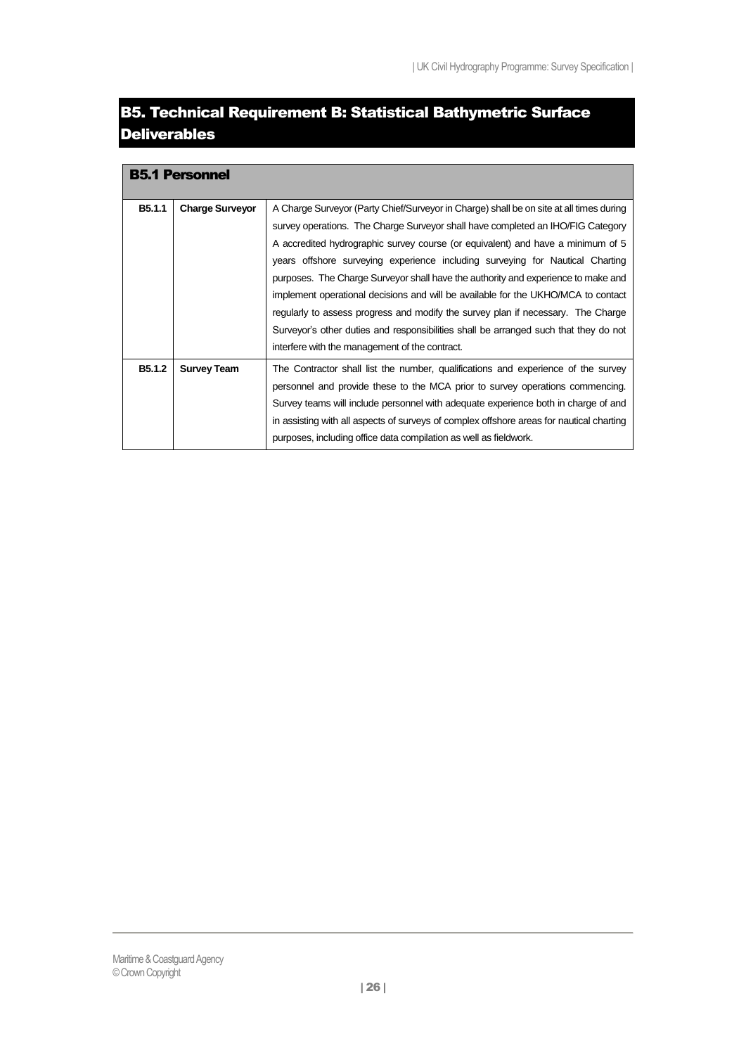# B5. Technical Requirement B: Statistical Bathymetric Surface Deliverables

## B5.1 Personnel

| | | |
|---|---|---|
| **B5.1.1** | **Charge Surveyor** | A Charge Surveyor (Party Chief/Surveyor in Charge) shall be on site at all times during survey operations. The Charge Surveyor shall have completed an IHO/FIG Category A accredited hydrographic survey course (or equivalent) and have a minimum of 5 years offshore surveying experience including surveying for Nautical Charting purposes. The Charge Surveyor shall have the authority and experience to make and implement operational decisions and will be available for the UKHO/MCA to contact regularly to assess progress and modify the survey plan if necessary. The Charge Surveyor's other duties and responsibilities shall be arranged such that they do not interfere with the management of the contract. |
| **B5.1.2** | **Survey Team** | The Contractor shall list the number, qualifications and experience of the survey personnel and provide these to the MCA prior to survey operations commencing. Survey teams will include personnel with adequate experience both in charge of and in assisting with all aspects of surveys of complex offshore areas for nautical charting purposes, including office data compilation as well as fieldwork. |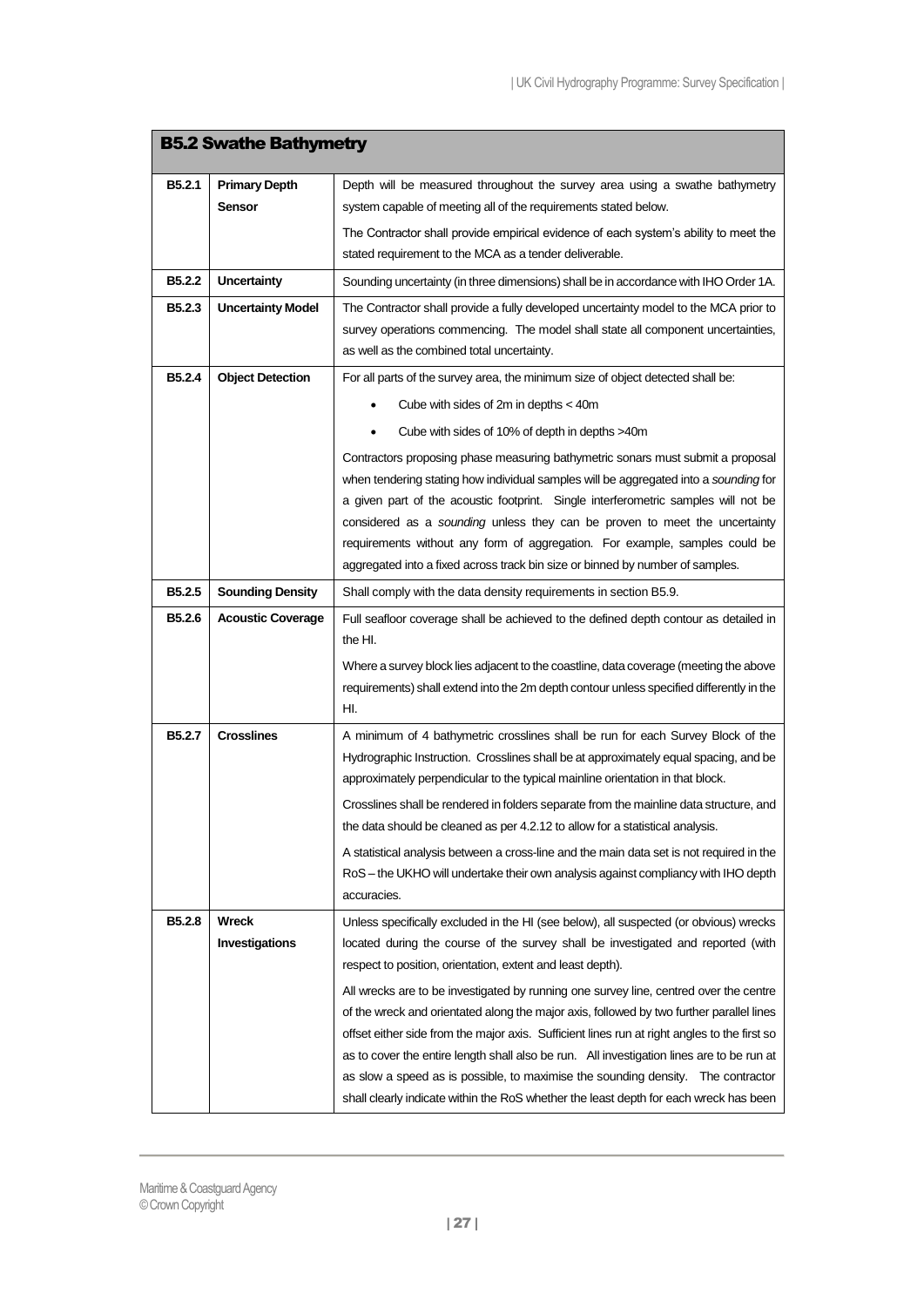## B5.2 Swathe Bathymetry

| | | |
|---|---|---|
| **B5.2.1** | **Primary Depth Sensor** | Depth will be measured throughout the survey area using a swathe bathymetry system capable of meeting all of the requirements stated below.<br><br>The Contractor shall provide empirical evidence of each system's ability to meet the stated requirement to the MCA as a tender deliverable. |
| **B5.2.2** | **Uncertainty** | Sounding uncertainty (in three dimensions) shall be in accordance with IHO Order 1A. |
| **B5.2.3** | **Uncertainty Model** | The Contractor shall provide a fully developed uncertainty model to the MCA prior to survey operations commencing. The model shall state all component uncertainties, as well as the combined total uncertainty. |
| **B5.2.4** | **Object Detection** | For all parts of the survey area, the minimum size of object detected shall be:<br><br>• Cube with sides of 2m in depths < 40m<br>• Cube with sides of 10% of depth in depths >40m<br><br>Contractors proposing phase measuring bathymetric sonars must submit a proposal when tendering stating how individual samples will be aggregated into a *sounding* for a given part of the acoustic footprint. Single interferometric samples will not be considered as a *sounding* unless they can be proven to meet the uncertainty requirements without any form of aggregation. For example, samples could be aggregated into a fixed across track bin size or binned by number of samples. |
| **B5.2.5** | **Sounding Density** | Shall comply with the data density requirements in section B5.9. |
| **B5.2.6** | **Acoustic Coverage** | Full seafloor coverage shall be achieved to the defined depth contour as detailed in the HI.<br><br>Where a survey block lies adjacent to the coastline, data coverage (meeting the above requirements) shall extend into the 2m depth contour unless specified differently in the HI. |
| **B5.2.7** | **Crosslines** | A minimum of 4 bathymetric crosslines shall be run for each Survey Block of the Hydrographic Instruction. Crosslines shall be at approximately equal spacing, and be approximately perpendicular to the typical mainline orientation in that block.<br><br>Crosslines shall be rendered in folders separate from the mainline data structure, and the data should be cleaned as per 4.2.12 to allow for a statistical analysis.<br><br>A statistical analysis between a cross-line and the main data set is not required in the RoS – the UKHO will undertake their own analysis against compliancy with IHO depth accuracies. |
| **B5.2.8** | **Wreck Investigations** | Unless specifically excluded in the HI (see below), all suspected (or obvious) wrecks located during the course of the survey shall be investigated and reported (with respect to position, orientation, extent and least depth).<br><br>All wrecks are to be investigated by running one survey line, centred over the centre of the wreck and orientated along the major axis, followed by two further parallel lines offset either side from the major axis. Sufficient lines run at right angles to the first so as to cover the entire length shall also be run. All investigation lines are to be run at as slow a speed as is possible, to maximise the sounding density. The contractor shall clearly indicate within the RoS whether the least depth for each wreck has been |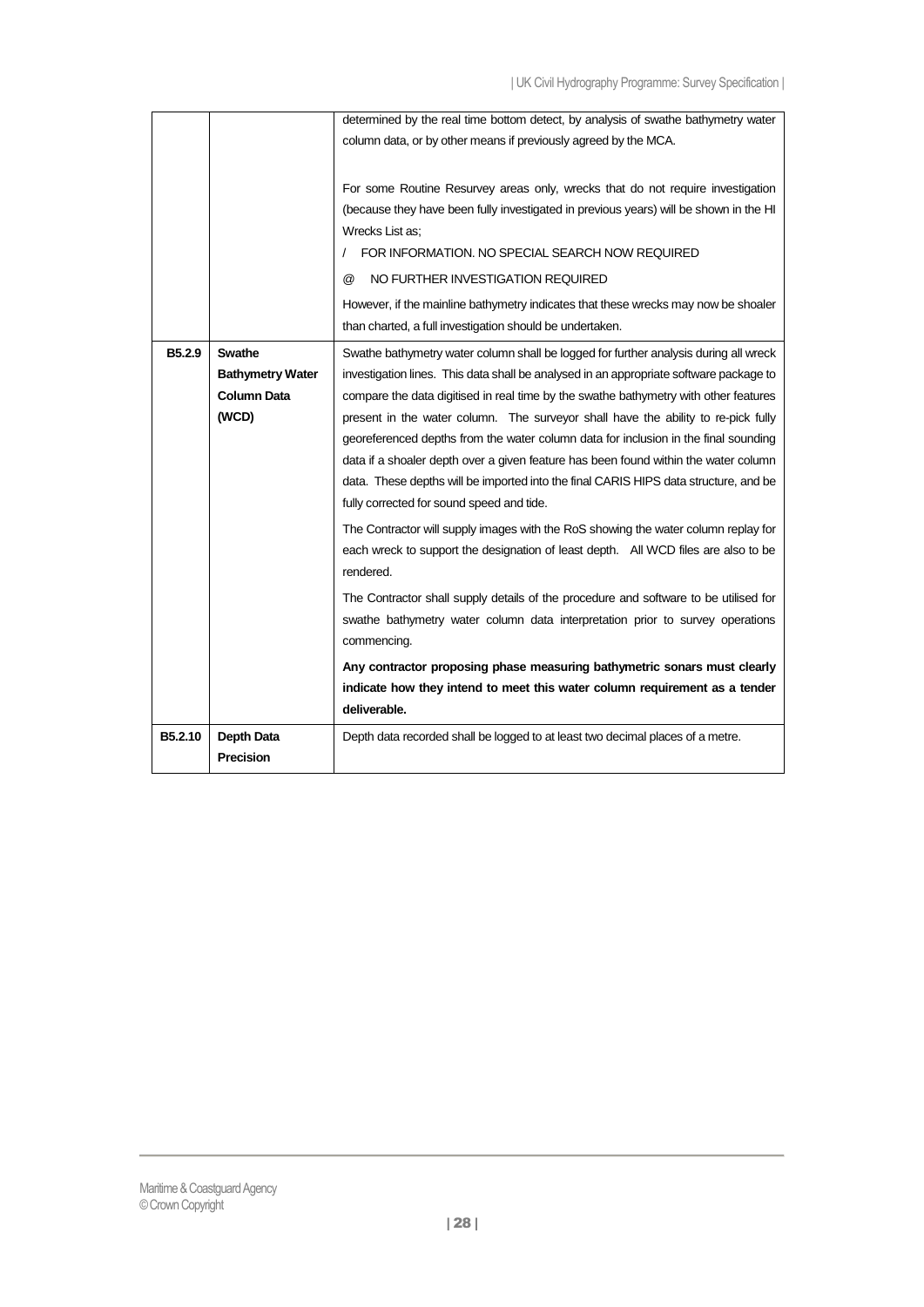| | | |
|---|---|---|
| | | determined by the real time bottom detect, by analysis of swathe bathymetry water column data, or by other means if previously agreed by the MCA.<br><br>For some Routine Resurvey areas only, wrecks that do not require investigation (because they have been fully investigated in previous years) will be shown in the HI Wrecks List as;<br>/ FOR INFORMATION. NO SPECIAL SEARCH NOW REQUIRED<br>@ NO FURTHER INVESTIGATION REQUIRED<br>However, if the mainline bathymetry indicates that these wrecks may now be shoaler than charted, a full investigation should be undertaken. |
| **B5.2.9** | **Swathe Bathymetry Water Column Data (WCD)** | Swathe bathymetry water column shall be logged for further analysis during all wreck investigation lines. This data shall be analysed in an appropriate software package to compare the data digitised in real time by the swathe bathymetry with other features present in the water column. The surveyor shall have the ability to re-pick fully georeferenced depths from the water column data for inclusion in the final sounding data if a shoaler depth over a given feature has been found within the water column data. These depths will be imported into the final CARIS HIPS data structure, and be fully corrected for sound speed and tide.<br><br>The Contractor will supply images with the RoS showing the water column replay for each wreck to support the designation of least depth. All WCD files are also to be rendered.<br><br>The Contractor shall supply details of the procedure and software to be utilised for swathe bathymetry water column data interpretation prior to survey operations commencing.<br><br>**Any contractor proposing phase measuring bathymetric sonars must clearly indicate how they intend to meet this water column requirement as a tender deliverable.** |
| **B5.2.10** | **Depth Data Precision** | Depth data recorded shall be logged to at least two decimal places of a metre. |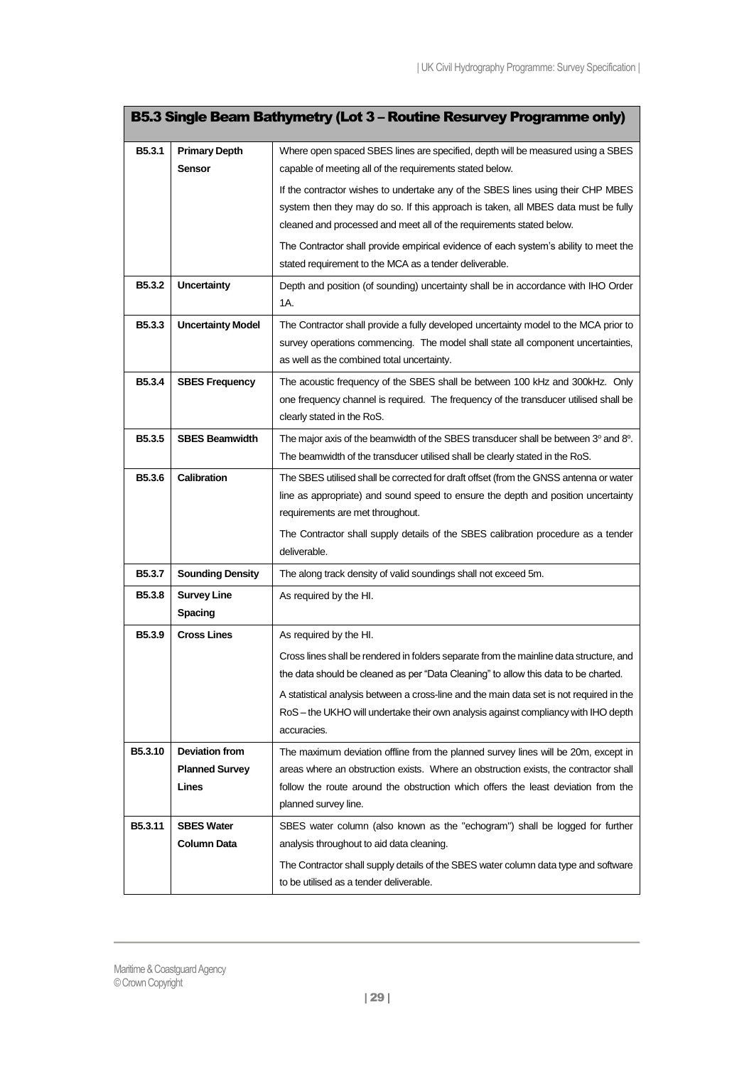| B5.3 Single Beam Bathymetry (Lot 3 – Routine Resurvey Programme only) | | |
|---|---|---|
| **B5.3.1** | **Primary Depth Sensor** | Where open spaced SBES lines are specified, depth will be measured using a SBES capable of meeting all of the requirements stated below.<br><br>If the contractor wishes to undertake any of the SBES lines using their CHP MBES system then they may do so. If this approach is taken, all MBES data must be fully cleaned and processed and meet all of the requirements stated below.<br><br>The Contractor shall provide empirical evidence of each system's ability to meet the stated requirement to the MCA as a tender deliverable. |
| **B5.3.2** | **Uncertainty** | Depth and position (of sounding) uncertainty shall be in accordance with IHO Order 1A. |
| **B5.3.3** | **Uncertainty Model** | The Contractor shall provide a fully developed uncertainty model to the MCA prior to survey operations commencing. The model shall state all component uncertainties, as well as the combined total uncertainty. |
| **B5.3.4** | **SBES Frequency** | The acoustic frequency of the SBES shall be between 100 kHz and 300kHz. Only one frequency channel is required. The frequency of the transducer utilised shall be clearly stated in the RoS. |
| **B5.3.5** | **SBES Beamwidth** | The major axis of the beamwidth of the SBES transducer shall be between 3° and 8°. The beamwidth of the transducer utilised shall be clearly stated in the RoS. |
| **B5.3.6** | **Calibration** | The SBES utilised shall be corrected for draft offset (from the GNSS antenna or water line as appropriate) and sound speed to ensure the depth and position uncertainty requirements are met throughout.<br><br>The Contractor shall supply details of the SBES calibration procedure as a tender deliverable. |
| **B5.3.7** | **Sounding Density** | The along track density of valid soundings shall not exceed 5m. |
| **B5.3.8** | **Survey Line Spacing** | As required by the HI. |
| **B5.3.9** | **Cross Lines** | As required by the HI.<br><br>Cross lines shall be rendered in folders separate from the mainline data structure, and the data should be cleaned as per "Data Cleaning" to allow this data to be charted.<br><br>A statistical analysis between a cross-line and the main data set is not required in the RoS – the UKHO will undertake their own analysis against compliancy with IHO depth accuracies. |
| **B5.3.10** | **Deviation from Planned Survey Lines** | The maximum deviation offline from the planned survey lines will be 20m, except in areas where an obstruction exists. Where an obstruction exists, the contractor shall follow the route around the obstruction which offers the least deviation from the planned survey line. |
| **B5.3.11** | **SBES Water Column Data** | SBES water column (also known as the "echogram") shall be logged for further analysis throughout to aid data cleaning.<br><br>The Contractor shall supply details of the SBES water column data type and software to be utilised as a tender deliverable. |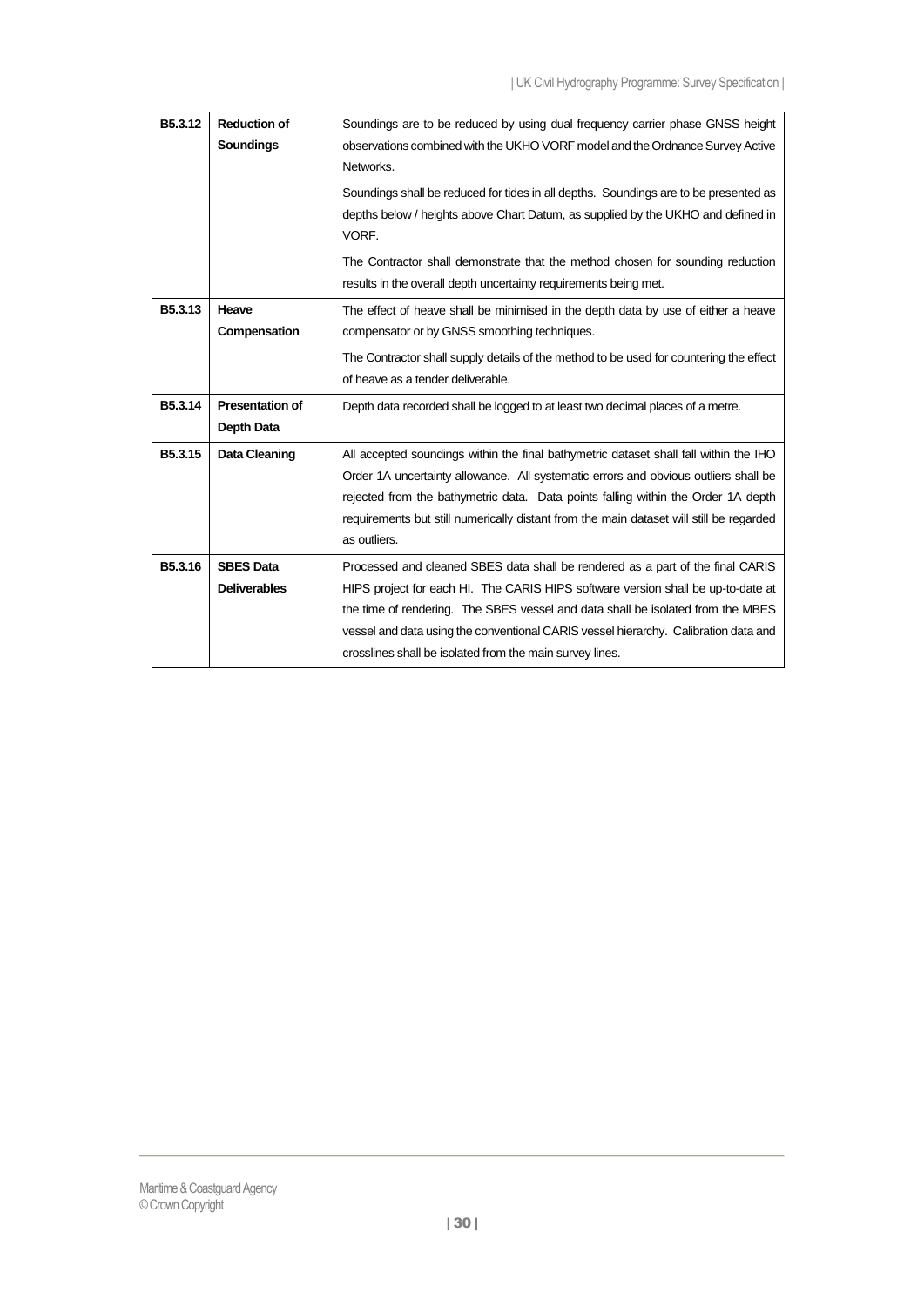| | | |
|---|---|---|
| **B5.3.12** | **Reduction of Soundings** | Soundings are to be reduced by using dual frequency carrier phase GNSS height observations combined with the UKHO VORF model and the Ordnance Survey Active Networks.<br><br>Soundings shall be reduced for tides in all depths. Soundings are to be presented as depths below / heights above Chart Datum, as supplied by the UKHO and defined in VORF.<br><br>The Contractor shall demonstrate that the method chosen for sounding reduction results in the overall depth uncertainty requirements being met. |
| **B5.3.13** | **Heave Compensation** | The effect of heave shall be minimised in the depth data by use of either a heave compensator or by GNSS smoothing techniques.<br><br>The Contractor shall supply details of the method to be used for countering the effect of heave as a tender deliverable. |
| **B5.3.14** | **Presentation of Depth Data** | Depth data recorded shall be logged to at least two decimal places of a metre. |
| **B5.3.15** | **Data Cleaning** | All accepted soundings within the final bathymetric dataset shall fall within the IHO Order 1A uncertainty allowance. All systematic errors and obvious outliers shall be rejected from the bathymetric data. Data points falling within the Order 1A depth requirements but still numerically distant from the main dataset will still be regarded as outliers. |
| **B5.3.16** | **SBES Data Deliverables** | Processed and cleaned SBES data shall be rendered as a part of the final CARIS HIPS project for each HI. The CARIS HIPS software version shall be up-to-date at the time of rendering. The SBES vessel and data shall be isolated from the MBES vessel and data using the conventional CARIS vessel hierarchy. Calibration data and crosslines shall be isolated from the main survey lines. |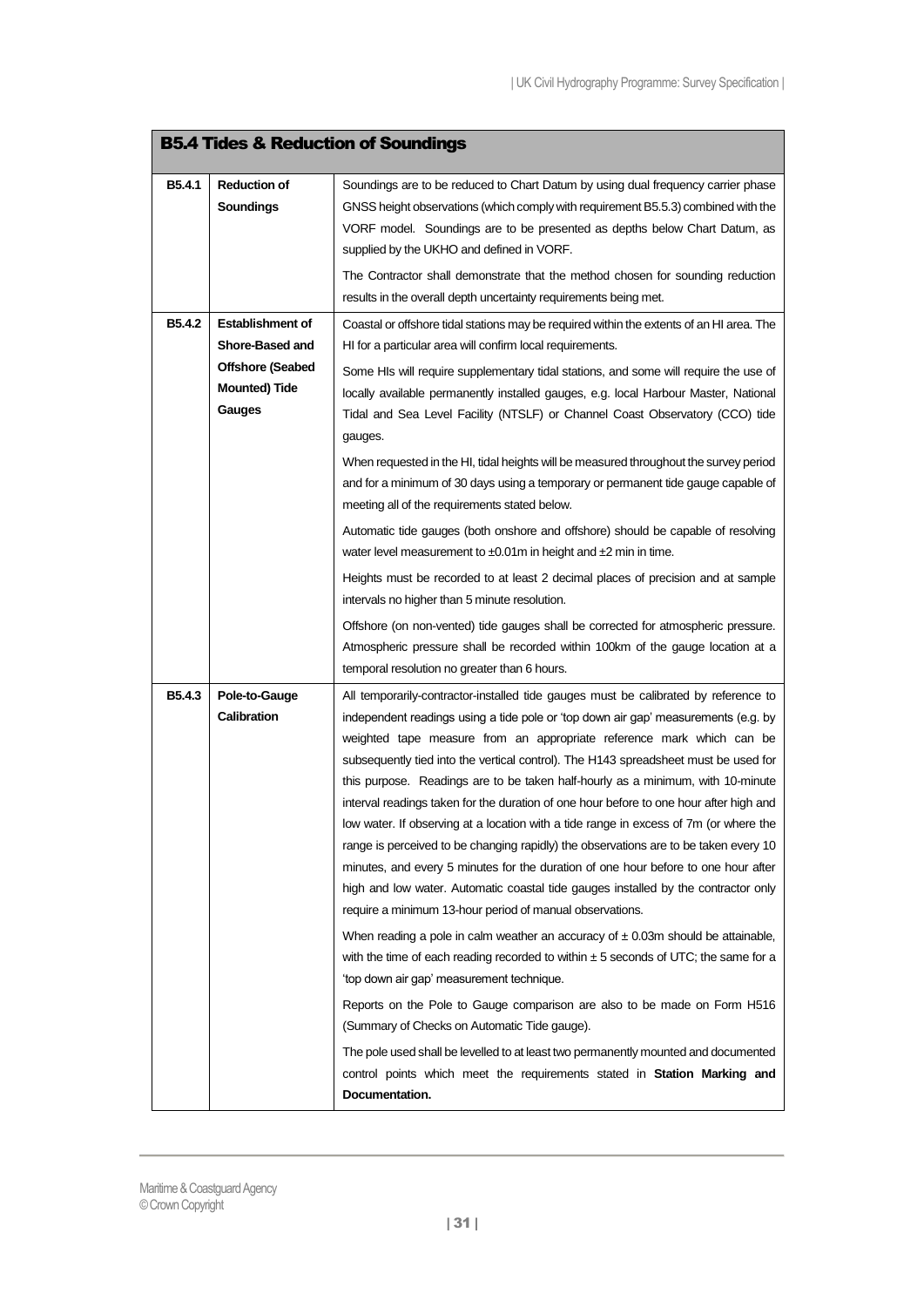## B5.4 Tides & Reduction of Soundings

| | | |
|---|---|---|
| **B5.4.1** | **Reduction of Soundings** | Soundings are to be reduced to Chart Datum by using dual frequency carrier phase GNSS height observations (which comply with requirement B5.5.3) combined with the VORF model. Soundings are to be presented as depths below Chart Datum, as supplied by the UKHO and defined in VORF.<br><br>The Contractor shall demonstrate that the method chosen for sounding reduction results in the overall depth uncertainty requirements being met. |
| **B5.4.2** | **Establishment of Shore-Based and Offshore (Seabed Mounted) Tide Gauges** | Coastal or offshore tidal stations may be required within the extents of an HI area. The HI for a particular area will confirm local requirements.<br><br>Some HIs will require supplementary tidal stations, and some will require the use of locally available permanently installed gauges, e.g. local Harbour Master, National Tidal and Sea Level Facility (NTSLF) or Channel Coast Observatory (CCO) tide gauges.<br><br>When requested in the HI, tidal heights will be measured throughout the survey period and for a minimum of 30 days using a temporary or permanent tide gauge capable of meeting all of the requirements stated below.<br><br>Automatic tide gauges (both onshore and offshore) should be capable of resolving water level measurement to ±0.01m in height and ±2 min in time.<br><br>Heights must be recorded to at least 2 decimal places of precision and at sample intervals no higher than 5 minute resolution.<br><br>Offshore (on non-vented) tide gauges shall be corrected for atmospheric pressure. Atmospheric pressure shall be recorded within 100km of the gauge location at a temporal resolution no greater than 6 hours. |
| **B5.4.3** | **Pole-to-Gauge Calibration** | All temporarily-contractor-installed tide gauges must be calibrated by reference to independent readings using a tide pole or 'top down air gap' measurements (e.g. by weighted tape measure from an appropriate reference mark which can be subsequently tied into the vertical control). The H143 spreadsheet must be used for this purpose. Readings are to be taken half-hourly as a minimum, with 10-minute interval readings taken for the duration of one hour before to one hour after high and low water. If observing at a location with a tide range in excess of 7m (or where the range is perceived to be changing rapidly) the observations are to be taken every 10 minutes, and every 5 minutes for the duration of one hour before to one hour after high and low water. Automatic coastal tide gauges installed by the contractor only require a minimum 13-hour period of manual observations.<br><br>When reading a pole in calm weather an accuracy of ± 0.03m should be attainable, with the time of each reading recorded to within ± 5 seconds of UTC; the same for a 'top down air gap' measurement technique.<br><br>Reports on the Pole to Gauge comparison are also to be made on Form H516 (Summary of Checks on Automatic Tide gauge).<br><br>The pole used shall be levelled to at least two permanently mounted and documented control points which meet the requirements stated in **Station Marking and Documentation.** |

Maritime & Coastguard Agency
© Crown Copyright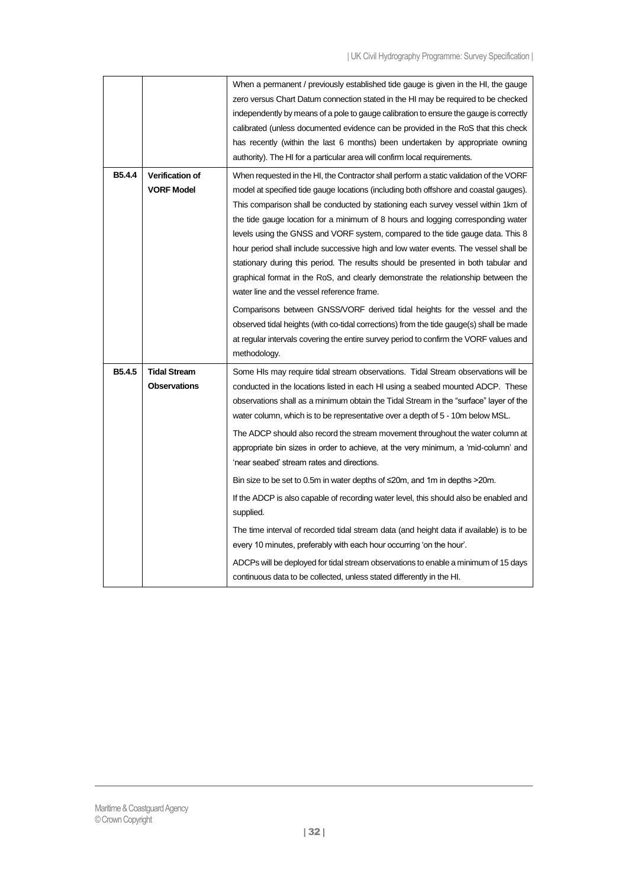| | | |
|---|---|---|
| | | When a permanent / previously established tide gauge is given in the HI, the gauge zero versus Chart Datum connection stated in the HI may be required to be checked independently by means of a pole to gauge calibration to ensure the gauge is correctly calibrated (unless documented evidence can be provided in the RoS that this check has recently (within the last 6 months) been undertaken by appropriate owning authority). The HI for a particular area will confirm local requirements. |
| **B5.4.4** | **Verification of VORF Model** | When requested in the HI, the Contractor shall perform a static validation of the VORF model at specified tide gauge locations (including both offshore and coastal gauges). This comparison shall be conducted by stationing each survey vessel within 1km of the tide gauge location for a minimum of 8 hours and logging corresponding water levels using the GNSS and VORF system, compared to the tide gauge data. This 8 hour period shall include successive high and low water events. The vessel shall be stationary during this period. The results should be presented in both tabular and graphical format in the RoS, and clearly demonstrate the relationship between the water line and the vessel reference frame.<br><br>Comparisons between GNSS/VORF derived tidal heights for the vessel and the observed tidal heights (with co-tidal corrections) from the tide gauge(s) shall be made at regular intervals covering the entire survey period to confirm the VORF values and methodology. |
| **B5.4.5** | **Tidal Stream Observations** | Some HIs may require tidal stream observations. Tidal Stream observations will be conducted in the locations listed in each HI using a seabed mounted ADCP. These observations shall as a minimum obtain the Tidal Stream in the "surface" layer of the water column, which is to be representative over a depth of 5 - 10m below MSL.<br><br>The ADCP should also record the stream movement throughout the water column at appropriate bin sizes in order to achieve, at the very minimum, a 'mid-column' and 'near seabed' stream rates and directions.<br><br>Bin size to be set to 0.5m in water depths of ≤20m, and 1m in depths >20m.<br><br>If the ADCP is also capable of recording water level, this should also be enabled and supplied.<br><br>The time interval of recorded tidal stream data (and height data if available) is to be every 10 minutes, preferably with each hour occurring 'on the hour'.<br><br>ADCPs will be deployed for tidal stream observations to enable a minimum of 15 days continuous data to be collected, unless stated differently in the HI. |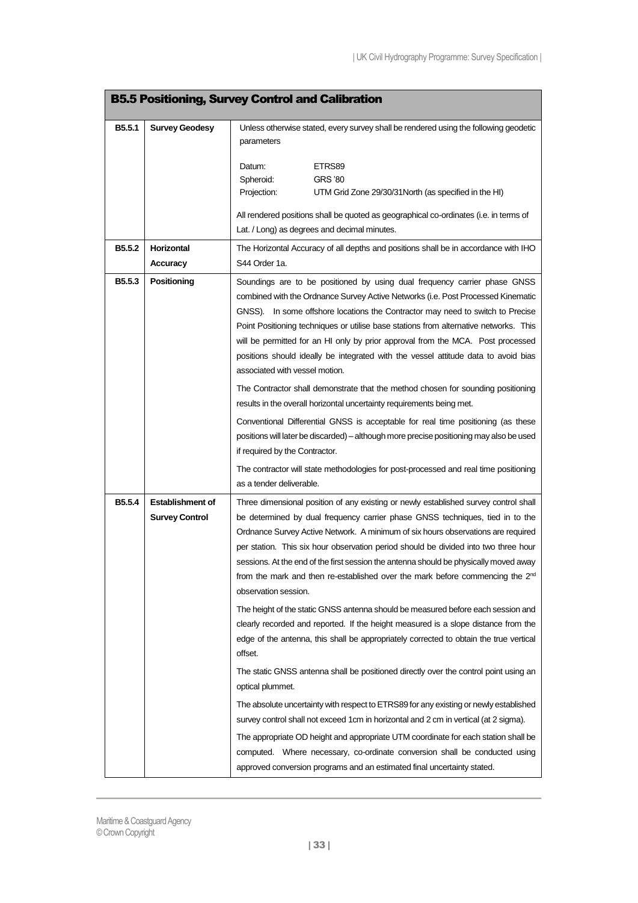## B5.5 Positioning, Survey Control and Calibration

| | | |
|---|---|---|
| **B5.5.1** | **Survey Geodesy** | Unless otherwise stated, every survey shall be rendered using the following geodetic parameters<br><br>Datum: ETRS89<br>Spheroid: GRS '80<br>Projection: UTM Grid Zone 29/30/31North (as specified in the HI)<br><br>All rendered positions shall be quoted as geographical co-ordinates (i.e. in terms of Lat. / Long) as degrees and decimal minutes. |
| **B5.5.2** | **Horizontal Accuracy** | The Horizontal Accuracy of all depths and positions shall be in accordance with IHO S44 Order 1a. |
| **B5.5.3** | **Positioning** | Soundings are to be positioned by using dual frequency carrier phase GNSS combined with the Ordnance Survey Active Networks (i.e. Post Processed Kinematic GNSS). In some offshore locations the Contractor may need to switch to Precise Point Positioning techniques or utilise base stations from alternative networks. This will be permitted for an HI only by prior approval from the MCA. Post processed positions should ideally be integrated with the vessel attitude data to avoid bias associated with vessel motion.<br><br>The Contractor shall demonstrate that the method chosen for sounding positioning results in the overall horizontal uncertainty requirements being met.<br><br>Conventional Differential GNSS is acceptable for real time positioning (as these positions will later be discarded) – although more precise positioning may also be used if required by the Contractor.<br><br>The contractor will state methodologies for post-processed and real time positioning as a tender deliverable. |
| **B5.5.4** | **Establishment of Survey Control** | Three dimensional position of any existing or newly established survey control shall be determined by dual frequency carrier phase GNSS techniques, tied in to the Ordnance Survey Active Network. A minimum of six hours observations are required per station. This six hour observation period should be divided into two three hour sessions. At the end of the first session the antenna should be physically moved away from the mark and then re-established over the mark before commencing the 2nd observation session.<br><br>The height of the static GNSS antenna should be measured before each session and clearly recorded and reported. If the height measured is a slope distance from the edge of the antenna, this shall be appropriately corrected to obtain the true vertical offset.<br><br>The static GNSS antenna shall be positioned directly over the control point using an optical plummet.<br><br>The absolute uncertainty with respect to ETRS89 for any existing or newly established survey control shall not exceed 1cm in horizontal and 2 cm in vertical (at 2 sigma).<br><br>The appropriate OD height and appropriate UTM coordinate for each station shall be computed. Where necessary, co-ordinate conversion shall be conducted using approved conversion programs and an estimated final uncertainty stated. |

Maritime & Coastguard Agency
© Crown Copyright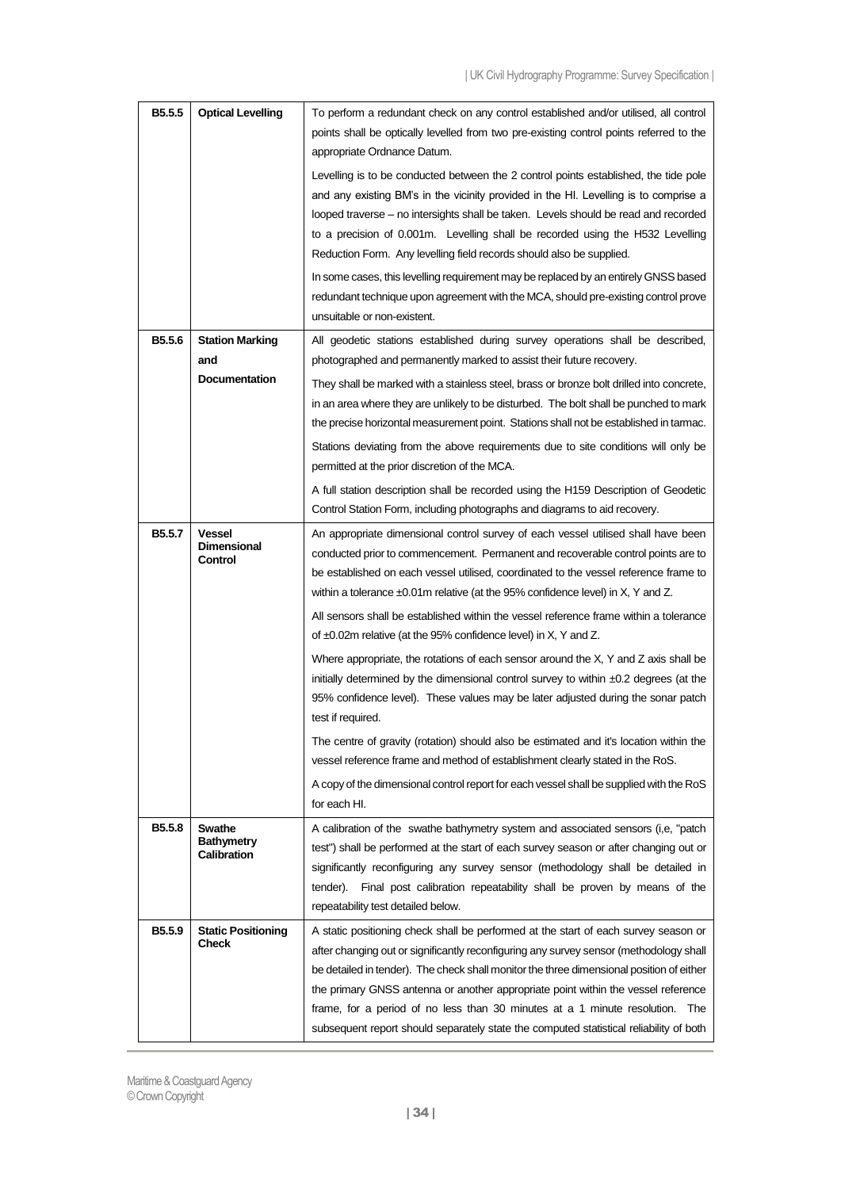| | | |
|---|---|---|
| **B5.5.5** | **Optical Levelling** | To perform a redundant check on any control established and/or utilised, all control points shall be optically levelled from two pre-existing control points referred to the appropriate Ordnance Datum.<br><br>Levelling is to be conducted between the 2 control points established, the tide pole and any existing BM's in the vicinity provided in the HI. Levelling is to comprise a looped traverse – no intersights shall be taken. Levels should be read and recorded to a precision of 0.001m. Levelling shall be recorded using the H532 Levelling Reduction Form. Any levelling field records should also be supplied.<br><br>In some cases, this levelling requirement may be replaced by an entirely GNSS based redundant technique upon agreement with the MCA, should pre-existing control prove unsuitable or non-existent. |
| **B5.5.6** | **Station Marking and Documentation** | All geodetic stations established during survey operations shall be described, photographed and permanently marked to assist their future recovery.<br><br>They shall be marked with a stainless steel, brass or bronze bolt drilled into concrete, in an area where they are unlikely to be disturbed. The bolt shall be punched to mark the precise horizontal measurement point. Stations shall not be established in tarmac.<br><br>Stations deviating from the above requirements due to site conditions will only be permitted at the prior discretion of the MCA.<br><br>A full station description shall be recorded using the H159 Description of Geodetic Control Station Form, including photographs and diagrams to aid recovery. |
| **B5.5.7** | **Vessel Dimensional Control** | An appropriate dimensional control survey of each vessel utilised shall have been conducted prior to commencement. Permanent and recoverable control points are to be established on each vessel utilised, coordinated to the vessel reference frame to within a tolerance ±0.01m relative (at the 95% confidence level) in X, Y and Z.<br><br>All sensors shall be established within the vessel reference frame within a tolerance of ±0.02m relative (at the 95% confidence level) in X, Y and Z.<br><br>Where appropriate, the rotations of each sensor around the X, Y and Z axis shall be initially determined by the dimensional control survey to within ±0.2 degrees (at the 95% confidence level). These values may be later adjusted during the sonar patch test if required.<br><br>The centre of gravity (rotation) should also be estimated and it's location within the vessel reference frame and method of establishment clearly stated in the RoS.<br><br>A copy of the dimensional control report for each vessel shall be supplied with the RoS for each HI. |
| **B5.5.8** | **Swathe Bathymetry Calibration** | A calibration of the swathe bathymetry system and associated sensors (i,e, "patch test") shall be performed at the start of each survey season or after changing out or significantly reconfiguring any survey sensor (methodology shall be detailed in tender). Final post calibration repeatability shall be proven by means of the repeatability test detailed below. |
| **B5.5.9** | **Static Positioning Check** | A static positioning check shall be performed at the start of each survey season or after changing out or significantly reconfiguring any survey sensor (methodology shall be detailed in tender). The check shall monitor the three dimensional position of either the primary GNSS antenna or another appropriate point within the vessel reference frame, for a period of no less than 30 minutes at a 1 minute resolution. The subsequent report should separately state the computed statistical reliability of both |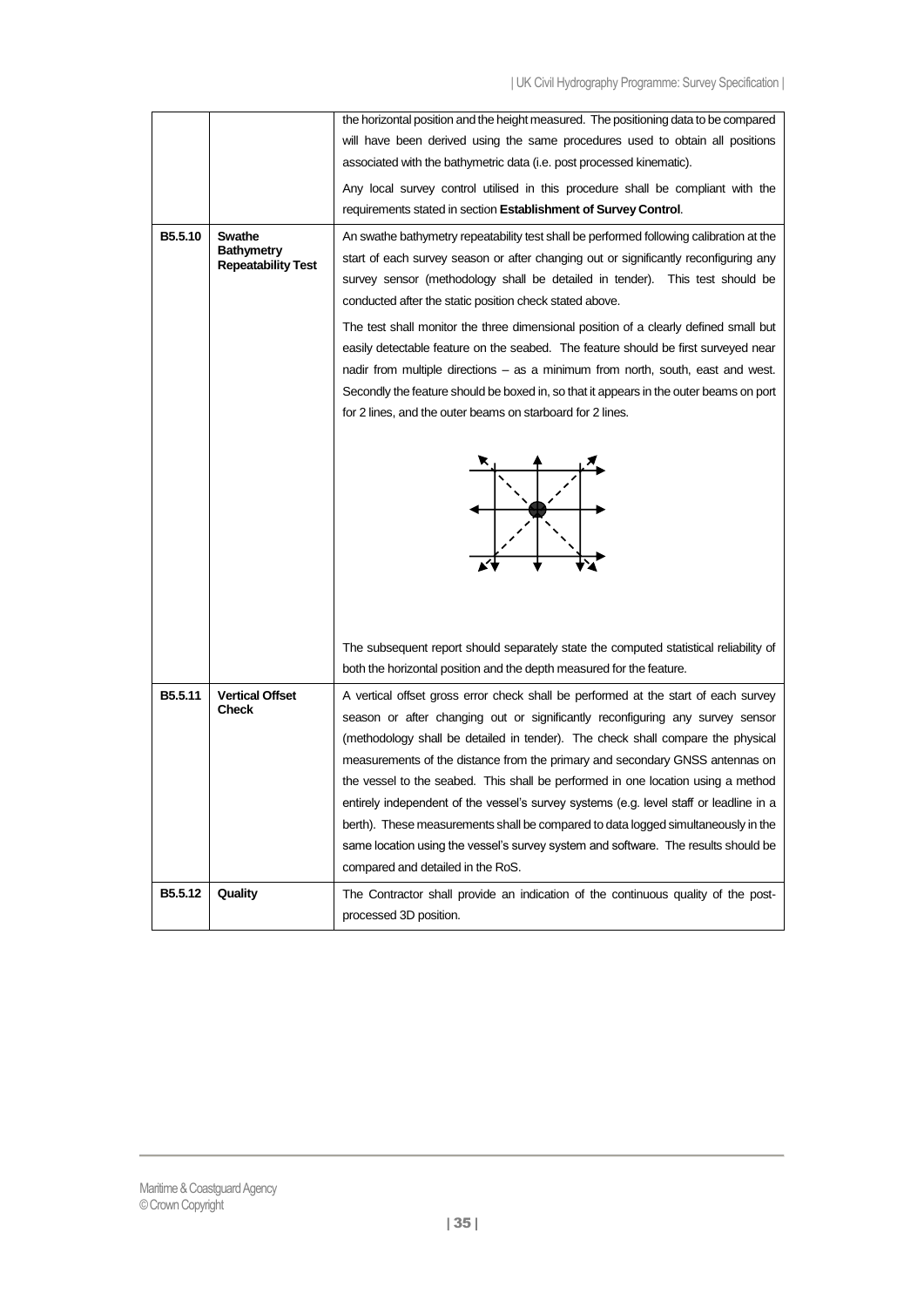| | | |
|---|---|---|
| | | the horizontal position and the height measured. The positioning data to be compared will have been derived using the same procedures used to obtain all positions associated with the bathymetric data (i.e. post processed kinematic).<br><br>Any local survey control utilised in this procedure shall be compliant with the requirements stated in section **Establishment of Survey Control**. |
| **B5.5.10** | **Swathe Bathymetry Repeatability Test** | An swathe bathymetry repeatability test shall be performed following calibration at the start of each survey season or after changing out or significantly reconfiguring any survey sensor (methodology shall be detailed in tender). This test should be conducted after the static position check stated above.<br><br>The test shall monitor the three dimensional position of a clearly defined small but easily detectable feature on the seabed. The feature should be first surveyed near nadir from multiple directions – as a minimum from north, south, east and west. Secondly the feature should be boxed in, so that it appears in the outer beams on port for 2 lines, and the outer beams on starboard for 2 lines.<br><br>The subsequent report should separately state the computed statistical reliability of both the horizontal position and the depth measured for the feature. |
| **B5.5.11** | **Vertical Offset Check** | A vertical offset gross error check shall be performed at the start of each survey season or after changing out or significantly reconfiguring any survey sensor (methodology shall be detailed in tender). The check shall compare the physical measurements of the distance from the primary and secondary GNSS antennas on the vessel to the seabed. This shall be performed in one location using a method entirely independent of the vessel's survey systems (e.g. level staff or leadline in a berth). These measurements shall be compared to data logged simultaneously in the same location using the vessel's survey system and software. The results should be compared and detailed in the RoS. |
| **B5.5.12** | **Quality** | The Contractor shall provide an indication of the continuous quality of the post-processed 3D position. |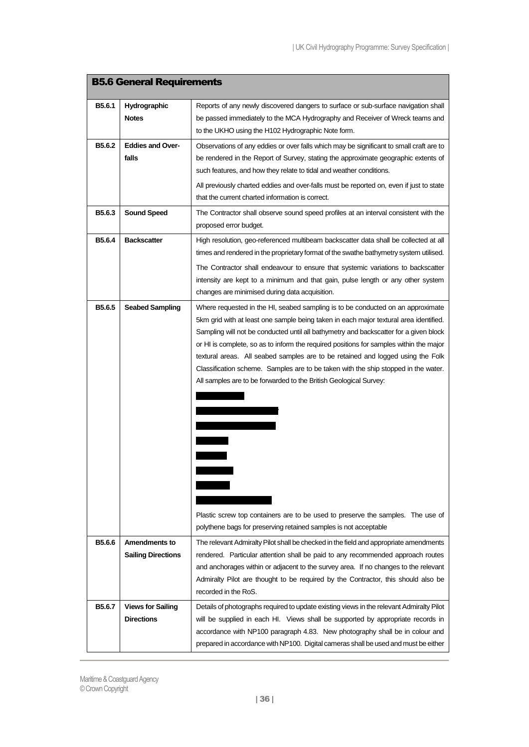| B5.6 General Requirements | | |
|---|---|---|
| B5.6.1 | **Hydrographic Notes** | Reports of any newly discovered dangers to surface or sub-surface navigation shall be passed immediately to the MCA Hydrography and Receiver of Wreck teams and to the UKHO using the H102 Hydrographic Note form. |
| B5.6.2 | **Eddies and Over-falls** | Observations of any eddies or over falls which may be significant to small craft are to be rendered in the Report of Survey, stating the approximate geographic extents of such features, and how they relate to tidal and weather conditions.<br><br>All previously charted eddies and over-falls must be reported on, even if just to state that the current charted information is correct. |
| B5.6.3 | **Sound Speed** | The Contractor shall observe sound speed profiles at an interval consistent with the proposed error budget. |
| B5.6.4 | **Backscatter** | High resolution, geo-referenced multibeam backscatter data shall be collected at all times and rendered in the proprietary format of the swathe bathymetry system utilised.<br><br>The Contractor shall endeavour to ensure that systemic variations to backscatter intensity are kept to a minimum and that gain, pulse length or any other system changes are minimised during data acquisition. |
| B5.6.5 | **Seabed Sampling** | Where requested in the HI, seabed sampling is to be conducted on an approximate 5km grid with at least one sample being taken in each major textural area identified. Sampling will not be conducted until all bathymetry and backscatter for a given block or HI is complete, so as to inform the required positions for samples within the major textural areas. All seabed samples are to be retained and logged using the Folk Classification scheme. Samples are to be taken with the ship stopped in the water. All samples are to be forwarded to the British Geological Survey:<br><br>[REDACTED]<br>[REDACTED]<br>[REDACTED]<br>[REDACTED]<br>[REDACTED]<br>[REDACTED]<br>[REDACTED]<br>[REDACTED]<br><br>Plastic screw top containers are to be used to preserve the samples. The use of polythene bags for preserving retained samples is not acceptable |
| B5.6.6 | **Amendments to Sailing Directions** | The relevant Admiralty Pilot shall be checked in the field and appropriate amendments rendered. Particular attention shall be paid to any recommended approach routes and anchorages within or adjacent to the survey area. If no changes to the relevant Admiralty Pilot are thought to be required by the Contractor, this should also be recorded in the RoS. |
| B5.6.7 | **Views for Sailing Directions** | Details of photographs required to update existing views in the relevant Admiralty Pilot will be supplied in each HI. Views shall be supported by appropriate records in accordance with NP100 paragraph 4.83. New photography shall be in colour and prepared in accordance with NP100. Digital cameras shall be used and must be either |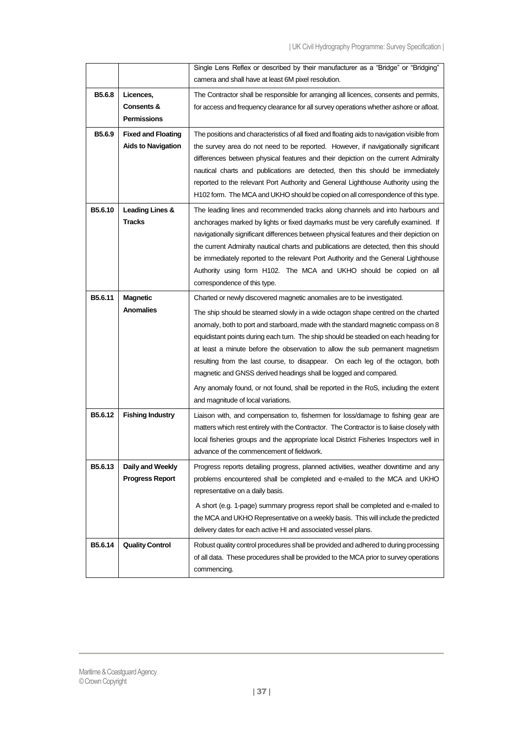| | | |
|---|---|---|
| | | Single Lens Reflex or described by their manufacturer as a "Bridge" or "Bridging" camera and shall have at least 6M pixel resolution. |
| **B5.6.8** | **Licences, Consents & Permissions** | The Contractor shall be responsible for arranging all licences, consents and permits, for access and frequency clearance for all survey operations whether ashore or afloat. |
| **B5.6.9** | **Fixed and Floating Aids to Navigation** | The positions and characteristics of all fixed and floating aids to navigation visible from the survey area do not need to be reported. However, if navigationally significant differences between physical features and their depiction on the current Admiralty nautical charts and publications are detected, then this should be immediately reported to the relevant Port Authority and General Lighthouse Authority using the H102 form. The MCA and UKHO should be copied on all correspondence of this type. |
| **B5.6.10** | **Leading Lines & Tracks** | The leading lines and recommended tracks along channels and into harbours and anchorages marked by lights or fixed daymarks must be very carefully examined. If navigationally significant differences between physical features and their depiction on the current Admiralty nautical charts and publications are detected, then this should be immediately reported to the relevant Port Authority and the General Lighthouse Authority using form H102. The MCA and UKHO should be copied on all correspondence of this type. |
| **B5.6.11** | **Magnetic Anomalies** | Charted or newly discovered magnetic anomalies are to be investigated.<br><br>The ship should be steamed slowly in a wide octagon shape centred on the charted anomaly, both to port and starboard, made with the standard magnetic compass on 8 equidistant points during each turn. The ship should be steadied on each heading for at least a minute before the observation to allow the sub permanent magnetism resulting from the last course, to disappear. On each leg of the octagon, both magnetic and GNSS derived headings shall be logged and compared.<br><br>Any anomaly found, or not found, shall be reported in the RoS, including the extent and magnitude of local variations. |
| **B5.6.12** | **Fishing Industry** | Liaison with, and compensation to, fishermen for loss/damage to fishing gear are matters which rest entirely with the Contractor. The Contractor is to liaise closely with local fisheries groups and the appropriate local District Fisheries Inspectors well in advance of the commencement of fieldwork. |
| **B5.6.13** | **Daily and Weekly Progress Report** | Progress reports detailing progress, planned activities, weather downtime and any problems encountered shall be completed and e-mailed to the MCA and UKHO representative on a daily basis.<br><br>A short (e.g. 1-page) summary progress report shall be completed and e-mailed to the MCA and UKHO Representative on a weekly basis. This will include the predicted delivery dates for each active HI and associated vessel plans. |
| **B5.6.14** | **Quality Control** | Robust quality control procedures shall be provided and adhered to during processing of all data. These procedures shall be provided to the MCA prior to survey operations commencing. |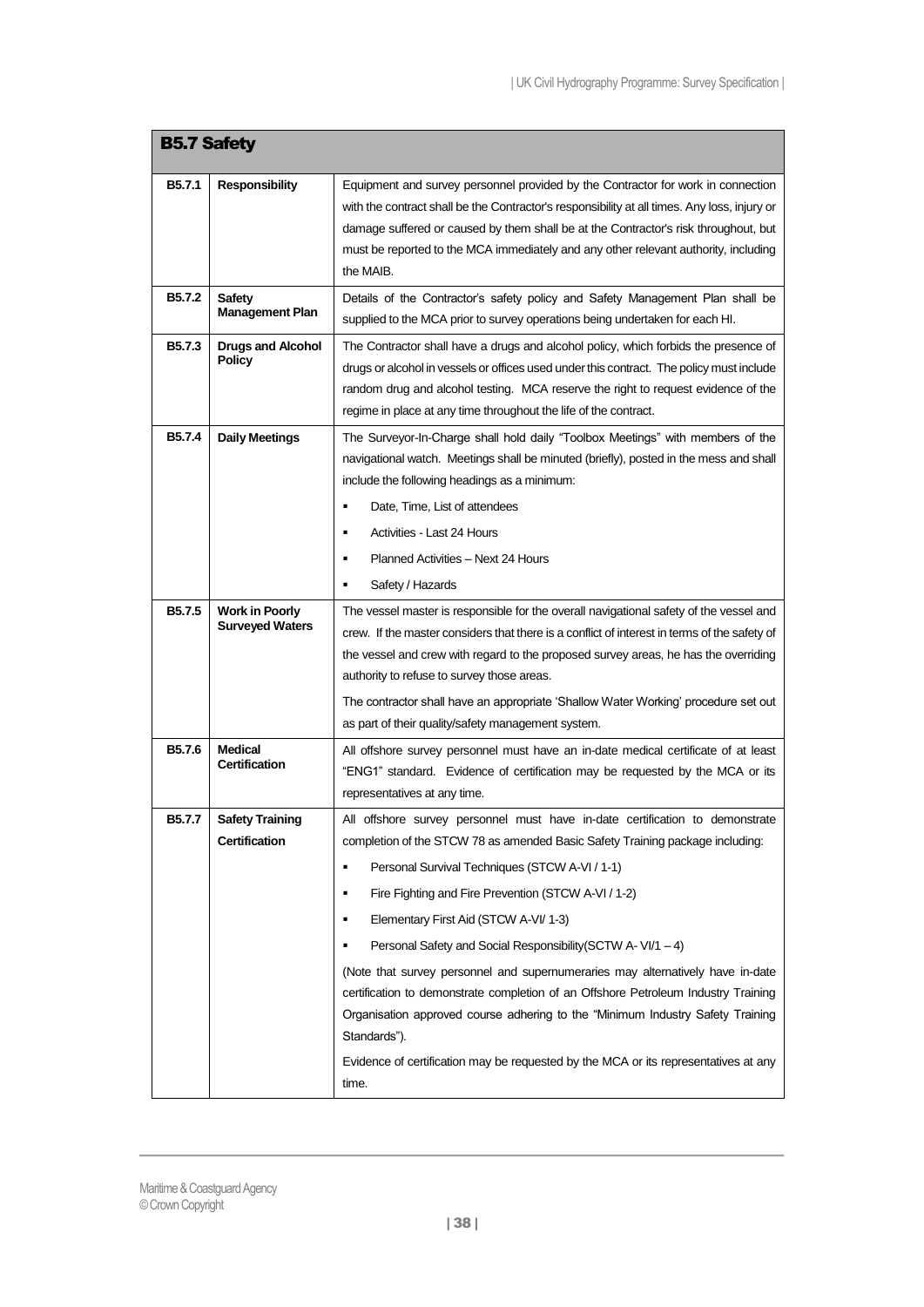## B5.7 Safety

| | | |
|---|---|---|
| **B5.7.1** | **Responsibility** | Equipment and survey personnel provided by the Contractor for work in connection with the contract shall be the Contractor's responsibility at all times. Any loss, injury or damage suffered or caused by them shall be at the Contractor's risk throughout, but must be reported to the MCA immediately and any other relevant authority, including the MAIB. |
| **B5.7.2** | **Safety Management Plan** | Details of the Contractor's safety policy and Safety Management Plan shall be supplied to the MCA prior to survey operations being undertaken for each HI. |
| **B5.7.3** | **Drugs and Alcohol Policy** | The Contractor shall have a drugs and alcohol policy, which forbids the presence of drugs or alcohol in vessels or offices used under this contract. The policy must include random drug and alcohol testing. MCA reserve the right to request evidence of the regime in place at any time throughout the life of the contract. |
| **B5.7.4** | **Daily Meetings** | The Surveyor-In-Charge shall hold daily "Toolbox Meetings" with members of the navigational watch. Meetings shall be minuted (briefly), posted in the mess and shall include the following headings as a minimum:<br>▪ Date, Time, List of attendees<br>▪ Activities - Last 24 Hours<br>▪ Planned Activities – Next 24 Hours<br>▪ Safety / Hazards |
| **B5.7.5** | **Work in Poorly Surveyed Waters** | The vessel master is responsible for the overall navigational safety of the vessel and crew. If the master considers that there is a conflict of interest in terms of the safety of the vessel and crew with regard to the proposed survey areas, he has the overriding authority to refuse to survey those areas.<br>The contractor shall have an appropriate 'Shallow Water Working' procedure set out as part of their quality/safety management system. |
| **B5.7.6** | **Medical Certification** | All offshore survey personnel must have an in-date medical certificate of at least "ENG1" standard. Evidence of certification may be requested by the MCA or its representatives at any time. |
| **B5.7.7** | **Safety Training Certification** | All offshore survey personnel must have in-date certification to demonstrate completion of the STCW 78 as amended Basic Safety Training package including:<br>▪ Personal Survival Techniques (STCW A-VI / 1-1)<br>▪ Fire Fighting and Fire Prevention (STCW A-VI / 1-2)<br>▪ Elementary First Aid (STCW A-VI/ 1-3)<br>▪ Personal Safety and Social Responsibility(SCTW A- VI/1 – 4)<br>(Note that survey personnel and supernumeraries may alternatively have in-date certification to demonstrate completion of an Offshore Petroleum Industry Training Organisation approved course adhering to the "Minimum Industry Safety Training Standards").<br>Evidence of certification may be requested by the MCA or its representatives at any time. |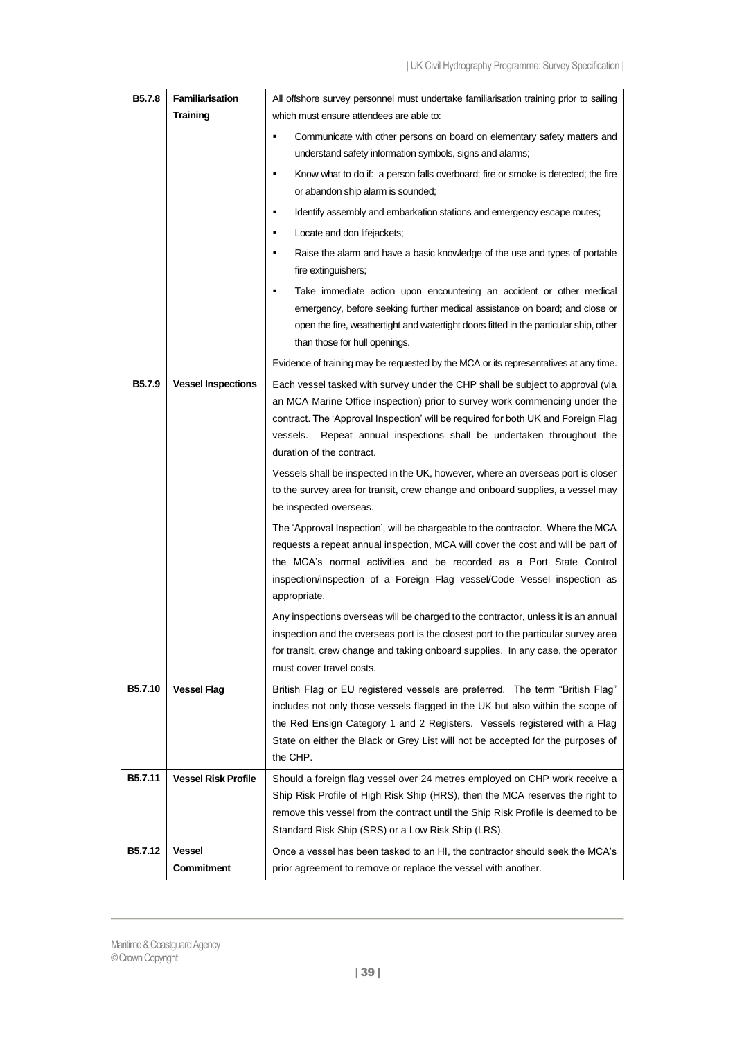| B5.7.8 | **Familiarisation Training** | All offshore survey personnel must undertake familiarisation training prior to sailing which must ensure attendees are able to:<br>▪ Communicate with other persons on board on elementary safety matters and understand safety information symbols, signs and alarms;<br>▪ Know what to do if: a person falls overboard; fire or smoke is detected; the fire or abandon ship alarm is sounded;<br>▪ Identify assembly and embarkation stations and emergency escape routes;<br>▪ Locate and don lifejackets;<br>▪ Raise the alarm and have a basic knowledge of the use and types of portable fire extinguishers;<br>▪ Take immediate action upon encountering an accident or other medical emergency, before seeking further medical assistance on board; and close or open the fire, weathertight and watertight doors fitted in the particular ship, other than those for hull openings.<br>Evidence of training may be requested by the MCA or its representatives at any time. |
|---|---|---|
| **B5.7.9** | **Vessel Inspections** | Each vessel tasked with survey under the CHP shall be subject to approval (via an MCA Marine Office inspection) prior to survey work commencing under the contract. The 'Approval Inspection' will be required for both UK and Foreign Flag vessels. Repeat annual inspections shall be undertaken throughout the duration of the contract.<br>Vessels shall be inspected in the UK, however, where an overseas port is closer to the survey area for transit, crew change and onboard supplies, a vessel may be inspected overseas.<br>The 'Approval Inspection', will be chargeable to the contractor. Where the MCA requests a repeat annual inspection, MCA will cover the cost and will be part of the MCA's normal activities and be recorded as a Port State Control inspection/inspection of a Foreign Flag vessel/Code Vessel inspection as appropriate.<br>Any inspections overseas will be charged to the contractor, unless it is an annual inspection and the overseas port is the closest port to the particular survey area for transit, crew change and taking onboard supplies. In any case, the operator must cover travel costs. |
| **B5.7.10** | **Vessel Flag** | British Flag or EU registered vessels are preferred. The term "British Flag" includes not only those vessels flagged in the UK but also within the scope of the Red Ensign Category 1 and 2 Registers. Vessels registered with a Flag State on either the Black or Grey List will not be accepted for the purposes of the CHP. |
| **B5.7.11** | **Vessel Risk Profile** | Should a foreign flag vessel over 24 metres employed on CHP work receive a Ship Risk Profile of High Risk Ship (HRS), then the MCA reserves the right to remove this vessel from the contract until the Ship Risk Profile is deemed to be Standard Risk Ship (SRS) or a Low Risk Ship (LRS). |
| **B5.7.12** | **Vessel Commitment** | Once a vessel has been tasked to an HI, the contractor should seek the MCA's prior agreement to remove or replace the vessel with another. |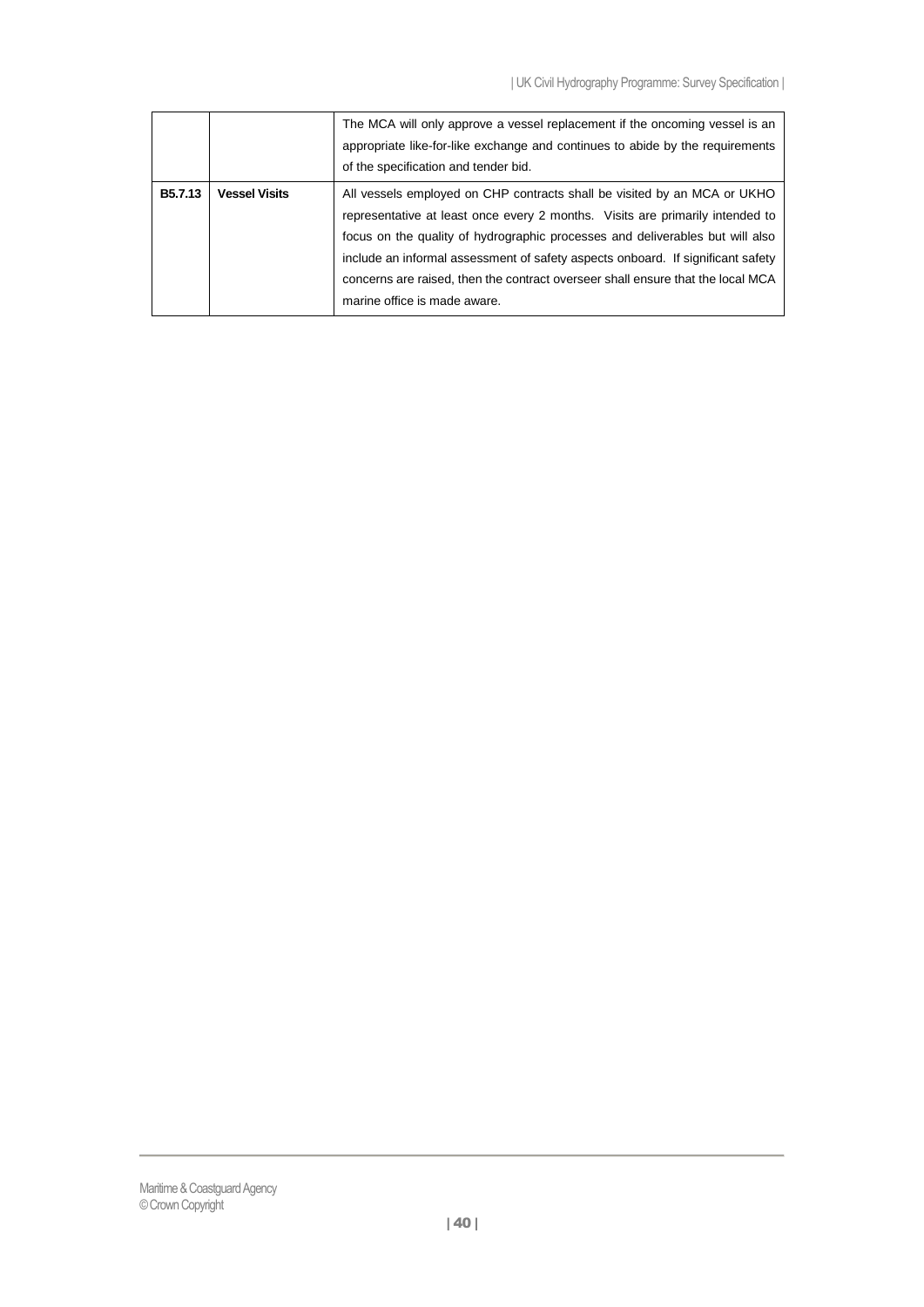| | | |
|---|---|---|
| | | The MCA will only approve a vessel replacement if the oncoming vessel is an appropriate like-for-like exchange and continues to abide by the requirements of the specification and tender bid. |
| **B5.7.13** | **Vessel Visits** | All vessels employed on CHP contracts shall be visited by an MCA or UKHO representative at least once every 2 months. Visits are primarily intended to focus on the quality of hydrographic processes and deliverables but will also include an informal assessment of safety aspects onboard. If significant safety concerns are raised, then the contract overseer shall ensure that the local MCA marine office is made aware. |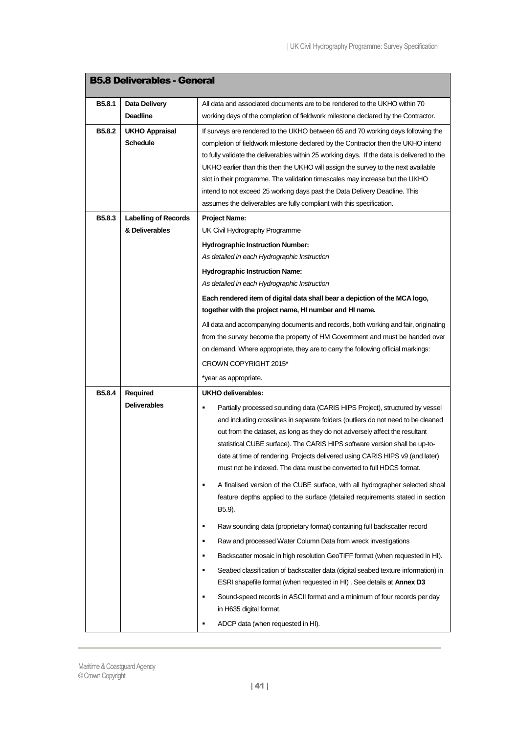| B5.8 Deliverables - General | | |
|---|---|---|
| **B5.8.1** | **Data Delivery Deadline** | All data and associated documents are to be rendered to the UKHO within 70 working days of the completion of fieldwork milestone declared by the Contractor. |
| **B5.8.2** | **UKHO Appraisal Schedule** | If surveys are rendered to the UKHO between 65 and 70 working days following the completion of fieldwork milestone declared by the Contractor then the UKHO intend to fully validate the deliverables within 25 working days. If the data is delivered to the UKHO earlier than this then the UKHO will assign the survey to the next available slot in their programme. The validation timescales may increase but the UKHO intend to not exceed 25 working days past the Data Delivery Deadline. This assumes the deliverables are fully compliant with this specification. |
| **B5.8.3** | **Labelling of Records & Deliverables** | **Project Name:**<br>UK Civil Hydrography Programme<br>**Hydrographic Instruction Number:**<br>*As detailed in each Hydrographic Instruction*<br>**Hydrographic Instruction Name:**<br>*As detailed in each Hydrographic Instruction*<br>**Each rendered item of digital data shall bear a depiction of the MCA logo, together with the project name, HI number and HI name.**<br>All data and accompanying documents and records, both working and fair, originating from the survey become the property of HM Government and must be handed over on demand. Where appropriate, they are to carry the following official markings:<br>CROWN COPYRIGHT 2015*<br>*year as appropriate. |
| **B5.8.4** | **Required Deliverables** | **UKHO deliverables:**<br>▪ Partially processed sounding data (CARIS HIPS Project), structured by vessel and including crosslines in separate folders (outliers do not need to be cleaned out from the dataset, as long as they do not adversely affect the resultant statistical CUBE surface). The CARIS HIPS software version shall be up-to-date at time of rendering. Projects delivered using CARIS HIPS v9 (and later) must not be indexed. The data must be converted to full HDCS format.<br>▪ A finalised version of the CUBE surface, with all hydrographer selected shoal feature depths applied to the surface (detailed requirements stated in section B5.9).<br>▪ Raw sounding data (proprietary format) containing full backscatter record<br>▪ Raw and processed Water Column Data from wreck investigations<br>▪ Backscatter mosaic in high resolution GeoTIFF format (when requested in HI).<br>▪ Seabed classification of backscatter data (digital seabed texture information) in ESRI shapefile format (when requested in HI) . See details at **Annex D3**<br>▪ Sound-speed records in ASCII format and a minimum of four records per day in H635 digital format.<br>▪ ADCP data (when requested in HI). |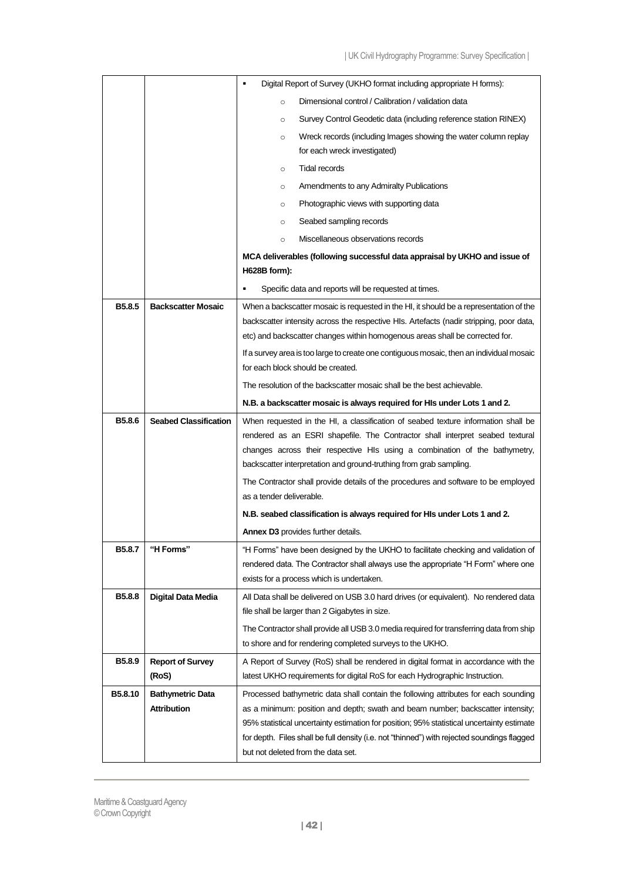| | | |
|---|---|---|
| | | ▪ Digital Report of Survey (UKHO format including appropriate H forms):<br>o Dimensional control / Calibration / validation data<br>o Survey Control Geodetic data (including reference station RINEX)<br>o Wreck records (including Images showing the water column replay for each wreck investigated)<br>o Tidal records<br>o Amendments to any Admiralty Publications<br>o Photographic views with supporting data<br>o Seabed sampling records<br>o Miscellaneous observations records<br>**MCA deliverables (following successful data appraisal by UKHO and issue of H628B form):**<br>▪ Specific data and reports will be requested at times. |
| **B5.8.5** | **Backscatter Mosaic** | When a backscatter mosaic is requested in the HI, it should be a representation of the backscatter intensity across the respective HIs. Artefacts (nadir stripping, poor data, etc) and backscatter changes within homogenous areas shall be corrected for.<br>If a survey area is too large to create one contiguous mosaic, then an individual mosaic for each block should be created.<br>The resolution of the backscatter mosaic shall be the best achievable.<br>**N.B. a backscatter mosaic is always required for HIs under Lots 1 and 2.** |
| **B5.8.6** | **Seabed Classification** | When requested in the HI, a classification of seabed texture information shall be rendered as an ESRI shapefile. The Contractor shall interpret seabed textural changes across their respective HIs using a combination of the bathymetry, backscatter interpretation and ground-truthing from grab sampling.<br>The Contractor shall provide details of the procedures and software to be employed as a tender deliverable.<br>**N.B. seabed classification is always required for HIs under Lots 1 and 2.**<br>**Annex D3** provides further details. |
| **B5.8.7** | **"H Forms"** | "H Forms" have been designed by the UKHO to facilitate checking and validation of rendered data. The Contractor shall always use the appropriate "H Form" where one exists for a process which is undertaken. |
| **B5.8.8** | **Digital Data Media** | All Data shall be delivered on USB 3.0 hard drives (or equivalent). No rendered data file shall be larger than 2 Gigabytes in size.<br>The Contractor shall provide all USB 3.0 media required for transferring data from ship to shore and for rendering completed surveys to the UKHO. |
| **B5.8.9** | **Report of Survey (RoS)** | A Report of Survey (RoS) shall be rendered in digital format in accordance with the latest UKHO requirements for digital RoS for each Hydrographic Instruction. |
| **B5.8.10** | **Bathymetric Data Attribution** | Processed bathymetric data shall contain the following attributes for each sounding as a minimum: position and depth; swath and beam number; backscatter intensity; 95% statistical uncertainty estimation for position; 95% statistical uncertainty estimate for depth. Files shall be full density (i.e. not "thinned") with rejected soundings flagged but not deleted from the data set. |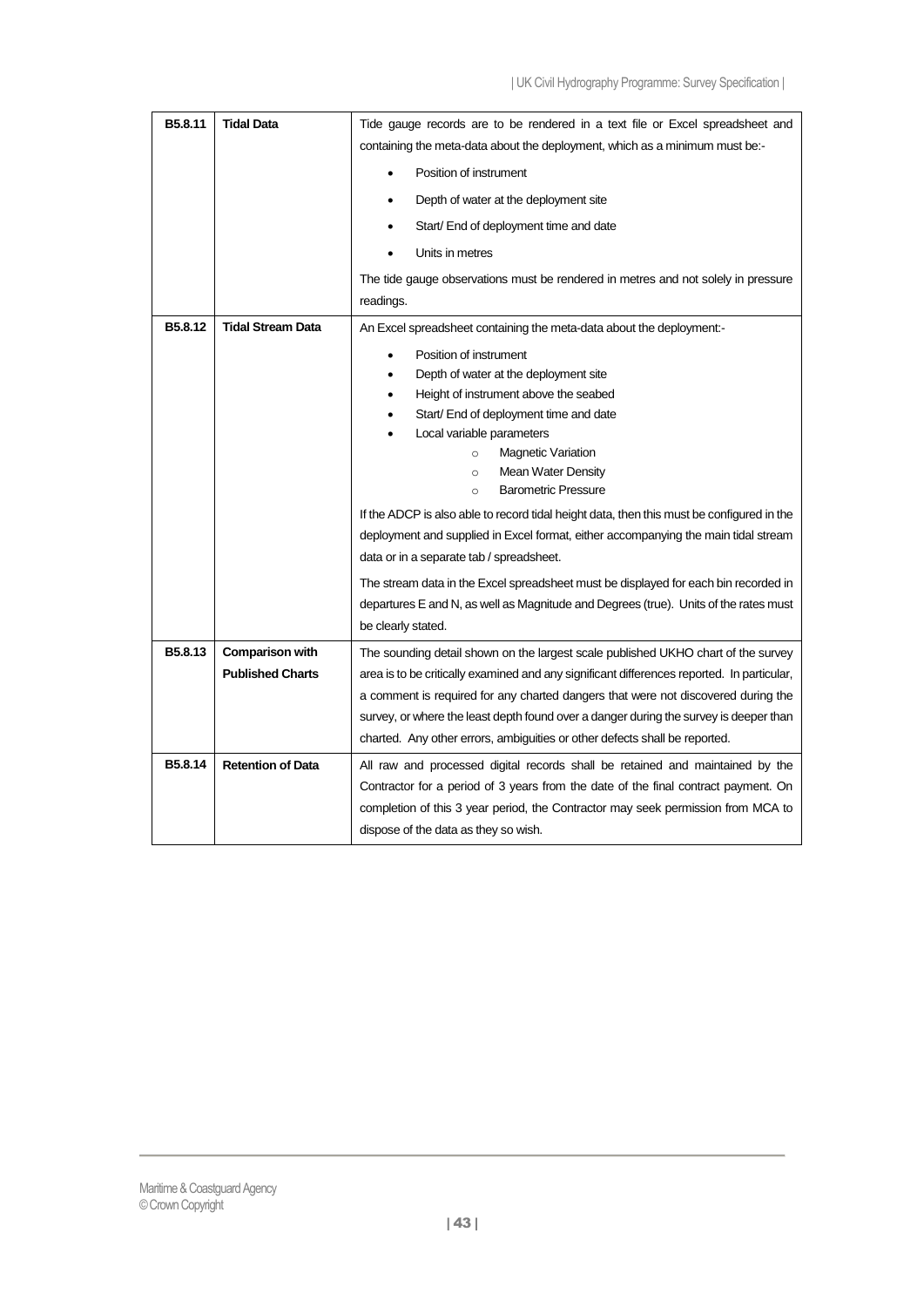| | | |
|---|---|---|
| **B5.8.11** | **Tidal Data** | Tide gauge records are to be rendered in a text file or Excel spreadsheet and containing the meta-data about the deployment, which as a minimum must be:-<br>• Position of instrument<br>• Depth of water at the deployment site<br>• Start/ End of deployment time and date<br>• Units in metres<br><br>The tide gauge observations must be rendered in metres and not solely in pressure readings. |
| **B5.8.12** | **Tidal Stream Data** | An Excel spreadsheet containing the meta-data about the deployment:-<br>• Position of instrument<br>• Depth of water at the deployment site<br>• Height of instrument above the seabed<br>• Start/ End of deployment time and date<br>• Local variable parameters<br>  ○ Magnetic Variation<br>  ○ Mean Water Density<br>  ○ Barometric Pressure<br><br>If the ADCP is also able to record tidal height data, then this must be configured in the deployment and supplied in Excel format, either accompanying the main tidal stream data or in a separate tab / spreadsheet.<br><br>The stream data in the Excel spreadsheet must be displayed for each bin recorded in departures E and N, as well as Magnitude and Degrees (true). Units of the rates must be clearly stated. |
| **B5.8.13** | **Comparison with Published Charts** | The sounding detail shown on the largest scale published UKHO chart of the survey area is to be critically examined and any significant differences reported. In particular, a comment is required for any charted dangers that were not discovered during the survey, or where the least depth found over a danger during the survey is deeper than charted. Any other errors, ambiguities or other defects shall be reported. |
| **B5.8.14** | **Retention of Data** | All raw and processed digital records shall be retained and maintained by the Contractor for a period of 3 years from the date of the final contract payment. On completion of this 3 year period, the Contractor may seek permission from MCA to dispose of the data as they so wish. |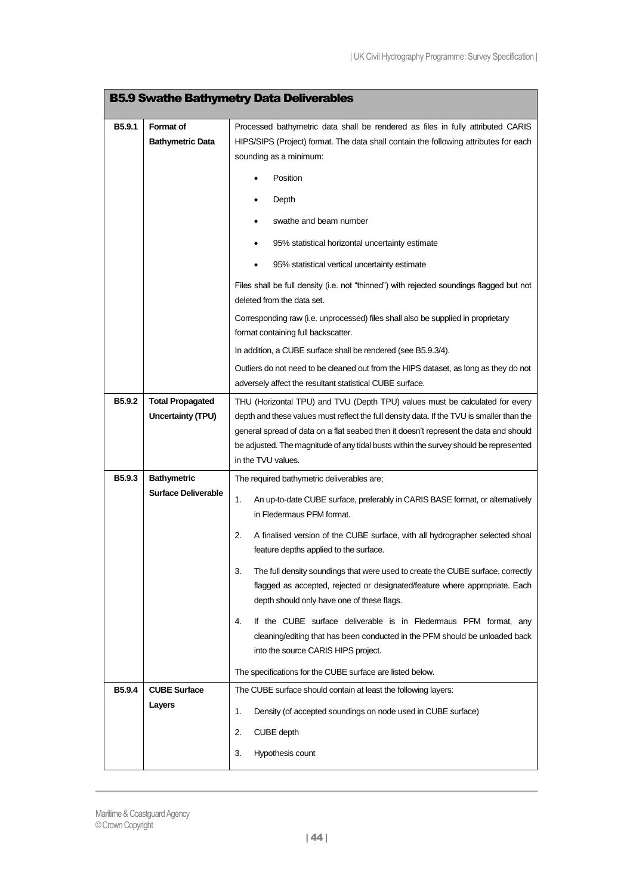| B5.9 Swathe Bathymetry Data Deliverables | | |
|---|---|---|
| **B5.9.1** | **Format of Bathymetric Data** | Processed bathymetric data shall be rendered as files in fully attributed CARIS HIPS/SIPS (Project) format. The data shall contain the following attributes for each sounding as a minimum:<br>• Position<br>• Depth<br>• swathe and beam number<br>• 95% statistical horizontal uncertainty estimate<br>• 95% statistical vertical uncertainty estimate<br>Files shall be full density (i.e. not "thinned") with rejected soundings flagged but not deleted from the data set.<br>Corresponding raw (i.e. unprocessed) files shall also be supplied in proprietary format containing full backscatter.<br>In addition, a CUBE surface shall be rendered (see B5.9.3/4).<br>Outliers do not need to be cleaned out from the HIPS dataset, as long as they do not adversely affect the resultant statistical CUBE surface. |
| **B5.9.2** | **Total Propagated Uncertainty (TPU)** | THU (Horizontal TPU) and TVU (Depth TPU) values must be calculated for every depth and these values must reflect the full density data. If the TVU is smaller than the general spread of data on a flat seabed then it doesn't represent the data and should be adjusted. The magnitude of any tidal busts within the survey should be represented in the TVU values. |
| **B5.9.3** | **Bathymetric Surface Deliverable** | The required bathymetric deliverables are;<br>1. An up-to-date CUBE surface, preferably in CARIS BASE format, or alternatively in Fledermaus PFM format.<br>2. A finalised version of the CUBE surface, with all hydrographer selected shoal feature depths applied to the surface.<br>3. The full density soundings that were used to create the CUBE surface, correctly flagged as accepted, rejected or designated/feature where appropriate. Each depth should only have one of these flags.<br>4. If the CUBE surface deliverable is in Fledermaus PFM format, any cleaning/editing that has been conducted in the PFM should be unloaded back into the source CARIS HIPS project.<br>The specifications for the CUBE surface are listed below. |
| **B5.9.4** | **CUBE Surface Layers** | The CUBE surface should contain at least the following layers:<br>1. Density (of accepted soundings on node used in CUBE surface)<br>2. CUBE depth<br>3. Hypothesis count |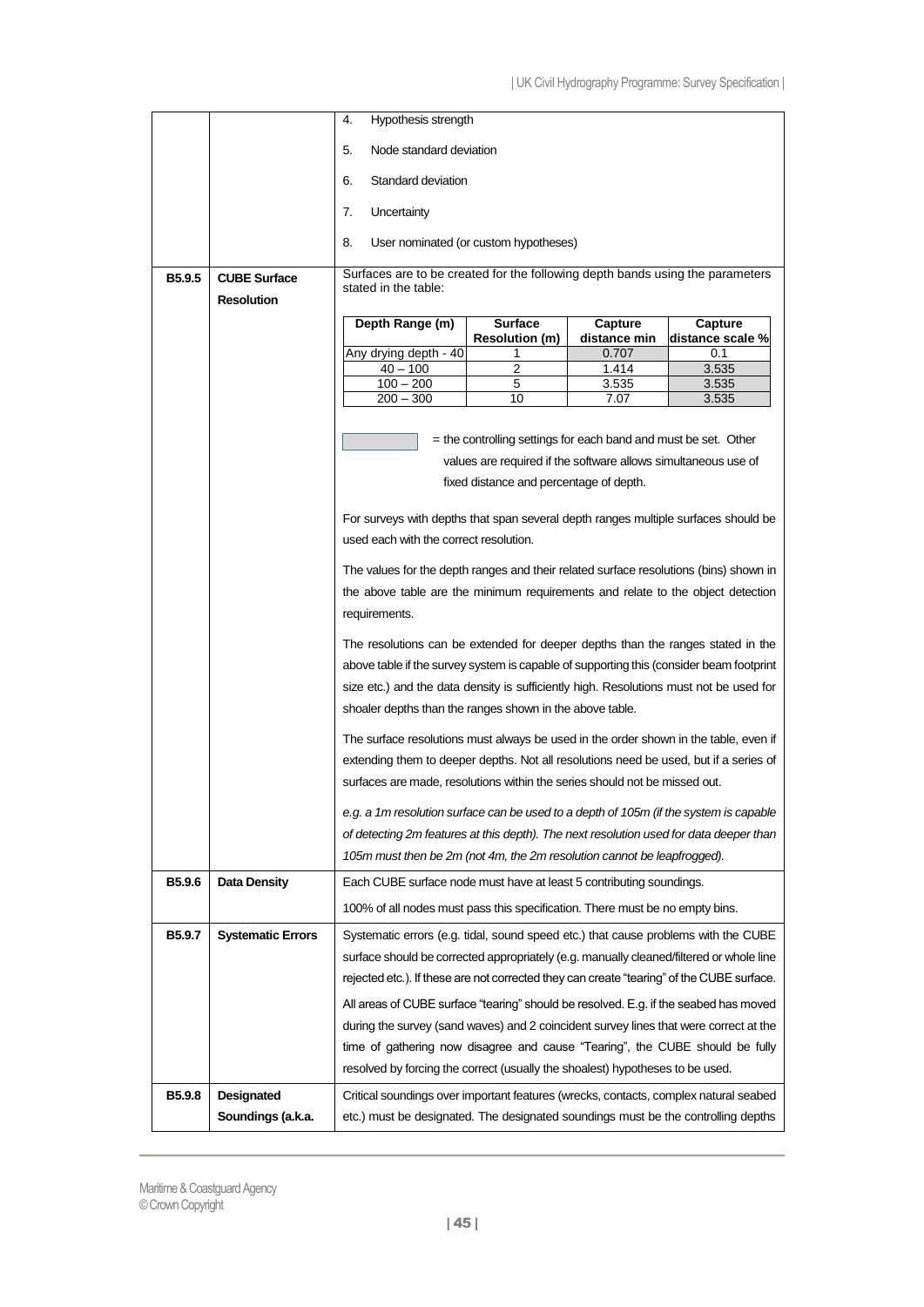| | | 4. Hypothesis strength<br><br>5. Node standard deviation<br><br>6. Standard deviation<br><br>7. Uncertainty<br><br>8. User nominated (or custom hypotheses) |
|---|---|---|
| **B5.9.5** | **CUBE Surface Resolution** | Surfaces are to be created for the following depth bands using the parameters stated in the table:<br><br>(see table below)<br><br>[shaded] = the controlling settings for each band and must be set. Other values are required if the software allows simultaneous use of fixed distance and percentage of depth.<br><br>For surveys with depths that span several depth ranges multiple surfaces should be used each with the correct resolution.<br><br>The values for the depth ranges and their related surface resolutions (bins) shown in the above table are the minimum requirements and relate to the object detection requirements.<br><br>The resolutions can be extended for deeper depths than the ranges stated in the above table if the survey system is capable of supporting this (consider beam footprint size etc.) and the data density is sufficiently high. Resolutions must not be used for shoaler depths than the ranges shown in the above table.<br><br>The surface resolutions must always be used in the order shown in the table, even if extending them to deeper depths. Not all resolutions need be used, but if a series of surfaces are made, resolutions within the series should not be missed out.<br><br>*e.g. a 1m resolution surface can be used to a depth of 105m (if the system is capable of detecting 2m features at this depth). The next resolution used for data deeper than 105m must then be 2m (not 4m, the 2m resolution cannot be leapfrogged).* |
| **B5.9.6** | **Data Density** | Each CUBE surface node must have at least 5 contributing soundings.<br><br>100% of all nodes must pass this specification. There must be no empty bins. |
| **B5.9.7** | **Systematic Errors** | Systematic errors (e.g. tidal, sound speed etc.) that cause problems with the CUBE surface should be corrected appropriately (e.g. manually cleaned/filtered or whole line rejected etc.). If these are not corrected they can create "tearing" of the CUBE surface.<br><br>All areas of CUBE surface "tearing" should be resolved. E.g. if the seabed has moved during the survey (sand waves) and 2 coincident survey lines that were correct at the time of gathering now disagree and cause "Tearing", the CUBE should be fully resolved by forcing the correct (usually the shoalest) hypotheses to be used. |
| **B5.9.8** | **Designated Soundings (a.k.a.** | Critical soundings over important features (wrecks, contacts, complex natural seabed etc.) must be designated. The designated soundings must be the controlling depths |

B5.9.5 CUBE Surface Resolution table (shaded cells = controlling settings):

| Depth Range (m) | Surface Resolution (m) | Capture distance min | Capture distance scale % |
|---|---|---|---|
| Any drying depth - 40 | 1 | 0.707 (shaded) | 0.1 |
| 40 – 100 | 2 | 1.414 | 3.535 (shaded) |
| 100 – 200 | 5 | 3.535 | 3.535 (shaded) |
| 200 – 300 | 10 | 7.07 | 3.535 (shaded) |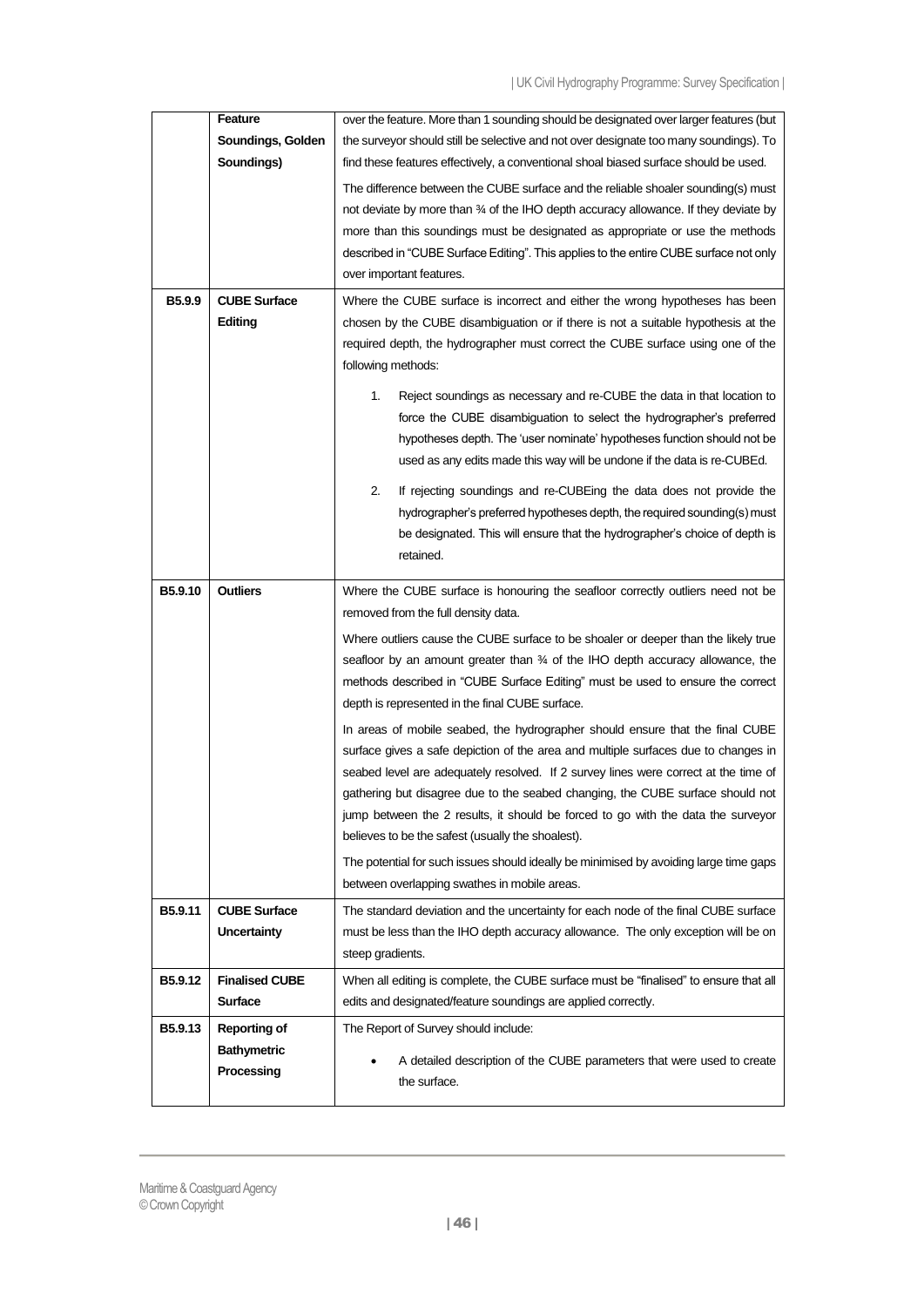|  | Feature Soundings, Golden Soundings) | over the feature. More than 1 sounding should be designated over larger features (but the surveyor should still be selective and not over designate too many soundings). To find these features effectively, a conventional shoal biased surface should be used.<br><br>The difference between the CUBE surface and the reliable shoaler sounding(s) must not deviate by more than ¾ of the IHO depth accuracy allowance. If they deviate by more than this soundings must be designated as appropriate or use the methods described in "CUBE Surface Editing". This applies to the entire CUBE surface not only over important features. |
|---|---|---|
| **B5.9.9** | **CUBE Surface Editing** | Where the CUBE surface is incorrect and either the wrong hypotheses has been chosen by the CUBE disambiguation or if there is not a suitable hypothesis at the required depth, the hydrographer must correct the CUBE surface using one of the following methods:<br><br>1. Reject soundings as necessary and re-CUBE the data in that location to force the CUBE disambiguation to select the hydrographer's preferred hypotheses depth. The 'user nominate' hypotheses function should not be used as any edits made this way will be undone if the data is re-CUBEd.<br><br>2. If rejecting soundings and re-CUBEing the data does not provide the hydrographer's preferred hypotheses depth, the required sounding(s) must be designated. This will ensure that the hydrographer's choice of depth is retained. |
| **B5.9.10** | **Outliers** | Where the CUBE surface is honouring the seafloor correctly outliers need not be removed from the full density data.<br><br>Where outliers cause the CUBE surface to be shoaler or deeper than the likely true seafloor by an amount greater than ¾ of the IHO depth accuracy allowance, the methods described in "CUBE Surface Editing" must be used to ensure the correct depth is represented in the final CUBE surface.<br><br>In areas of mobile seabed, the hydrographer should ensure that the final CUBE surface gives a safe depiction of the area and multiple surfaces due to changes in seabed level are adequately resolved. If 2 survey lines were correct at the time of gathering but disagree due to the seabed changing, the CUBE surface should not jump between the 2 results, it should be forced to go with the data the surveyor believes to be the safest (usually the shoalest).<br><br>The potential for such issues should ideally be minimised by avoiding large time gaps between overlapping swathes in mobile areas. |
| **B5.9.11** | **CUBE Surface Uncertainty** | The standard deviation and the uncertainty for each node of the final CUBE surface must be less than the IHO depth accuracy allowance. The only exception will be on steep gradients. |
| **B5.9.12** | **Finalised CUBE Surface** | When all editing is complete, the CUBE surface must be "finalised" to ensure that all edits and designated/feature soundings are applied correctly. |
| **B5.9.13** | **Reporting of Bathymetric Processing** | The Report of Survey should include:<br><br>• A detailed description of the CUBE parameters that were used to create the surface. |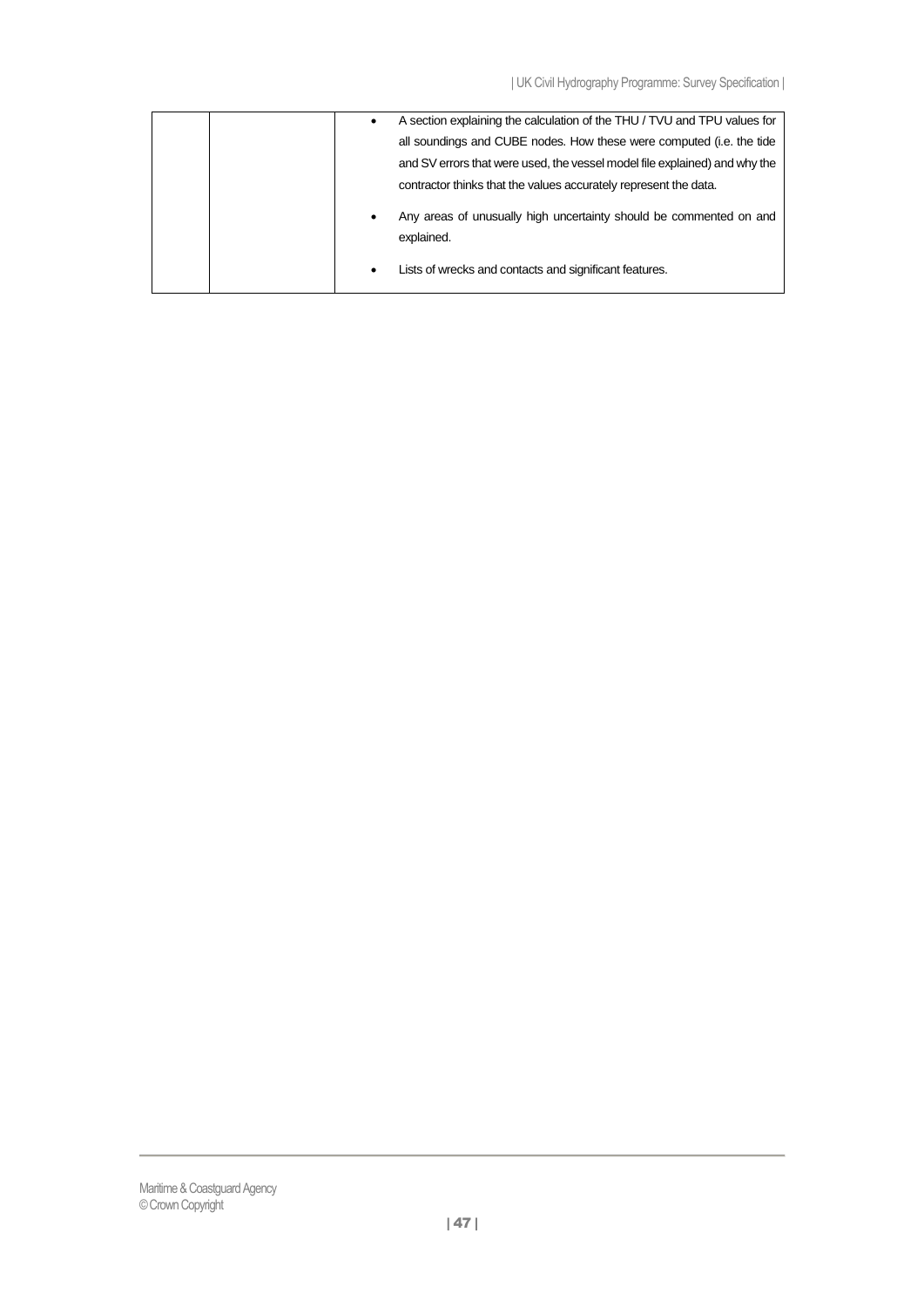| | | |
|---|---|---|
| | | • A section explaining the calculation of the THU / TVU and TPU values for all soundings and CUBE nodes. How these were computed (i.e. the tide and SV errors that were used, the vessel model file explained) and why the contractor thinks that the values accurately represent the data.<br>• Any areas of unusually high uncertainty should be commented on and explained.<br>• Lists of wrecks and contacts and significant features. |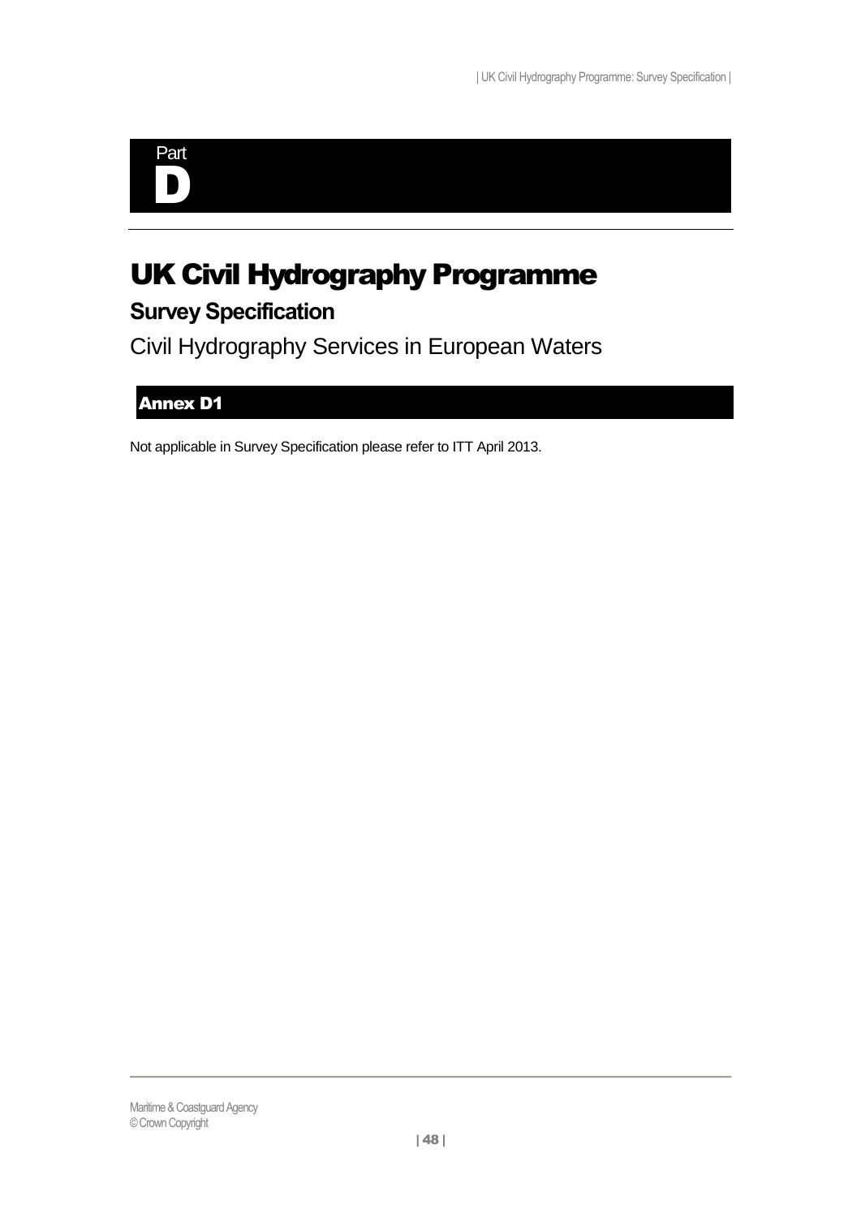Part
# D

# UK Civil Hydrography Programme

## Survey Specification

Civil Hydrography Services in European Waters

### Annex D1

Not applicable in Survey Specification please refer to ITT April 2013.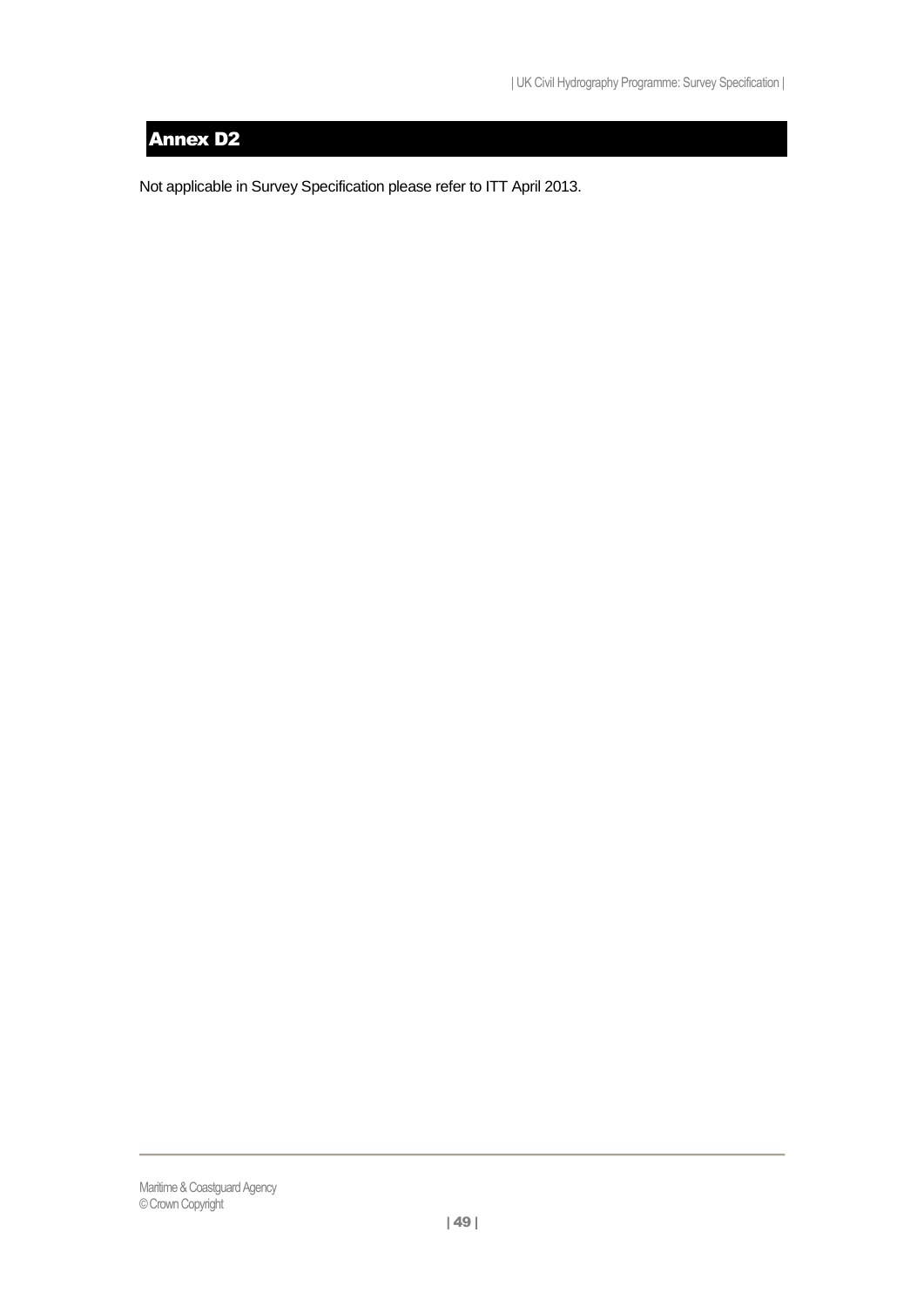# Annex D2

Not applicable in Survey Specification please refer to ITT April 2013.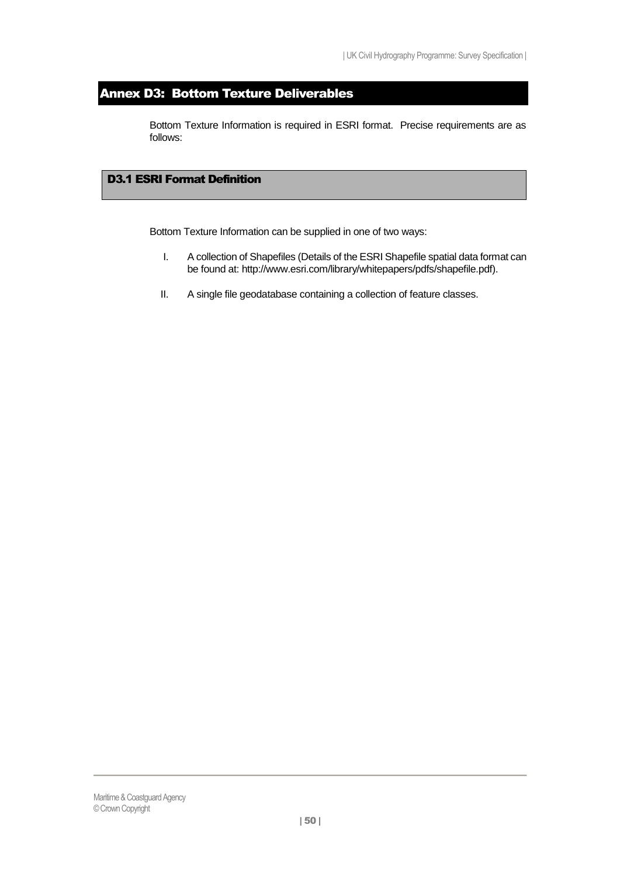# Annex D3: Bottom Texture Deliverables

Bottom Texture Information is required in ESRI format. Precise requirements are as follows:

## D3.1 ESRI Format Definition

Bottom Texture Information can be supplied in one of two ways:

I. A collection of Shapefiles (Details of the ESRI Shapefile spatial data format can be found at: http://www.esri.com/library/whitepapers/pdfs/shapefile.pdf).

II. A single file geodatabase containing a collection of feature classes.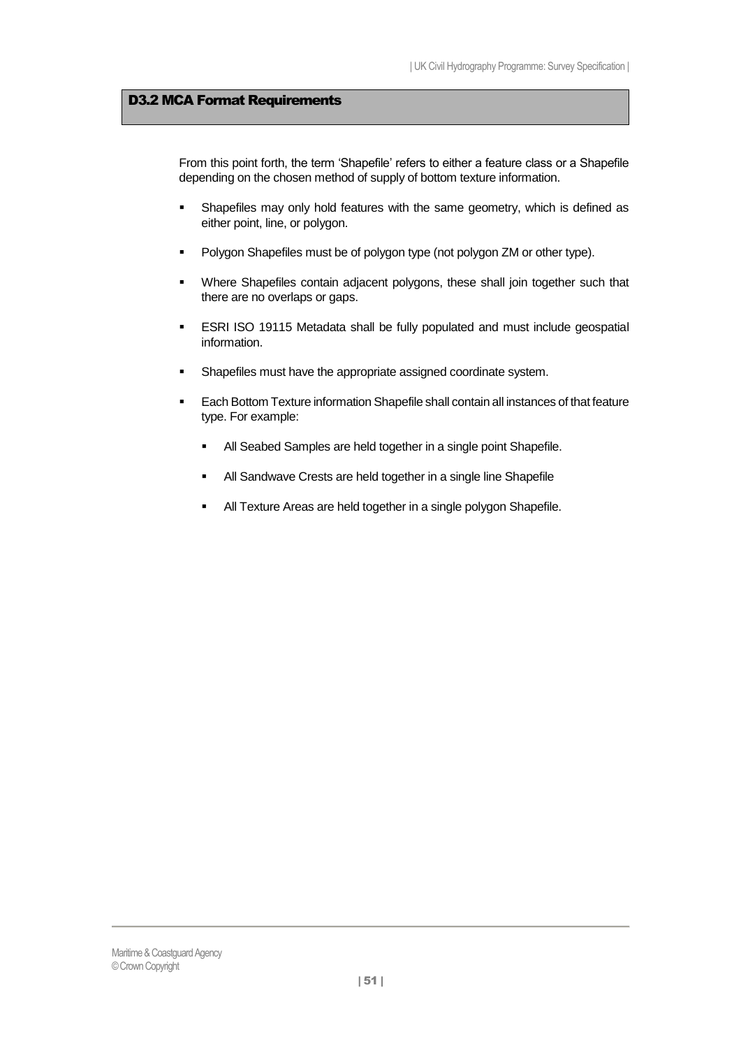## D3.2 MCA Format Requirements

From this point forth, the term 'Shapefile' refers to either a feature class or a Shapefile depending on the chosen method of supply of bottom texture information.

- Shapefiles may only hold features with the same geometry, which is defined as either point, line, or polygon.
- Polygon Shapefiles must be of polygon type (not polygon ZM or other type).
- Where Shapefiles contain adjacent polygons, these shall join together such that there are no overlaps or gaps.
- ESRI ISO 19115 Metadata shall be fully populated and must include geospatial information.
- Shapefiles must have the appropriate assigned coordinate system.
- Each Bottom Texture information Shapefile shall contain all instances of that feature type. For example:
  - All Seabed Samples are held together in a single point Shapefile.
  - All Sandwave Crests are held together in a single line Shapefile
  - All Texture Areas are held together in a single polygon Shapefile.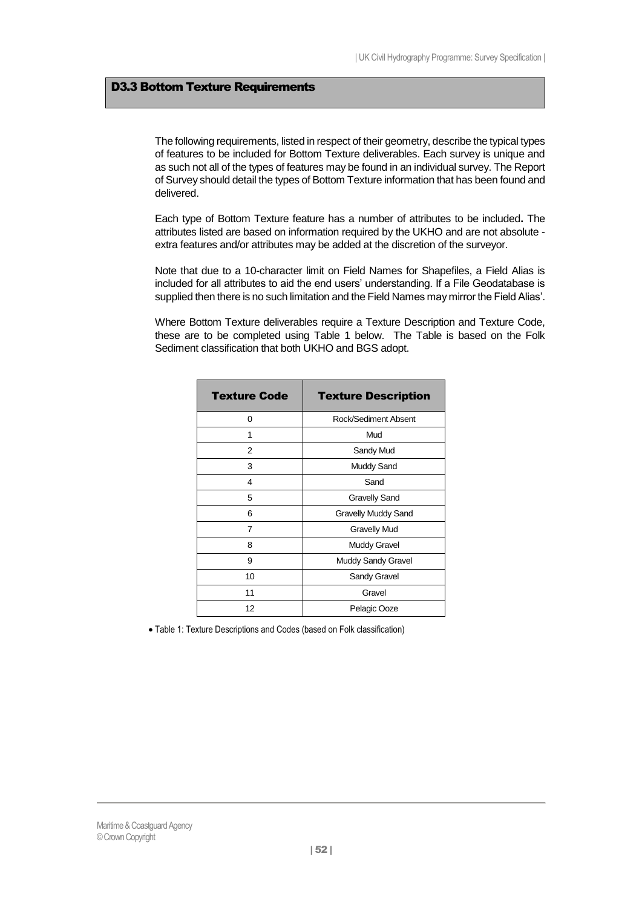### D3.3 Bottom Texture Requirements

The following requirements, listed in respect of their geometry, describe the typical types of features to be included for Bottom Texture deliverables. Each survey is unique and as such not all of the types of features may be found in an individual survey. The Report of Survey should detail the types of Bottom Texture information that has been found and delivered.

Each type of Bottom Texture feature has a number of attributes to be included**.** The attributes listed are based on information required by the UKHO and are not absolute - extra features and/or attributes may be added at the discretion of the surveyor.

Note that due to a 10-character limit on Field Names for Shapefiles, a Field Alias is included for all attributes to aid the end users' understanding. If a File Geodatabase is supplied then there is no such limitation and the Field Names may mirror the Field Alias'.

Where Bottom Texture deliverables require a Texture Description and Texture Code, these are to be completed using Table 1 below. The Table is based on the Folk Sediment classification that both UKHO and BGS adopt.

| Texture Code | Texture Description |
|---|---|
| 0 | Rock/Sediment Absent |
| 1 | Mud |
| 2 | Sandy Mud |
| 3 | Muddy Sand |
| 4 | Sand |
| 5 | Gravelly Sand |
| 6 | Gravelly Muddy Sand |
| 7 | Gravelly Mud |
| 8 | Muddy Gravel |
| 9 | Muddy Sandy Gravel |
| 10 | Sandy Gravel |
| 11 | Gravel |
| 12 | Pelagic Ooze |

- Table 1: Texture Descriptions and Codes (based on Folk classification)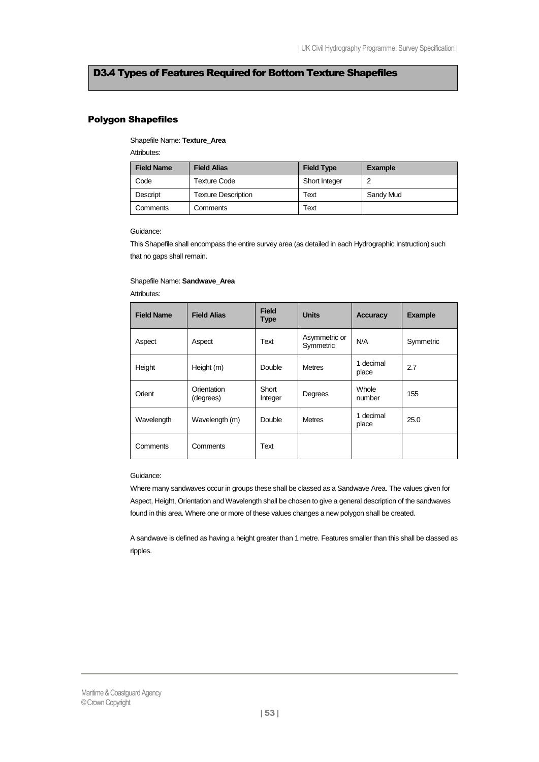# D3.4 Types of Features Required for Bottom Texture Shapefiles

## Polygon Shapefiles

Shapefile Name: **Texture_Area**

Attributes:

| Field Name | Field Alias | Field Type | Example |
|---|---|---|---|
| Code | Texture Code | Short Integer | 2 |
| Descript | Texture Description | Text | Sandy Mud |
| Comments | Comments | Text | |

Guidance:

This Shapefile shall encompass the entire survey area (as detailed in each Hydrographic Instruction) such that no gaps shall remain.

Shapefile Name: **Sandwave_Area**

Attributes:

| Field Name | Field Alias | Field Type | Units | Accuracy | Example |
|---|---|---|---|---|---|
| Aspect | Aspect | Text | Asymmetric or Symmetric | N/A | Symmetric |
| Height | Height (m) | Double | Metres | 1 decimal place | 2.7 |
| Orient | Orientation (degrees) | Short Integer | Degrees | Whole number | 155 |
| Wavelength | Wavelength (m) | Double | Metres | 1 decimal place | 25.0 |
| Comments | Comments | Text | | | |

Guidance:

Where many sandwaves occur in groups these shall be classed as a Sandwave Area. The values given for Aspect, Height, Orientation and Wavelength shall be chosen to give a general description of the sandwaves found in this area. Where one or more of these values changes a new polygon shall be created.

A sandwave is defined as having a height greater than 1 metre. Features smaller than this shall be classed as ripples.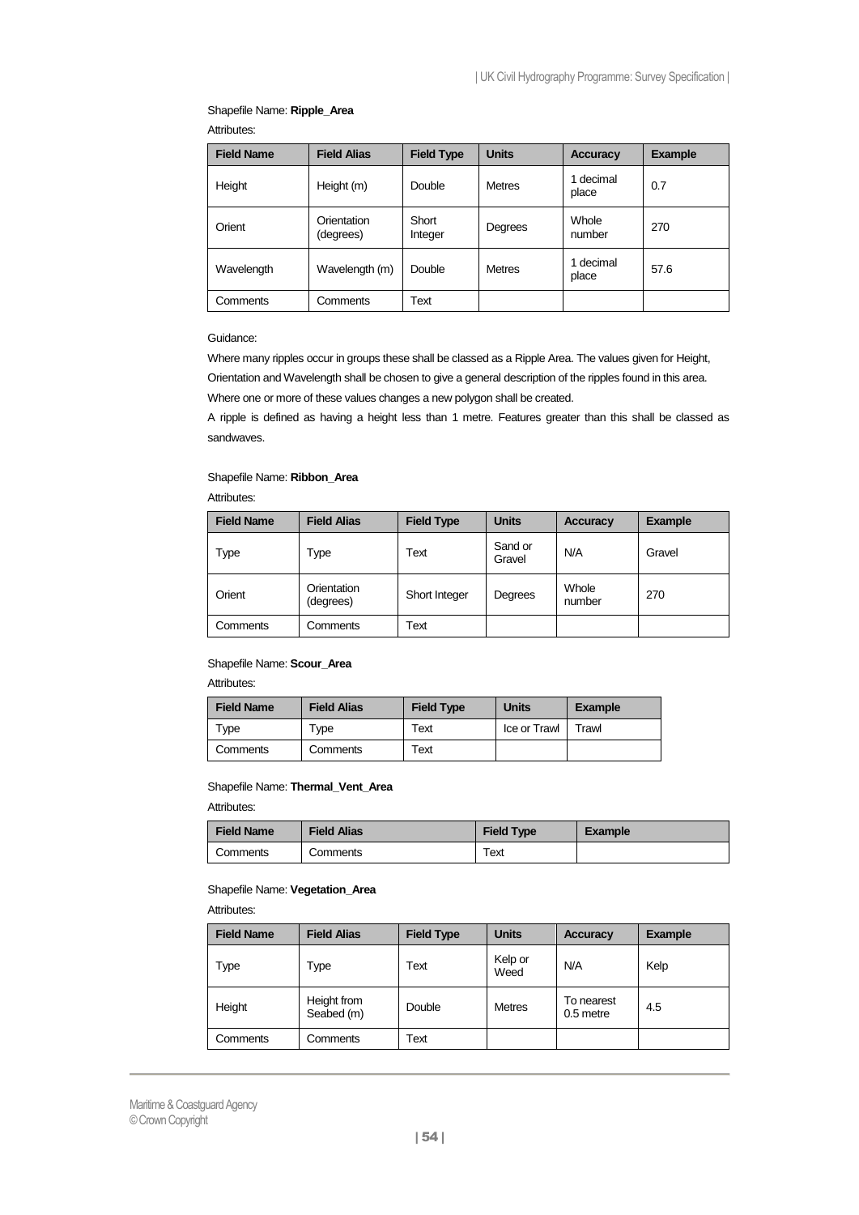Shapefile Name: **Ripple_Area**

Attributes:

| Field Name | Field Alias | Field Type | Units | Accuracy | Example |
|---|---|---|---|---|---|
| Height | Height (m) | Double | Metres | 1 decimal place | 0.7 |
| Orient | Orientation (degrees) | Short Integer | Degrees | Whole number | 270 |
| Wavelength | Wavelength (m) | Double | Metres | 1 decimal place | 57.6 |
| Comments | Comments | Text | | | |

Guidance:

Where many ripples occur in groups these shall be classed as a Ripple Area. The values given for Height, Orientation and Wavelength shall be chosen to give a general description of the ripples found in this area. Where one or more of these values changes a new polygon shall be created.

A ripple is defined as having a height less than 1 metre. Features greater than this shall be classed as sandwaves.

Shapefile Name: **Ribbon_Area**

Attributes:

| Field Name | Field Alias | Field Type | Units | Accuracy | Example |
|---|---|---|---|---|---|
| Type | Type | Text | Sand or Gravel | N/A | Gravel |
| Orient | Orientation (degrees) | Short Integer | Degrees | Whole number | 270 |
| Comments | Comments | Text | | | |

Shapefile Name: **Scour_Area**

Attributes:

| Field Name | Field Alias | Field Type | Units | Example |
|---|---|---|---|---|
| Type | Type | Text | Ice or Trawl | Trawl |
| Comments | Comments | Text | | |

Shapefile Name: **Thermal_Vent_Area**

Attributes:

| Field Name | Field Alias | Field Type | Example |
|---|---|---|---|
| Comments | Comments | Text | |

Shapefile Name: **Vegetation_Area**

Attributes:

| Field Name | Field Alias | Field Type | Units | Accuracy | Example |
|---|---|---|---|---|---|
| Type | Type | Text | Kelp or Weed | N/A | Kelp |
| Height | Height from Seabed (m) | Double | Metres | To nearest 0.5 metre | 4.5 |
| Comments | Comments | Text | | | |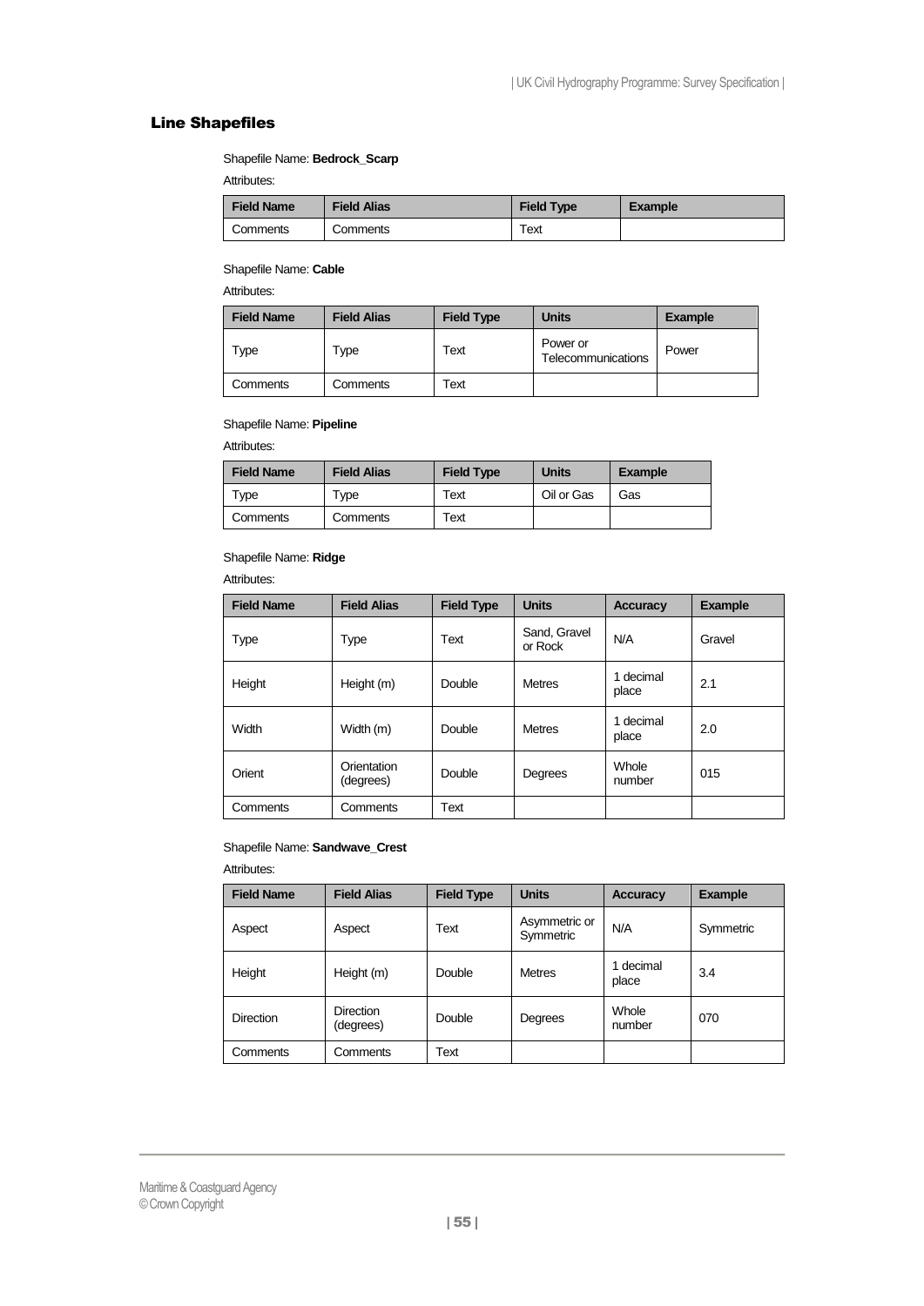## Line Shapefiles

Shapefile Name: **Bedrock_Scarp**

Attributes:

| Field Name | Field Alias | Field Type | Example |
|---|---|---|---|
| Comments | Comments | Text | |

Shapefile Name: **Cable**

Attributes:

| Field Name | Field Alias | Field Type | Units | Example |
|---|---|---|---|---|
| Type | Type | Text | Power or Telecommunications | Power |
| Comments | Comments | Text | | |

Shapefile Name: **Pipeline**

Attributes:

| Field Name | Field Alias | Field Type | Units | Example |
|---|---|---|---|---|
| Type | Type | Text | Oil or Gas | Gas |
| Comments | Comments | Text | | |

Shapefile Name: **Ridge**

Attributes:

| Field Name | Field Alias | Field Type | Units | Accuracy | Example |
|---|---|---|---|---|---|
| Type | Type | Text | Sand, Gravel or Rock | N/A | Gravel |
| Height | Height (m) | Double | Metres | 1 decimal place | 2.1 |
| Width | Width (m) | Double | Metres | 1 decimal place | 2.0 |
| Orient | Orientation (degrees) | Double | Degrees | Whole number | 015 |
| Comments | Comments | Text | | | |

Shapefile Name: **Sandwave_Crest**

Attributes:

| Field Name | Field Alias | Field Type | Units | Accuracy | Example |
|---|---|---|---|---|---|
| Aspect | Aspect | Text | Asymmetric or Symmetric | N/A | Symmetric |
| Height | Height (m) | Double | Metres | 1 decimal place | 3.4 |
| Direction | Direction (degrees) | Double | Degrees | Whole number | 070 |
| Comments | Comments | Text | | | |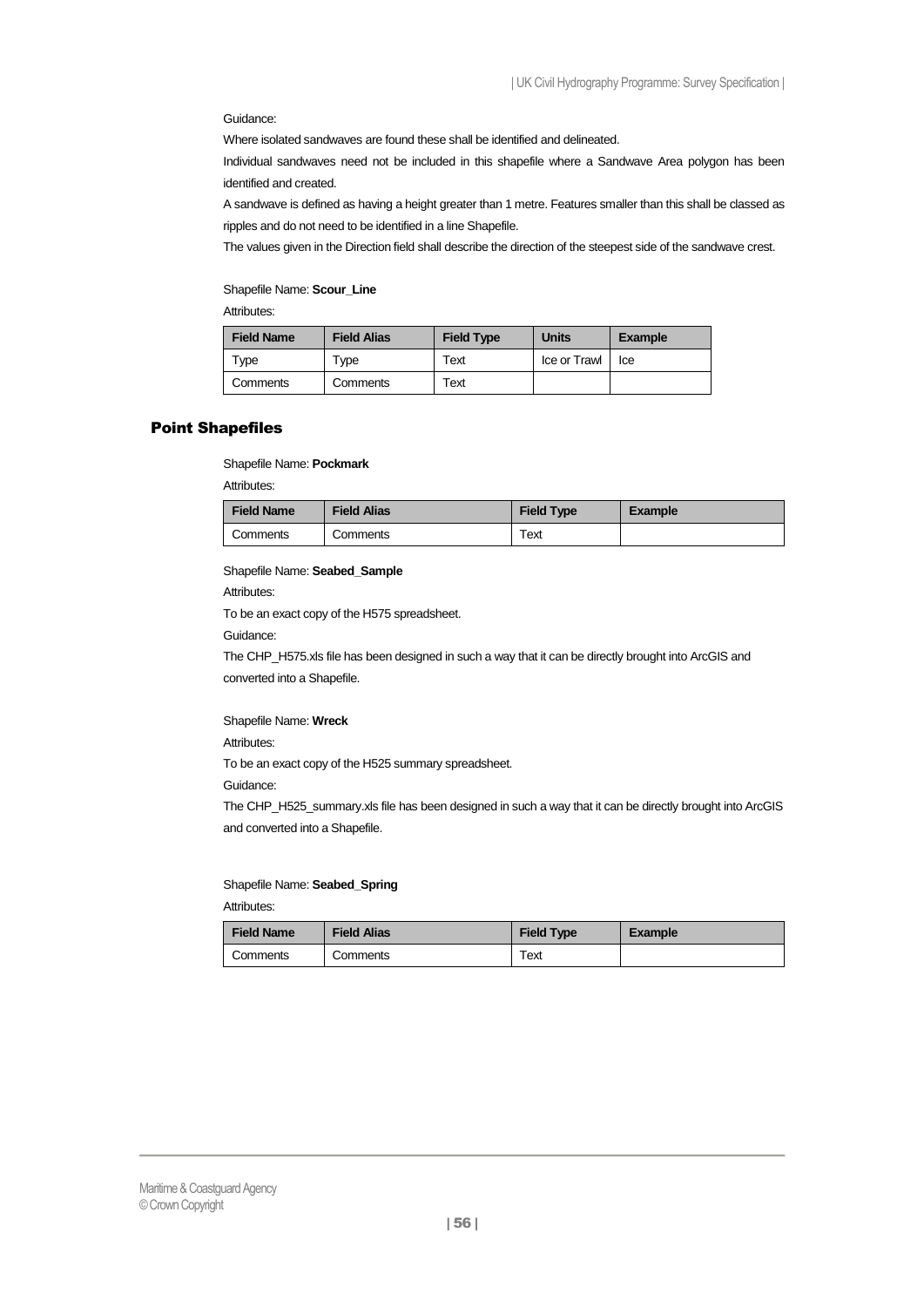Guidance:

Where isolated sandwaves are found these shall be identified and delineated.

Individual sandwaves need not be included in this shapefile where a Sandwave Area polygon has been identified and created.

A sandwave is defined as having a height greater than 1 metre. Features smaller than this shall be classed as ripples and do not need to be identified in a line Shapefile.

The values given in the Direction field shall describe the direction of the steepest side of the sandwave crest.

Shapefile Name: **Scour_Line**

Attributes:

| Field Name | Field Alias | Field Type | Units | Example |
|---|---|---|---|---|
| Type | Type | Text | Ice or Trawl | Ice |
| Comments | Comments | Text | | |

## Point Shapefiles

Shapefile Name: **Pockmark**

Attributes:

| Field Name | Field Alias | Field Type | Example |
|---|---|---|---|
| Comments | Comments | Text | |

Shapefile Name: **Seabed_Sample**

Attributes:

To be an exact copy of the H575 spreadsheet.

Guidance:

The CHP_H575.xls file has been designed in such a way that it can be directly brought into ArcGIS and converted into a Shapefile.

Shapefile Name: **Wreck**

Attributes:

To be an exact copy of the H525 summary spreadsheet.

Guidance:

The CHP_H525_summary.xls file has been designed in such a way that it can be directly brought into ArcGIS and converted into a Shapefile.

Shapefile Name: **Seabed_Spring**

Attributes:

| Field Name | Field Alias | Field Type | Example |
|---|---|---|---|
| Comments | Comments | Text | |